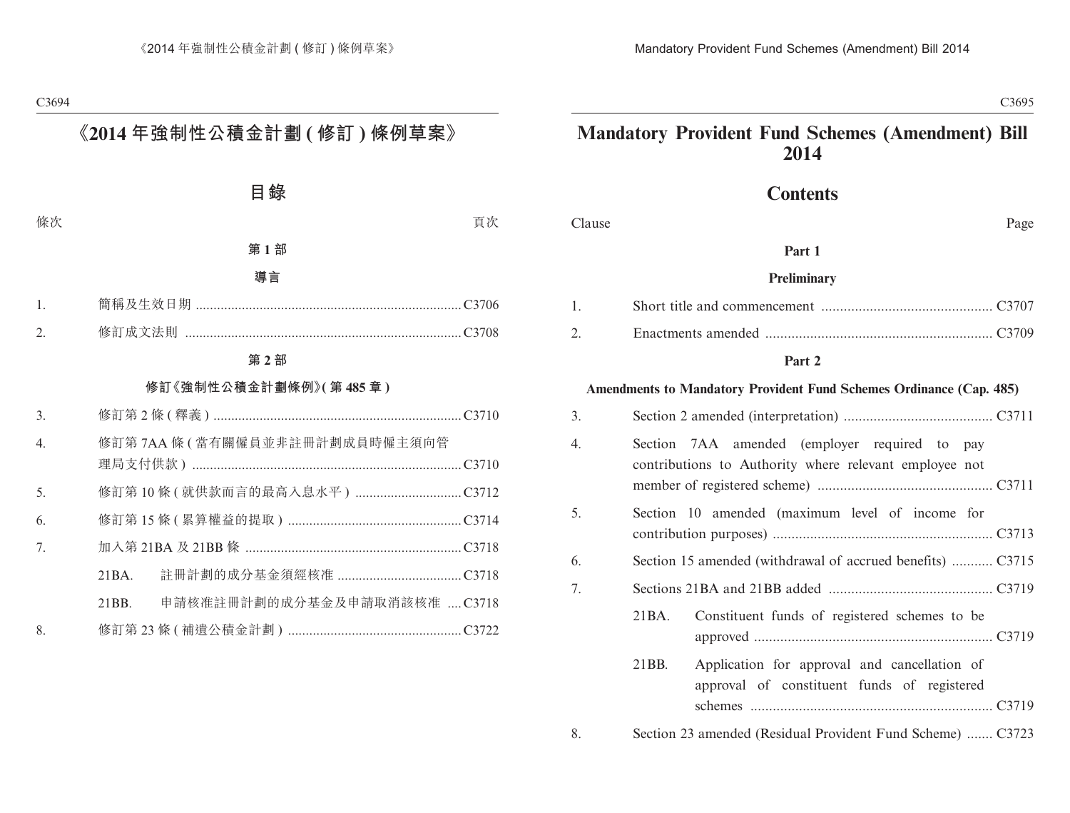# 《2014 年強制性公積金計劃 (修訂) 條例草案》

## 目錄

| 條次 | | 頁次 |
|---|---|---|

**第 1 部**

**導言**

| | | |
|---|---|---|
| 1. | 簡稱及生效日期 | C3706 |
| 2. | 修訂成文法則 | C3708 |

**第 2 部**

**修訂《強制性公積金計劃條例》(第 485 章)**

| | | |
|---|---|---|
| 3. | 修訂第 2 條 (釋義) | C3710 |
| 4. | 修訂第 7AA 條 (當有關僱員並非註冊計劃成員時僱主須向管理局支付供款) | C3710 |
| 5. | 修訂第 10 條 (就供款而言的最高入息水平) | C3712 |
| 6. | 修訂第 15 條 (累算權益的提取) | C3714 |
| 7. | 加入第 21BA 及 21BB 條 | C3718 |
| | 21BA. 註冊計劃的成分基金須經核准 | C3718 |
| | 21BB. 申請核准註冊計劃的成分基金及申請取消該核准 | C3718 |
| 8. | 修訂第 23 條 (補遺公積金計劃) | C3722 |

# Mandatory Provident Fund Schemes (Amendment) Bill 2014

## Contents

| Clause | | Page |
|---|---|---|

**Part 1**

**Preliminary**

| | | |
|---|---|---|
| 1. | Short title and commencement | C3707 |
| 2. | Enactments amended | C3709 |

**Part 2**

**Amendments to Mandatory Provident Fund Schemes Ordinance (Cap. 485)**

| | | |
|---|---|---|
| 3. | Section 2 amended (interpretation) | C3711 |
| 4. | Section 7AA amended (employer required to pay contributions to Authority where relevant employee not member of registered scheme) | C3711 |
| 5. | Section 10 amended (maximum level of income for contribution purposes) | C3713 |
| 6. | Section 15 amended (withdrawal of accrued benefits) | C3715 |
| 7. | Sections 21BA and 21BB added | C3719 |
| | 21BA. Constituent funds of registered schemes to be approved | C3719 |
| | 21BB. Application for approval and cancellation of approval of constituent funds of registered schemes | C3719 |
| 8. | Section 23 amended (Residual Provident Fund Scheme) | C3723 |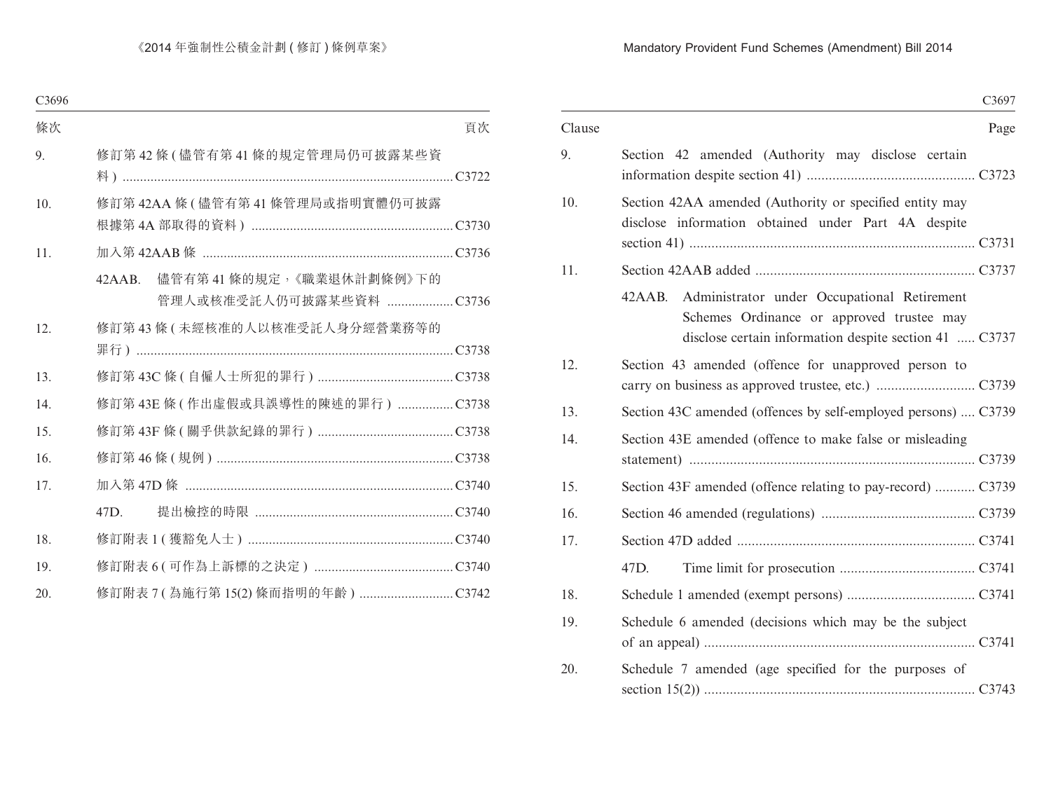| 條次 | | 頁次 |
|---|---|---|
| 9. | 修訂第 42 條 ( 儘管有第 41 條的規定管理局仍可披露某些資料 ) | C3722 |
| 10. | 修訂第 42AA 條 ( 儘管有第 41 條管理局或指明實體仍可披露根據第 4A 部取得的資料 ) | C3730 |
| 11. | 加入第 42AAB 條 | C3736 |
| | 42AAB. 儘管有第 41 條的規定，《職業退休計劃條例》下的管理人或核准受託人仍可披露某些資料 | C3736 |
| 12. | 修訂第 43 條 ( 未經核准的人以核准受託人身分經營業務等的罪行 ) | C3738 |
| 13. | 修訂第 43C 條 ( 自僱人士所犯的罪行 ) | C3738 |
| 14. | 修訂第 43E 條 ( 作出虛假或具誤導性的陳述的罪行 ) | C3738 |
| 15. | 修訂第 43F 條 ( 關乎供款紀錄的罪行 ) | C3738 |
| 16. | 修訂第 46 條 ( 規例 ) | C3738 |
| 17. | 加入第 47D 條 | C3740 |
| | 47D. 提出檢控的時限 | C3740 |
| 18. | 修訂附表 1 ( 獲豁免人士 ) | C3740 |
| 19. | 修訂附表 6 ( 可作為上訴標的之決定 ) | C3740 |
| 20. | 修訂附表 7 ( 為施行第 15(2) 條而指明的年齡 ) | C3742 |

| Clause | | Page |
|---|---|---|
| 9. | Section 42 amended (Authority may disclose certain information despite section 41) | C3723 |
| 10. | Section 42AA amended (Authority or specified entity may disclose information obtained under Part 4A despite section 41) | C3731 |
| 11. | Section 42AAB added | C3737 |
| | 42AAB. Administrator under Occupational Retirement Schemes Ordinance or approved trustee may disclose certain information despite section 41 | C3737 |
| 12. | Section 43 amended (offence for unapproved person to carry on business as approved trustee, etc.) | C3739 |
| 13. | Section 43C amended (offences by self-employed persons) | C3739 |
| 14. | Section 43E amended (offence to make false or misleading statement) | C3739 |
| 15. | Section 43F amended (offence relating to pay-record) | C3739 |
| 16. | Section 46 amended (regulations) | C3739 |
| 17. | Section 47D added | C3741 |
| | 47D. Time limit for prosecution | C3741 |
| 18. | Schedule 1 amended (exempt persons) | C3741 |
| 19. | Schedule 6 amended (decisions which may be the subject of an appeal) | C3741 |
| 20. | Schedule 7 amended (age specified for the purposes of section 15(2)) | C3743 |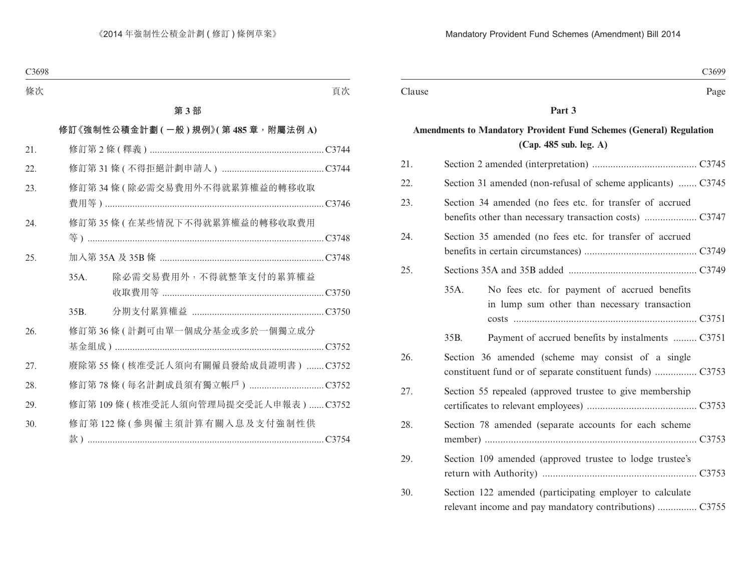條次 頁次

**第 3 部**

**修訂《強制性公積金計劃 ( 一般 ) 規例》( 第 485 章，附屬法例 A)**

| | | |
|---|---|---|
| 21. | 修訂第 2 條 ( 釋義 ) | C3744 |
| 22. | 修訂第 31 條 ( 不得拒絕計劃申請人 ) | C3744 |
| 23. | 修訂第 34 條 ( 除必需交易費用外不得就累算權益的轉移收取費用等 ) | C3746 |
| 24. | 修訂第 35 條 ( 在某些情況下不得就累算權益的轉移收取費用等 ) | C3748 |
| 25. | 加入第 35A 及 35B 條 | C3748 |
| | 35A. 除必需交易費用外，不得就整筆支付的累算權益收取費用等 | C3750 |
| | 35B. 分期支付累算權益 | C3750 |
| 26. | 修訂第 36 條 ( 計劃可由單一個成分基金或多於一個獨立成分基金組成 ) | C3752 |
| 27. | 廢除第 55 條 ( 核准受託人須向有關僱員發給成員證明書 ) | C3752 |
| 28. | 修訂第 78 條 ( 每名計劃成員須有獨立帳戶 ) | C3752 |
| 29. | 修訂第 109 條 ( 核准受託人須向管理局提交受託人申報表 ) | C3752 |
| 30. | 修訂第 122 條 ( 參與僱主須計算有關入息及支付強制性供款 ) | C3754 |

Clause Page

**Part 3**

**Amendments to Mandatory Provident Fund Schemes (General) Regulation (Cap. 485 sub. leg. A)**

| | | |
|---|---|---|
| 21. | Section 2 amended (interpretation) | C3745 |
| 22. | Section 31 amended (non-refusal of scheme applicants) | C3745 |
| 23. | Section 34 amended (no fees etc. for transfer of accrued benefits other than necessary transaction costs) | C3747 |
| 24. | Section 35 amended (no fees etc. for transfer of accrued benefits in certain circumstances) | C3749 |
| 25. | Sections 35A and 35B added | C3749 |
| | 35A. No fees etc. for payment of accrued benefits in lump sum other than necessary transaction costs | C3751 |
| | 35B. Payment of accrued benefits by instalments | C3751 |
| 26. | Section 36 amended (scheme may consist of a single constituent fund or of separate constituent funds) | C3753 |
| 27. | Section 55 repealed (approved trustee to give membership certificates to relevant employees) | C3753 |
| 28. | Section 78 amended (separate accounts for each scheme member) | C3753 |
| 29. | Section 109 amended (approved trustee to lodge trustee's return with Authority) | C3753 |
| 30. | Section 122 amended (participating employer to calculate relevant income and pay mandatory contributions) | C3755 |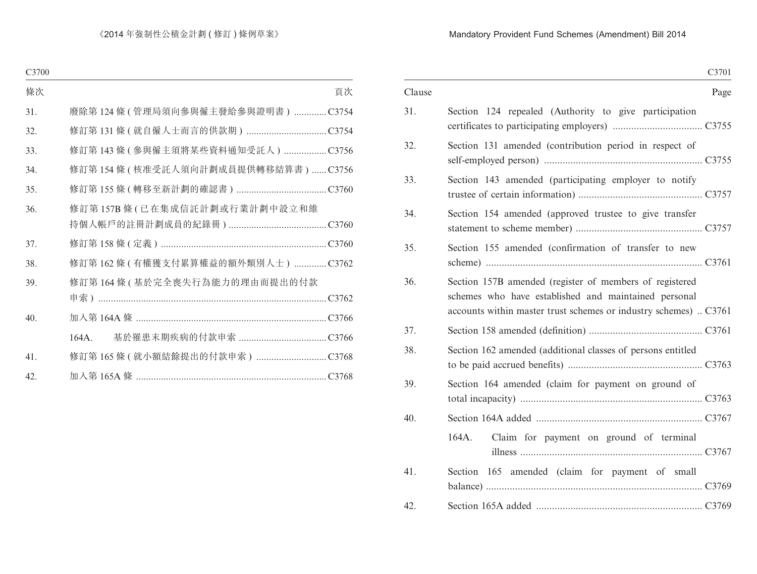| 條次 | | 頁次 |
|---|---|---|
| 31. | 廢除第 124 條 ( 管理局須向參與僱主發給參與證明書 ) | C3754 |
| 32. | 修訂第 131 條 ( 就自僱人士而言的供款期 ) | C3754 |
| 33. | 修訂第 143 條 ( 參與僱主須將某些資料通知受託人 ) | C3756 |
| 34. | 修訂第 154 條 ( 核准受託人須向計劃成員提供轉移結算書 ) | C3756 |
| 35. | 修訂第 155 條 ( 轉移至新計劃的確認書 ) | C3760 |
| 36. | 修訂第 157B 條 ( 已在集成信託計劃或行業計劃中設立和維持個人帳戶的註冊計劃成員的紀錄冊 ) | C3760 |
| 37. | 修訂第 158 條 ( 定義 ) | C3760 |
| 38. | 修訂第 162 條 ( 有權獲支付累算權益的額外類別人士 ) | C3762 |
| 39. | 修訂第 164 條 ( 基於完全喪失行為能力的理由而提出的付款申索 ) | C3762 |
| 40. | 加入第 164A 條 | C3766 |
| | 164A. 基於罹患末期疾病的付款申索 | C3766 |
| 41. | 修訂第 165 條 ( 就小額結餘提出的付款申索 ) | C3768 |
| 42. | 加入第 165A 條 | C3768 |

| Clause | | Page |
|---|---|---|
| 31. | Section 124 repealed (Authority to give participation certificates to participating employers) | C3755 |
| 32. | Section 131 amended (contribution period in respect of self-employed person) | C3755 |
| 33. | Section 143 amended (participating employer to notify trustee of certain information) | C3757 |
| 34. | Section 154 amended (approved trustee to give transfer statement to scheme member) | C3757 |
| 35. | Section 155 amended (confirmation of transfer to new scheme) | C3761 |
| 36. | Section 157B amended (register of members of registered schemes who have established and maintained personal accounts within master trust schemes or industry schemes) | C3761 |
| 37. | Section 158 amended (definition) | C3761 |
| 38. | Section 162 amended (additional classes of persons entitled to be paid accrued benefits) | C3763 |
| 39. | Section 164 amended (claim for payment on ground of total incapacity) | C3763 |
| 40. | Section 164A added | C3767 |
| | 164A. Claim for payment on ground of terminal illness | C3767 |
| 41. | Section 165 amended (claim for payment of small balance) | C3769 |
| 42. | Section 165A added | C3769 |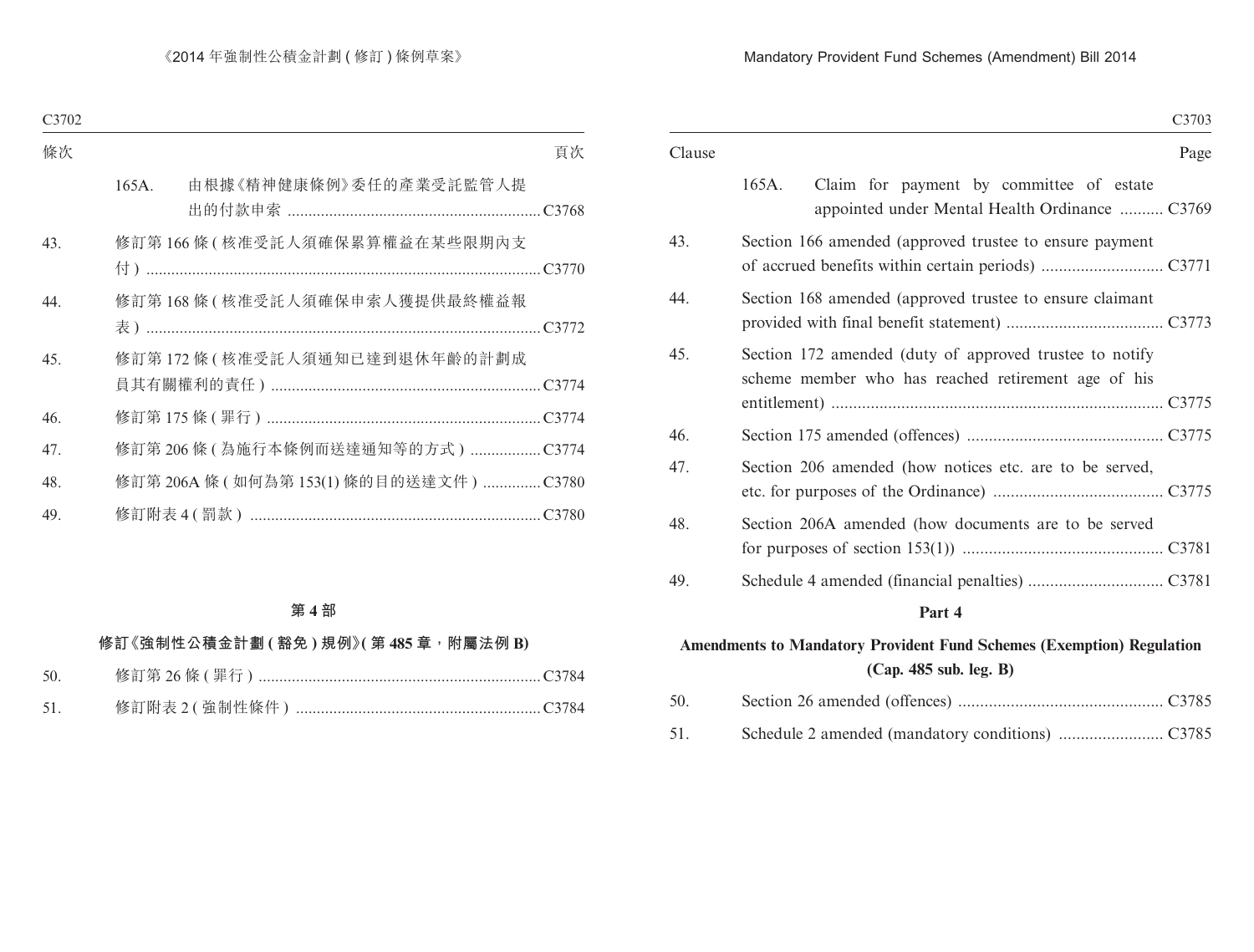| 條次 | | 頁次 |
|---|---|---|
| | 165A. 由根據《精神健康條例》委任的產業受託監管人提出的付款申索 | C3768 |
| 43. | 修訂第 166 條 ( 核准受託人須確保累算權益在某些限期內支付 ) | C3770 |
| 44. | 修訂第 168 條 ( 核准受託人須確保申索人獲提供最終權益報表 ) | C3772 |
| 45. | 修訂第 172 條 ( 核准受託人須通知已達到退休年齡的計劃成員其有關權利的責任 ) | C3774 |
| 46. | 修訂第 175 條 ( 罪行 ) | C3774 |
| 47. | 修訂第 206 條 ( 為施行本條例而送達通知等的方式 ) | C3774 |
| 48. | 修訂第 206A 條 ( 如何為第 153(1) 條的目的送達文件 ) | C3780 |
| 49. | 修訂附表 4 ( 罰款 ) | C3780 |

**第 4 部**

**修訂《強制性公積金計劃 ( 豁免 ) 規例》( 第 485 章，附屬法例 B)**

| | | |
|---|---|---|
| 50. | 修訂第 26 條 ( 罪行 ) | C3784 |
| 51. | 修訂附表 2 ( 強制性條件 ) | C3784 |

| Clause | | Page |
|---|---|---|
| | 165A. Claim for payment by committee of estate appointed under Mental Health Ordinance | C3769 |
| 43. | Section 166 amended (approved trustee to ensure payment of accrued benefits within certain periods) | C3771 |
| 44. | Section 168 amended (approved trustee to ensure claimant provided with final benefit statement) | C3773 |
| 45. | Section 172 amended (duty of approved trustee to notify scheme member who has reached retirement age of his entitlement) | C3775 |
| 46. | Section 175 amended (offences) | C3775 |
| 47. | Section 206 amended (how notices etc. are to be served, etc. for purposes of the Ordinance) | C3775 |
| 48. | Section 206A amended (how documents are to be served for purposes of section 153(1)) | C3781 |
| 49. | Schedule 4 amended (financial penalties) | C3781 |

**Part 4**

**Amendments to Mandatory Provident Fund Schemes (Exemption) Regulation (Cap. 485 sub. leg. B)**

| | | |
|---|---|---|
| 50. | Section 26 amended (offences) | C3785 |
| 51. | Schedule 2 amended (mandatory conditions) | C3785 |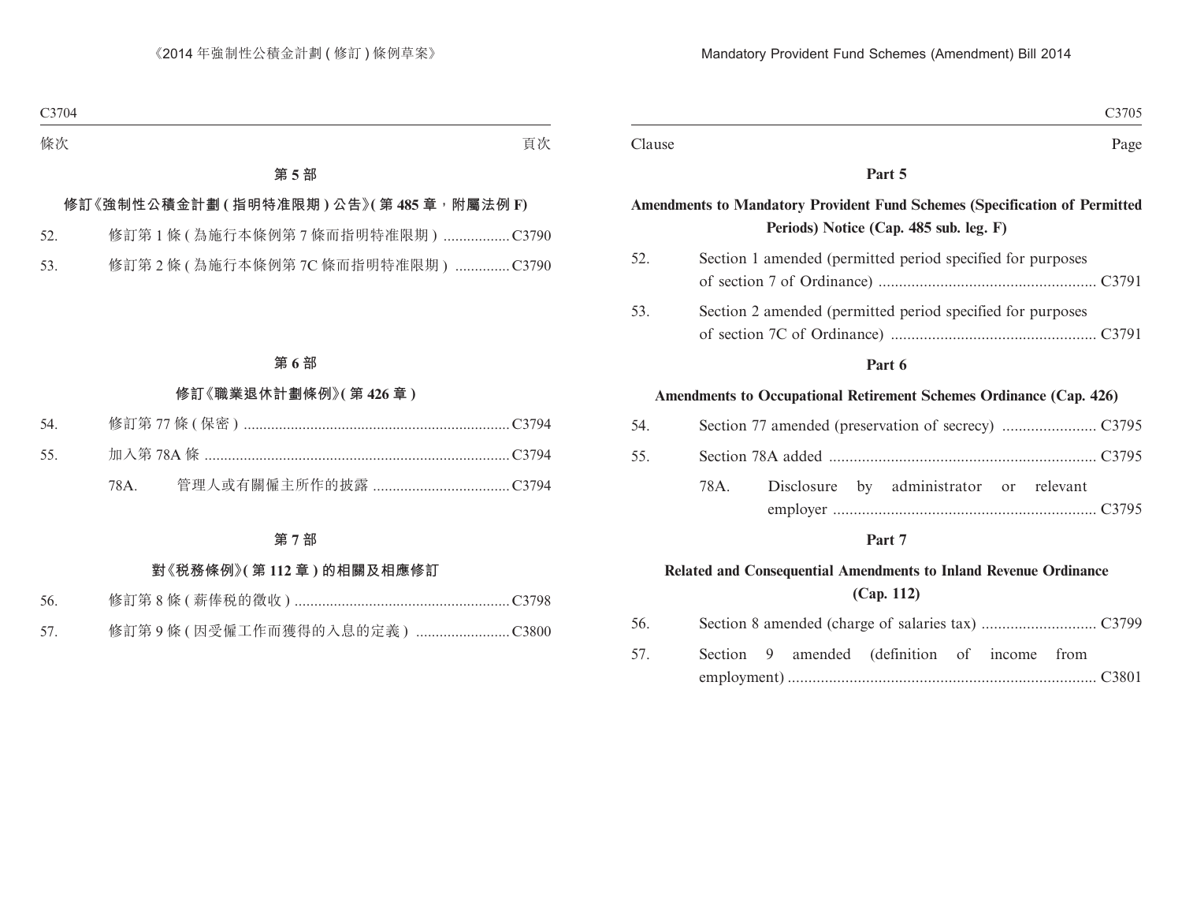條次 頁次

**第 5 部**

**修訂《強制性公積金計劃 ( 指明特准限期 ) 公告》( 第 485 章，附屬法例 F)**

52. 修訂第 1 條 ( 為施行本條例第 7 條而指明特准限期 ) ................. C3790

53. 修訂第 2 條 ( 為施行本條例第 7C 條而指明特准限期 ) ............. C3790

**第 6 部**

**修訂《職業退休計劃條例》( 第 426 章 )**

54. 修訂第 77 條 ( 保密 ) .................................................................. C3794

55. 加入第 78A 條 ............................................................................ C3794

78A. 管理人或有關僱主所作的披露 .................................. C3794

**第 7 部**

**對《稅務條例》( 第 112 章 ) 的相關及相應修訂**

56. 修訂第 8 條 ( 薪俸稅的徵收 ) ...................................................... C3798

57. 修訂第 9 條 ( 因受僱工作而獲得的入息的定義 ) ........................ C3800

Clause Page

**Part 5**

**Amendments to Mandatory Provident Fund Schemes (Specification of Permitted Periods) Notice (Cap. 485 sub. leg. F)**

52. Section 1 amended (permitted period specified for purposes of section 7 of Ordinance) ..................................................... C3791

53. Section 2 amended (permitted period specified for purposes of section 7C of Ordinance) .................................................. C3791

**Part 6**

**Amendments to Occupational Retirement Schemes Ordinance (Cap. 426)**

54. Section 77 amended (preservation of secrecy) ....................... C3795

55. Section 78A added ................................................................. C3795

78A. Disclosure by administrator or relevant employer ................................................................. C3795

**Part 7**

**Related and Consequential Amendments to Inland Revenue Ordinance (Cap. 112)**

56. Section 8 amended (charge of salaries tax) ............................ C3799

57. Section 9 amended (definition of income from employment) ........................................................................... C3801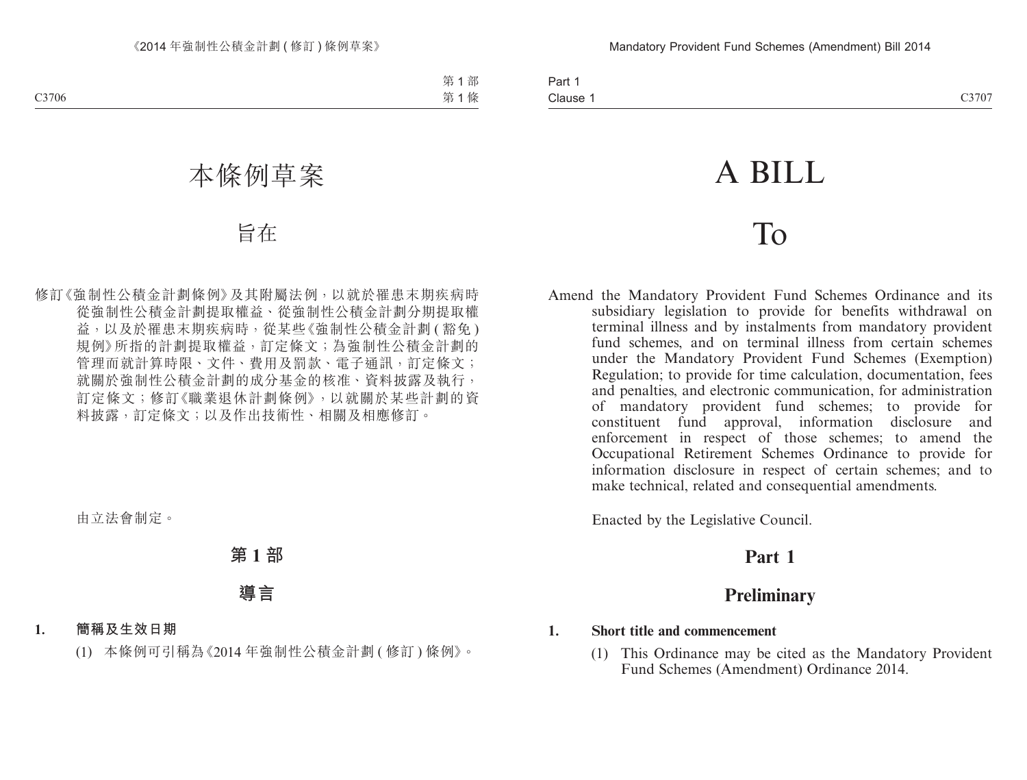# 本條例草案

## 旨在

修訂《強制性公積金計劃條例》及其附屬法例，以就於罹患末期疾病時從強制性公積金計劃提取權益、從強制性公積金計劃分期提取權益，以及於罹患末期疾病時，從某些《強制性公積金計劃 (豁免) 規例》所指的計劃提取權益，訂定條文；為強制性公積金計劃的管理而就計算時限、文件、費用及罰款、電子通訊，訂定條文；就關於強制性公積金計劃的成分基金的核准、資料披露及執行，訂定條文；修訂《職業退休計劃條例》，以就關於某些計劃的資料披露，訂定條文；以及作出技術性、相關及相應修訂。

由立法會制定。

## 第 1 部

## 導言

**1. 簡稱及生效日期**

(1) 本條例可引稱為《2014 年強制性公積金計劃 (修訂) 條例》。

# A BILL

## To

Amend the Mandatory Provident Fund Schemes Ordinance and its subsidiary legislation to provide for benefits withdrawal on terminal illness and by instalments from mandatory provident fund schemes, and on terminal illness from certain schemes under the Mandatory Provident Fund Schemes (Exemption) Regulation; to provide for time calculation, documentation, fees and penalties, and electronic communication, for administration of mandatory provident fund schemes; to provide for constituent fund approval, information disclosure and enforcement in respect of those schemes; to amend the Occupational Retirement Schemes Ordinance to provide for information disclosure in respect of certain schemes; and to make technical, related and consequential amendments.

Enacted by the Legislative Council.

## Part 1

## Preliminary

**1. Short title and commencement**

(1) This Ordinance may be cited as the Mandatory Provident Fund Schemes (Amendment) Ordinance 2014.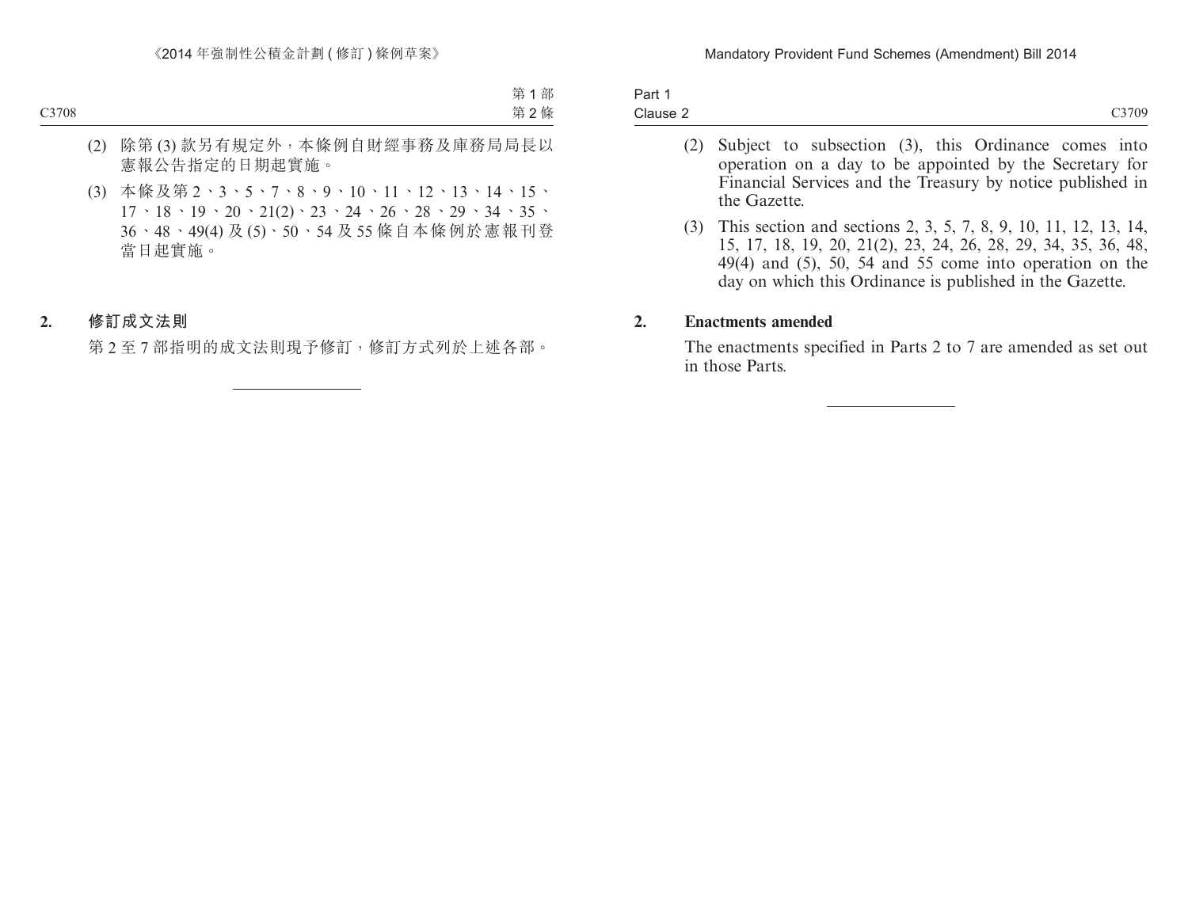(2) 除第 (3) 款另有規定外，本條例自財經事務及庫務局局長以憲報公告指定的日期起實施。

(3) 本條及第 2、3、5、7、8、9、10、11、12、13、14、15、17、18、19、20、21(2)、23、24、26、28、29、34、35、36、48、49(4) 及 (5)、50、54 及 55 條自本條例於憲報刊登當日起實施。

## 2. 修訂成文法則

第 2 至 7 部指明的成文法則現予修訂，修訂方式列於上述各部。

---

(2) Subject to subsection (3), this Ordinance comes into operation on a day to be appointed by the Secretary for Financial Services and the Treasury by notice published in the Gazette.

(3) This section and sections 2, 3, 5, 7, 8, 9, 10, 11, 12, 13, 14, 15, 17, 18, 19, 20, 21(2), 23, 24, 26, 28, 29, 34, 35, 36, 48, 49(4) and (5), 50, 54 and 55 come into operation on the day on which this Ordinance is published in the Gazette.

## 2. Enactments amended

The enactments specified in Parts 2 to 7 are amended as set out in those Parts.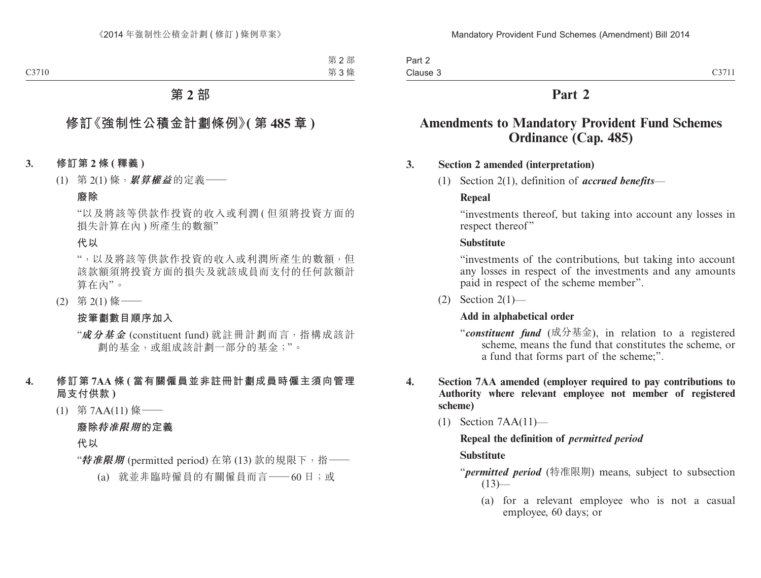# 第 2 部

## 修訂《強制性公積金計劃條例》( 第 485 章 )

**3. 修訂第 2 條 ( 釋義 )**

(1) 第 2(1) 條，***累算權益***的定義——

**廢除**

“以及將該等供款作投資的收入或利潤 ( 但須將投資方面的損失計算在內 ) 所產生的數額”

**代以**

“，以及將該等供款作投資的收入或利潤所產生的數額，但該款額須將投資方面的損失及就該成員而支付的任何款額計算在內”。

(2) 第 2(1) 條——

**按筆劃數目順序加入**

“***成分基金*** (constituent fund) 就註冊計劃而言，指構成該計劃的基金，或組成該計劃一部分的基金；”。

**4. 修訂第 7AA 條 ( 當有關僱員並非註冊計劃成員時僱主須向管理局支付供款 )**

(1) 第 7AA(11) 條——

**廢除*特准限期*的定義**

**代以**

“***特准限期*** (permitted period) 在第 (13) 款的規限下，指——

(a) 就並非臨時僱員的有關僱員而言——60 日；或

# Part 2

## Amendments to Mandatory Provident Fund Schemes Ordinance (Cap. 485)

**3. Section 2 amended (interpretation)**

(1) Section 2(1), definition of ***accrued benefits***—

**Repeal**

“investments thereof, but taking into account any losses in respect thereof”

**Substitute**

“investments of the contributions, but taking into account any losses in respect of the investments and any amounts paid in respect of the scheme member”.

(2) Section 2(1)—

**Add in alphabetical order**

“***constituent fund*** (成分基金), in relation to a registered scheme, means the fund that constitutes the scheme, or a fund that forms part of the scheme;”.

**4. Section 7AA amended (employer required to pay contributions to Authority where relevant employee not member of registered scheme)**

(1) Section 7AA(11)—

**Repeal the definition of *permitted period***

**Substitute**

“***permitted period*** (特准限期) means, subject to subsection (13)—

(a) for a relevant employee who is not a casual employee, 60 days; or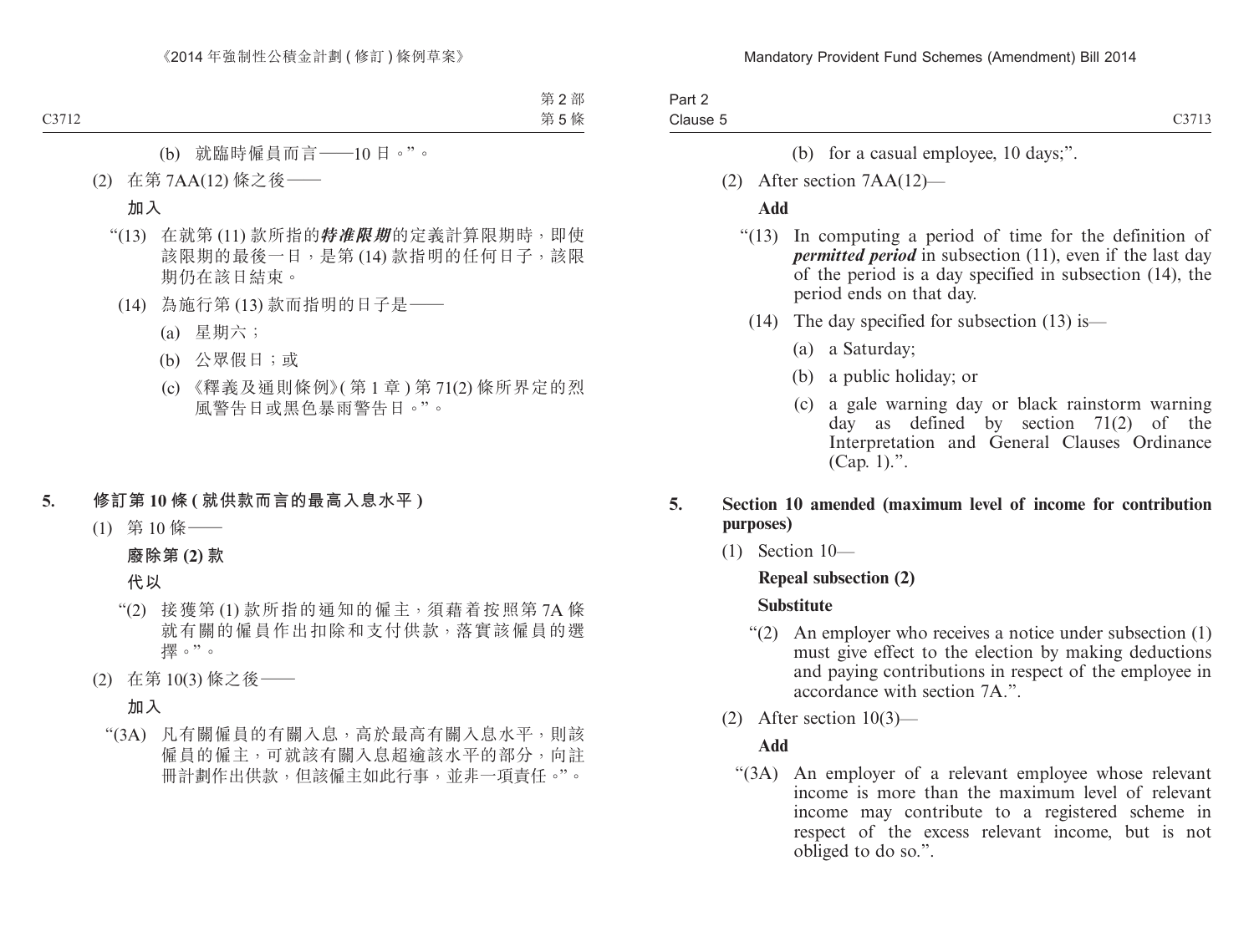(b) 就臨時僱員而言——10 日。”。

(2) 在第 7AA(12) 條之後——

**加入**

“(13) 在就第 (11) 款所指的***特准限期***的定義計算限期時，即使該限期的最後一日，是第 (14) 款指明的任何日子，該限期仍在該日結束。

(14) 為施行第 (13) 款而指明的日子是——

(a) 星期六；

(b) 公眾假日；或

(c) 《釋義及通則條例》(第 1 章) 第 71(2) 條所界定的烈風警告日或黑色暴雨警告日。”。

**5. 修訂第 10 條 (就供款而言的最高入息水平)**

(1) 第 10 條——

**廢除第 (2) 款**

**代以**

“(2) 接獲第 (1) 款所指的通知的僱主，須藉着按照第 7A 條就有關的僱員作出扣除和支付供款，落實該僱員的選擇。”。

(2) 在第 10(3) 條之後——

**加入**

“(3A) 凡有關僱員的有關入息，高於最高有關入息水平，則該僱員的僱主，可就該有關入息超逾該水平的部分，向註冊計劃作出供款，但該僱主如此行事，並非一項責任。”。

(b) for a casual employee, 10 days;”.

(2) After section 7AA(12)—

**Add**

“(13) In computing a period of time for the definition of ***permitted period*** in subsection (11), even if the last day of the period is a day specified in subsection (14), the period ends on that day.

(14) The day specified for subsection (13) is—

(a) a Saturday;

(b) a public holiday; or

(c) a gale warning day or black rainstorm warning day as defined by section 71(2) of the Interpretation and General Clauses Ordinance (Cap. 1).”.

**5. Section 10 amended (maximum level of income for contribution purposes)**

(1) Section 10—

**Repeal subsection (2)**

**Substitute**

“(2) An employer who receives a notice under subsection (1) must give effect to the election by making deductions and paying contributions in respect of the employee in accordance with section 7A.”.

(2) After section 10(3)—

**Add**

“(3A) An employer of a relevant employee whose relevant income is more than the maximum level of relevant income may contribute to a registered scheme in respect of the excess relevant income, but is not obliged to do so.”.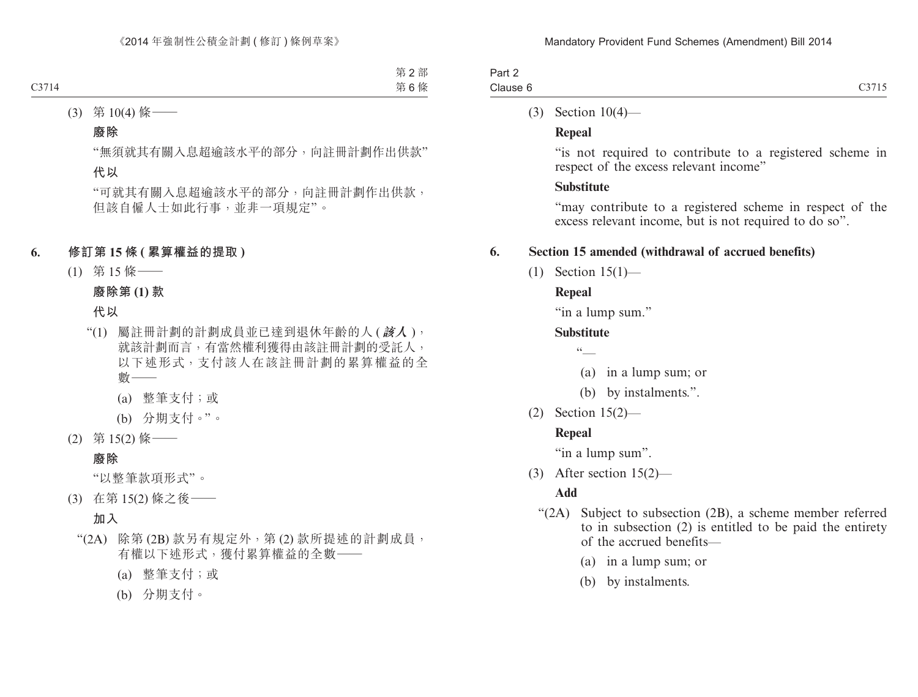(3) 第 10(4) 條——

**廢除**

“無須就其有關入息超逾該水平的部分，向註冊計劃作出供款”

**代以**

“可就其有關入息超逾該水平的部分，向註冊計劃作出供款，但該自僱人士如此行事，並非一項規定”。

## 6. 修訂第 15 條 (累算權益的提取)

(1) 第 15 條——

**廢除第 (1) 款**

**代以**

“(1) 屬註冊計劃的計劃成員並已達到退休年齡的人 (***該人***)，就該計劃而言，有當然權利獲得由該註冊計劃的受託人，以下述形式，支付該人在該註冊計劃的累算權益的全數——

(a) 整筆支付；或

(b) 分期支付。”。

(2) 第 15(2) 條——

**廢除**

“以整筆款項形式”。

(3) 在第 15(2) 條之後——

**加入**

“(2A) 除第 (2B) 款另有規定外，第 (2) 款所提述的計劃成員，有權以下述形式，獲付累算權益的全數——

(a) 整筆支付；或

(b) 分期支付。

---

(3) Section 10(4)—

**Repeal**

“is not required to contribute to a registered scheme in respect of the excess relevant income”

**Substitute**

“may contribute to a registered scheme in respect of the excess relevant income, but is not required to do so”.

## 6. Section 15 amended (withdrawal of accrued benefits)

(1) Section 15(1)—

**Repeal**

“in a lump sum.”

**Substitute**

“—

(a) in a lump sum; or

(b) by instalments.”.

(2) Section 15(2)—

**Repeal**

“in a lump sum”.

(3) After section 15(2)—

**Add**

“(2A) Subject to subsection (2B), a scheme member referred to in subsection (2) is entitled to be paid the entirety of the accrued benefits—

(a) in a lump sum; or

(b) by instalments.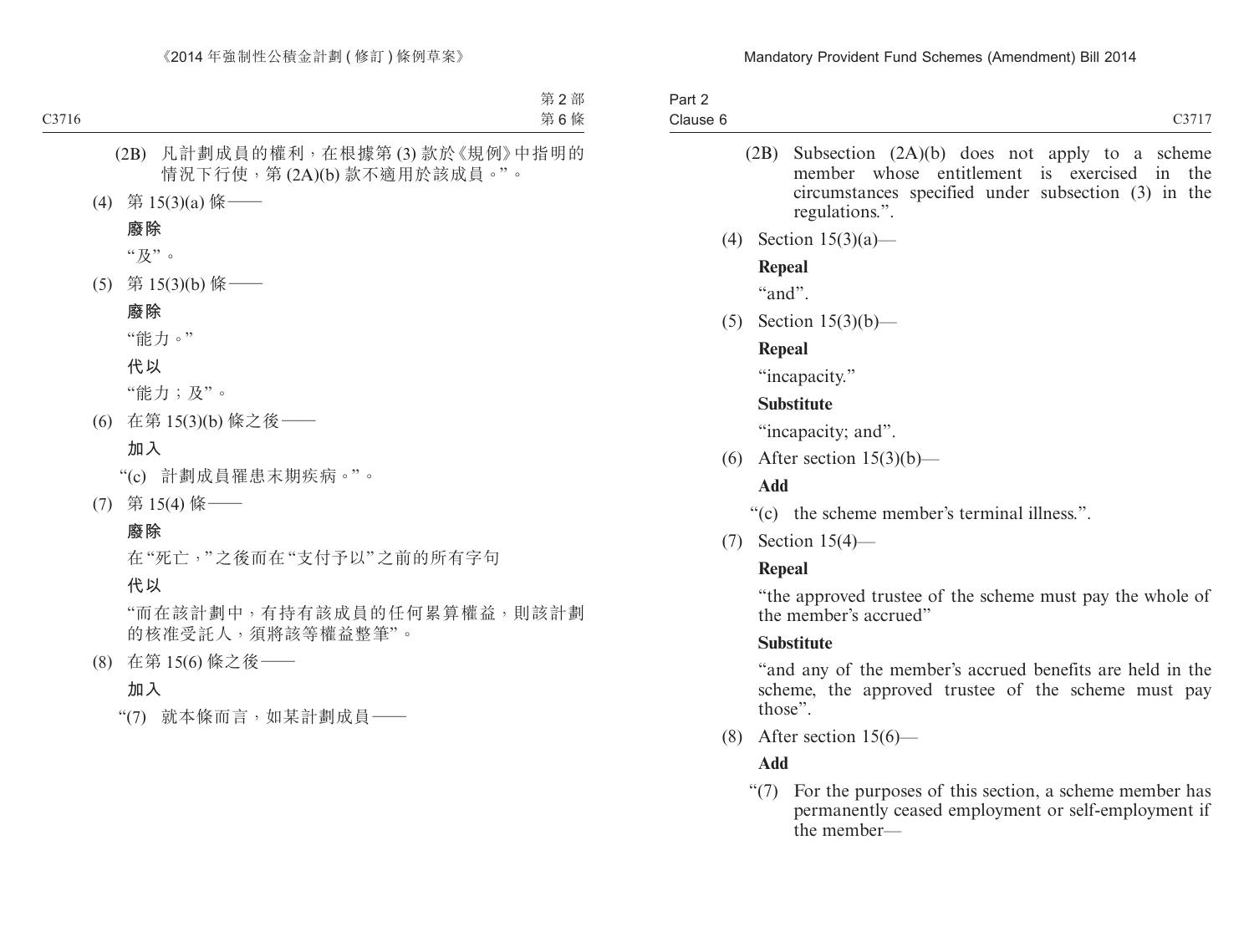(2B) 凡計劃成員的權利，在根據第 (3) 款於《規例》中指明的情況下行使，第 (2A)(b) 款不適用於該成員。”。

(4) 第 15(3)(a) 條——

**廢除**

“及”。

(5) 第 15(3)(b) 條——

**廢除**

“能力。”

**代以**

“能力；及”。

(6) 在第 15(3)(b) 條之後——

**加入**

“(c) 計劃成員罹患末期疾病。”。

(7) 第 15(4) 條——

**廢除**

在“死亡，”之後而在“支付予以”之前的所有字句

**代以**

“而在該計劃中，有持有該成員的任何累算權益，則該計劃的核准受託人，須將該等權益整筆”。

(8) 在第 15(6) 條之後——

**加入**

“(7) 就本條而言，如某計劃成員——

(2B) Subsection (2A)(b) does not apply to a scheme member whose entitlement is exercised in the circumstances specified under subsection (3) in the regulations.”.

(4) Section 15(3)(a)—

**Repeal**

“and”.

(5) Section 15(3)(b)—

**Repeal**

“incapacity.”

**Substitute**

“incapacity; and”.

(6) After section 15(3)(b)—

**Add**

“(c) the scheme member’s terminal illness.”.

(7) Section 15(4)—

**Repeal**

“the approved trustee of the scheme must pay the whole of the member’s accrued”

**Substitute**

“and any of the member’s accrued benefits are held in the scheme, the approved trustee of the scheme must pay those”.

(8) After section 15(6)—

**Add**

“(7) For the purposes of this section, a scheme member has permanently ceased employment or self-employment if the member—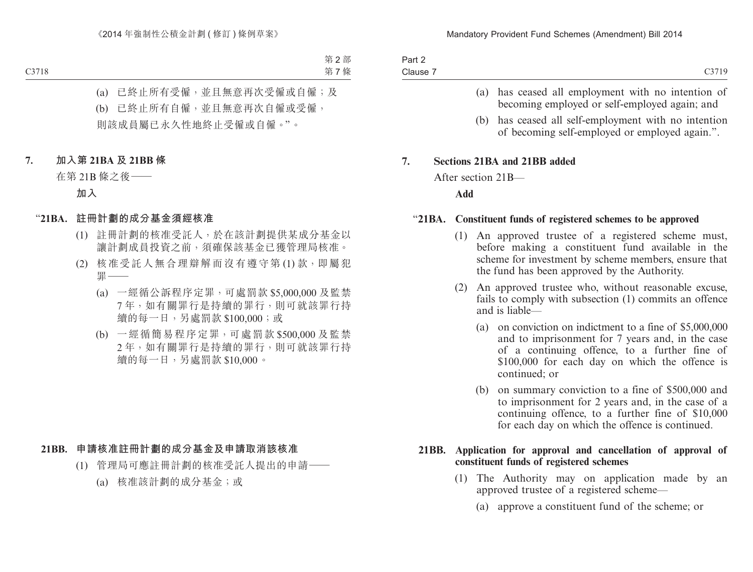(a) 已終止所有受僱，並且無意再次受僱或自僱；及

(b) 已終止所有自僱，並且無意再次自僱或受僱，

則該成員屬已永久性地終止受僱或自僱。”。

**7. 加入第 21BA 及 21BB 條**

在第 21B 條之後——

**加入**

“**21BA. 註冊計劃的成分基金須經核准**

(1) 註冊計劃的核准受託人，於在該計劃提供某成分基金以讓計劃成員投資之前，須確保該基金已獲管理局核准。

(2) 核准受託人無合理辯解而沒有遵守第 (1) 款，即屬犯罪——

(a) 一經循公訴程序定罪，可處罰款 $5,000,000 及監禁 7 年，如有關罪行是持續的罪行，則可就該罪行持續的每一日，另處罰款 $100,000；或

(b) 一經循簡易程序定罪，可處罰款 $500,000 及監禁 2 年，如有關罪行是持續的罪行，則可就該罪行持續的每一日，另處罰款 $10,000。

**21BB. 申請核准註冊計劃的成分基金及申請取消該核准**

(1) 管理局可應註冊計劃的核准受託人提出的申請——

(a) 核准該計劃的成分基金；或

(a) has ceased all employment with no intention of becoming employed or self-employed again; and

(b) has ceased all self-employment with no intention of becoming self-employed or employed again.”.

**7. Sections 21BA and 21BB added**

After section 21B—

**Add**

“**21BA. Constituent funds of registered schemes to be approved**

(1) An approved trustee of a registered scheme must, before making a constituent fund available in the scheme for investment by scheme members, ensure that the fund has been approved by the Authority.

(2) An approved trustee who, without reasonable excuse, fails to comply with subsection (1) commits an offence and is liable—

(a) on conviction on indictment to a fine of $5,000,000 and to imprisonment for 7 years and, in the case of a continuing offence, to a further fine of $100,000 for each day on which the offence is continued; or

(b) on summary conviction to a fine of $500,000 and to imprisonment for 2 years and, in the case of a continuing offence, to a further fine of $10,000 for each day on which the offence is continued.

**21BB. Application for approval and cancellation of approval of constituent funds of registered schemes**

(1) The Authority may on application made by an approved trustee of a registered scheme—

(a) approve a constituent fund of the scheme; or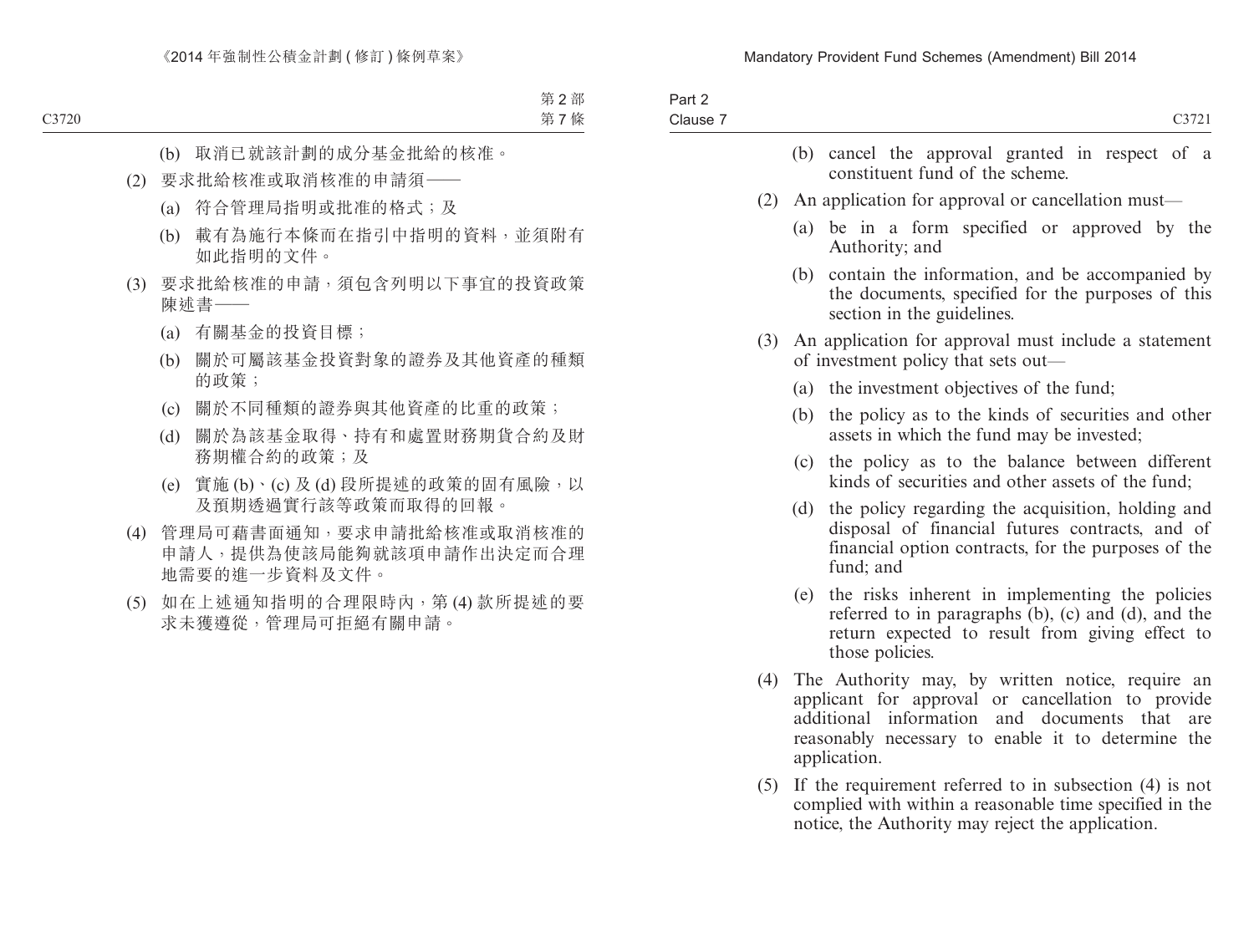(b) 取消已就該計劃的成分基金批給的核准。

(2) 要求批給核准或取消核准的申請須——

(a) 符合管理局指明或批准的格式；及

(b) 載有為施行本條而在指引中指明的資料，並須附有如此指明的文件。

(3) 要求批給核准的申請，須包含列明以下事宜的投資政策陳述書——

(a) 有關基金的投資目標；

(b) 關於可屬該基金投資對象的證券及其他資產的種類的政策；

(c) 關於不同種類的證券與其他資產的比重的政策；

(d) 關於為該基金取得、持有和處置財務期貨合約及財務期權合約的政策；及

(e) 實施 (b)、(c) 及 (d) 段所提述的政策的固有風險，以及預期透過實行該等政策而取得的回報。

(4) 管理局可藉書面通知，要求申請批給核准或取消核准的申請人，提供為使該局能夠就該項申請作出決定而合理地需要的進一步資料及文件。

(5) 如在上述通知指明的合理限時內，第 (4) 款所提述的要求未獲遵從，管理局可拒絕有關申請。

(b) cancel the approval granted in respect of a constituent fund of the scheme.

(2) An application for approval or cancellation must—

(a) be in a form specified or approved by the Authority; and

(b) contain the information, and be accompanied by the documents, specified for the purposes of this section in the guidelines.

(3) An application for approval must include a statement of investment policy that sets out—

(a) the investment objectives of the fund;

(b) the policy as to the kinds of securities and other assets in which the fund may be invested;

(c) the policy as to the balance between different kinds of securities and other assets of the fund;

(d) the policy regarding the acquisition, holding and disposal of financial futures contracts, and of financial option contracts, for the purposes of the fund; and

(e) the risks inherent in implementing the policies referred to in paragraphs (b), (c) and (d), and the return expected to result from giving effect to those policies.

(4) The Authority may, by written notice, require an applicant for approval or cancellation to provide additional information and documents that are reasonably necessary to enable it to determine the application.

(5) If the requirement referred to in subsection (4) is not complied with within a reasonable time specified in the notice, the Authority may reject the application.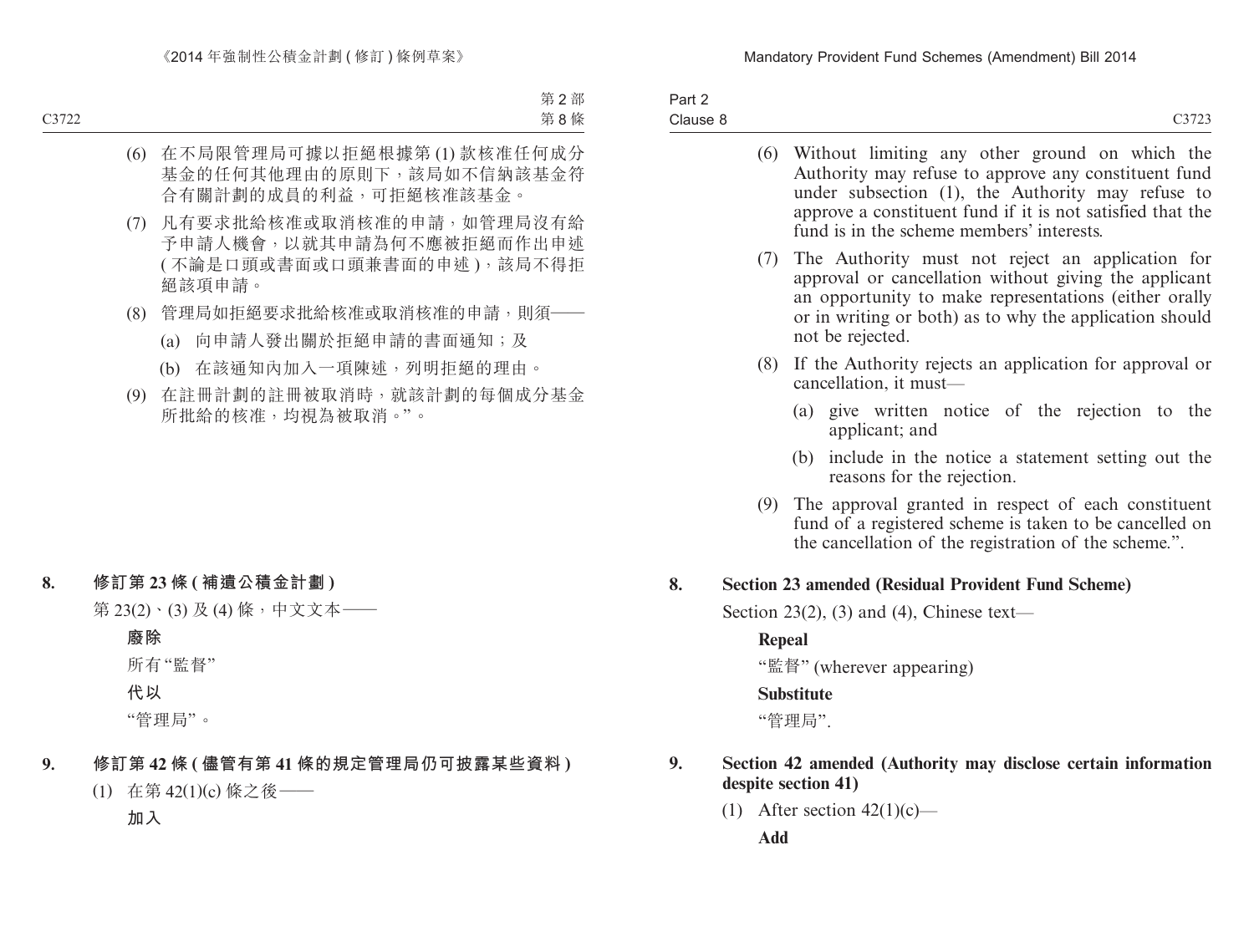(6) 在不局限管理局可據以拒絕根據第 (1) 款核准任何成分基金的任何其他理由的原則下，該局如不信納該基金符合有關計劃的成員的利益，可拒絕核准該基金。

(7) 凡有要求批給核准或取消核准的申請，如管理局沒有給予申請人機會，以就其申請為何不應被拒絕而作出申述 ( 不論是口頭或書面或口頭兼書面的申述 )，該局不得拒絕該項申請。

(8) 管理局如拒絕要求批給核准或取消核准的申請，則須——

(a) 向申請人發出關於拒絕申請的書面通知；及

(b) 在該通知內加入一項陳述，列明拒絕的理由。

(9) 在註冊計劃的註冊被取消時，就該計劃的每個成分基金所批給的核准，均視為被取消。”。

**8. 修訂第 23 條 ( 補遺公積金計劃 )**

第 23(2)、(3) 及 (4) 條，中文文本——

**廢除**

所有“監督”

**代以**

“管理局”。

**9. 修訂第 42 條 ( 儘管有第 41 條的規定管理局仍可披露某些資料 )**

(1) 在第 42(1)(c) 條之後——

**加入**

(6) Without limiting any other ground on which the Authority may refuse to approve any constituent fund under subsection (1), the Authority may refuse to approve a constituent fund if it is not satisfied that the fund is in the scheme members' interests.

(7) The Authority must not reject an application for approval or cancellation without giving the applicant an opportunity to make representations (either orally or in writing or both) as to why the application should not be rejected.

(8) If the Authority rejects an application for approval or cancellation, it must—

(a) give written notice of the rejection to the applicant; and

(b) include in the notice a statement setting out the reasons for the rejection.

(9) The approval granted in respect of each constituent fund of a registered scheme is taken to be cancelled on the cancellation of the registration of the scheme.".

**8. Section 23 amended (Residual Provident Fund Scheme)**

Section 23(2), (3) and (4), Chinese text—

**Repeal**

“監督” (wherever appearing)

**Substitute**

“管理局”.

**9. Section 42 amended (Authority may disclose certain information despite section 41)**

(1) After section 42(1)(c)—

**Add**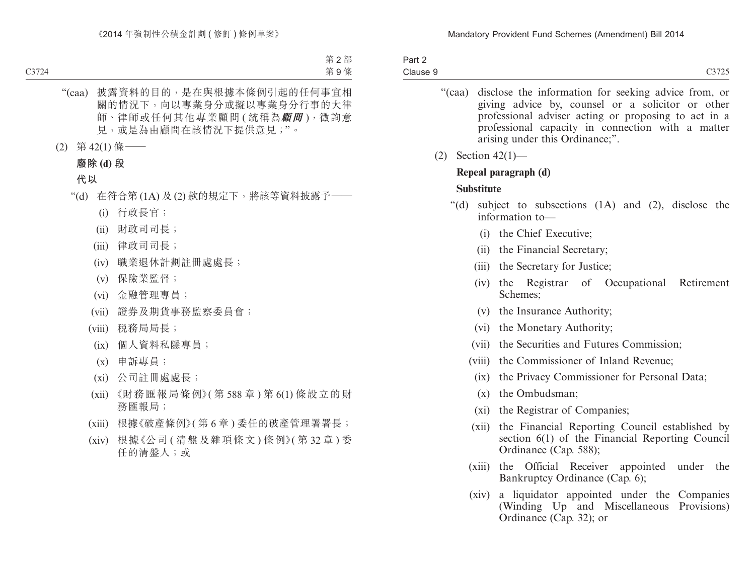"(caa) 披露資料的目的，是在與根據本條例引起的任何事宜相關的情況下，向以專業身分或擬以專業身分行事的大律師、律師或任何其他專業顧問 (統稱為***顧問***)，徵詢意見，或是為由顧問在該情況下提供意見；"。

(2) 第 42(1) 條——

**廢除 (d) 段**

**代以**

"(d) 在符合第 (1A) 及 (2) 款的規定下，將該等資料披露予——

(i) 行政長官；

(ii) 財政司司長；

(iii) 律政司司長；

(iv) 職業退休計劃註冊處處長；

(v) 保險業監督；

(vi) 金融管理專員；

(vii) 證券及期貨事務監察委員會；

(viii) 稅務局局長；

(ix) 個人資料私隱專員；

(x) 申訴專員；

(xi) 公司註冊處處長；

(xii) 《財務匯報局條例》(第 588 章) 第 6(1) 條設立的財務匯報局；

(xiii) 根據《破產條例》(第 6 章) 委任的破產管理署署長；

(xiv) 根據《公司 (清盤及雜項條文) 條例》(第 32 章) 委任的清盤人；或

"(caa) disclose the information for seeking advice from, or giving advice by, counsel or a solicitor or other professional adviser acting or proposing to act in a professional capacity in connection with a matter arising under this Ordinance;".

(2) Section 42(1)—

**Repeal paragraph (d)**

**Substitute**

"(d) subject to subsections (1A) and (2), disclose the information to—

(i) the Chief Executive;

(ii) the Financial Secretary;

(iii) the Secretary for Justice;

(iv) the Registrar of Occupational Retirement Schemes;

(v) the Insurance Authority;

(vi) the Monetary Authority;

(vii) the Securities and Futures Commission;

(viii) the Commissioner of Inland Revenue;

(ix) the Privacy Commissioner for Personal Data;

(x) the Ombudsman;

(xi) the Registrar of Companies;

(xii) the Financial Reporting Council established by section 6(1) of the Financial Reporting Council Ordinance (Cap. 588);

(xiii) the Official Receiver appointed under the Bankruptcy Ordinance (Cap. 6);

(xiv) a liquidator appointed under the Companies (Winding Up and Miscellaneous Provisions) Ordinance (Cap. 32); or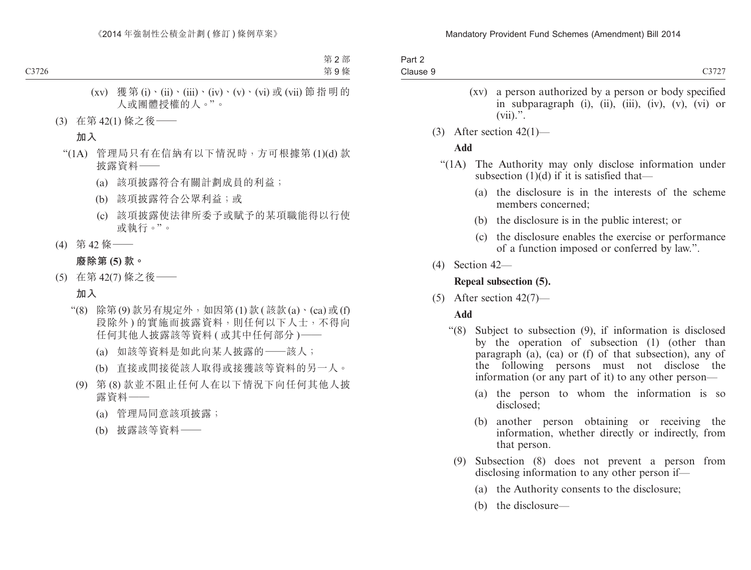(xv) 獲第 (i)、(ii)、(iii)、(iv)、(v)、(vi) 或 (vii) 節指明的人或團體授權的人。”。

(3) 在第 42(1) 條之後——

**加入**

“(1A) 管理局只有在信納有以下情況時，方可根據第 (1)(d) 款披露資料——

(a) 該項披露符合有關計劃成員的利益；

(b) 該項披露符合公眾利益；或

(c) 該項披露使法律所委予或賦予的某項職能得以行使或執行。”。

(4) 第 42 條——

**廢除第 (5) 款。**

(5) 在第 42(7) 條之後——

**加入**

“(8) 除第 (9) 款另有規定外，如因第 (1) 款 (該款 (a)、(ca) 或 (f) 段除外) 的實施而披露資料，則任何以下人士，不得向任何其他人披露該等資料 (或其中任何部分)——

(a) 如該等資料是如此向某人披露的——該人；

(b) 直接或間接從該人取得或接獲該等資料的另一人。

(9) 第 (8) 款並不阻止任何人在以下情況下向任何其他人披露資料——

(a) 管理局同意該項披露；

(b) 披露該等資料——

(xv) a person authorized by a person or body specified in subparagraph (i), (ii), (iii), (iv), (v), (vi) or (vii).”.

(3) After section 42(1)—

**Add**

“(1A) The Authority may only disclose information under subsection (1)(d) if it is satisfied that—

(a) the disclosure is in the interests of the scheme members concerned;

(b) the disclosure is in the public interest; or

(c) the disclosure enables the exercise or performance of a function imposed or conferred by law.”.

(4) Section 42—

**Repeal subsection (5).**

(5) After section 42(7)—

**Add**

“(8) Subject to subsection (9), if information is disclosed by the operation of subsection (1) (other than paragraph (a), (ca) or (f) of that subsection), any of the following persons must not disclose the information (or any part of it) to any other person—

(a) the person to whom the information is so disclosed;

(b) another person obtaining or receiving the information, whether directly or indirectly, from that person.

(9) Subsection (8) does not prevent a person from disclosing information to any other person if—

(a) the Authority consents to the disclosure;

(b) the disclosure—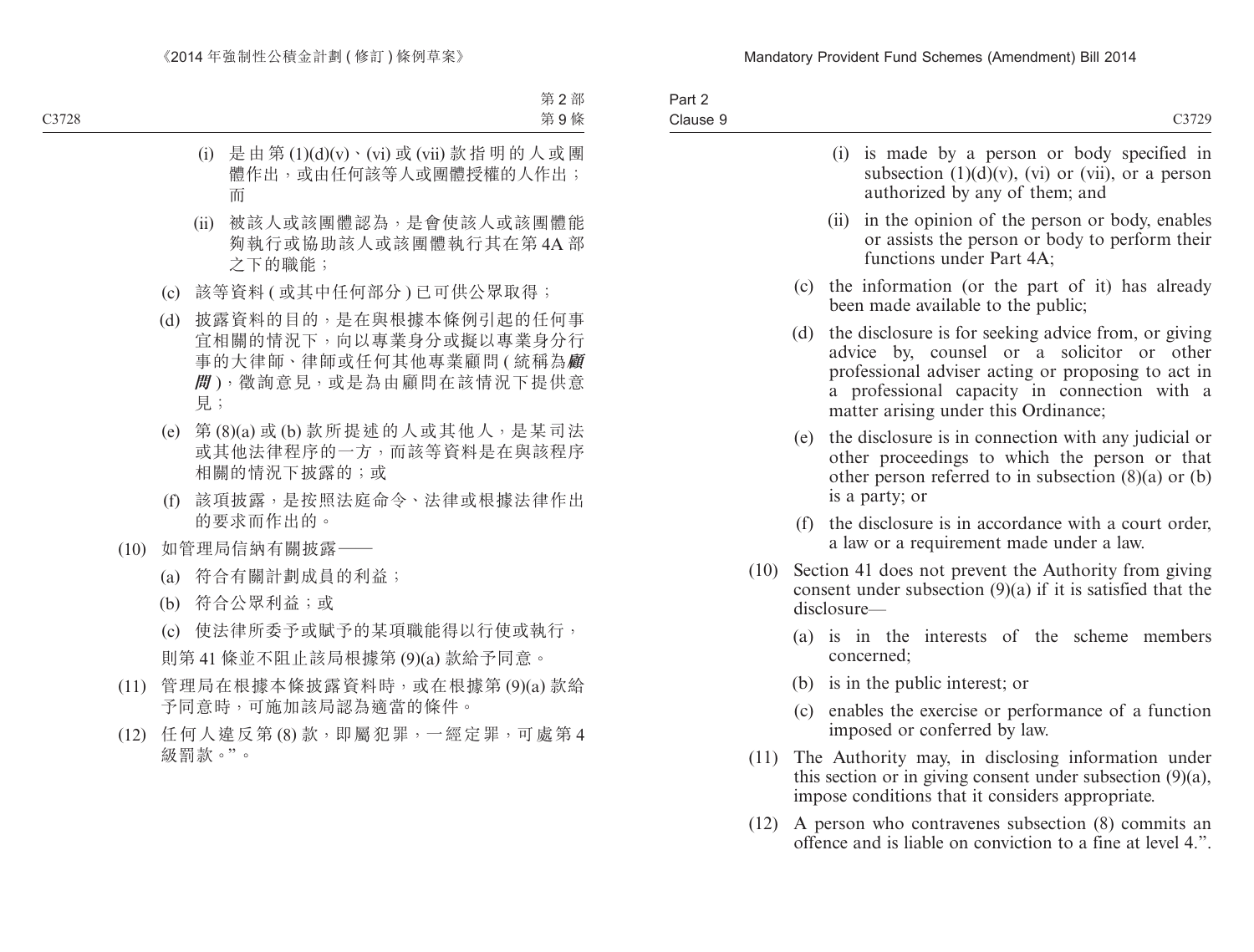(i) 是由第 (1)(d)(v)、(vi) 或 (vii) 款指明的人或團體作出，或由任何該等人或團體授權的人作出；而

(ii) 被該人或該團體認為，是會使該人或該團體能夠執行或協助該人或該團體執行其在第 4A 部之下的職能；

(c) 該等資料 ( 或其中任何部分 ) 已可供公眾取得；

(d) 披露資料的目的，是在與根據本條例引起的任何事宜相關的情況下，向以專業身分或擬以專業身分行事的大律師、律師或任何其他專業顧問 ( 統稱為***顧問*** )，徵詢意見，或是為由顧問在該情況下提供意見；

(e) 第 (8)(a) 或 (b) 款所提述的人或其他人，是某司法或其他法律程序的一方，而該等資料是在與該程序相關的情況下披露的；或

(f) 該項披露，是按照法庭命令、法律或根據法律作出的要求而作出的。

(10) 如管理局信納有關披露——

(a) 符合有關計劃成員的利益；

(b) 符合公眾利益；或

(c) 使法律所委予或賦予的某項職能得以行使或執行，

則第 41 條並不阻止該局根據第 (9)(a) 款給予同意。

(11) 管理局在根據本條披露資料時，或在根據第 (9)(a) 款給予同意時，可施加該局認為適當的條件。

(12) 任何人違反第 (8) 款，即屬犯罪，一經定罪，可處第 4 級罰款。”。

(i) is made by a person or body specified in subsection (1)(d)(v), (vi) or (vii), or a person authorized by any of them; and

(ii) in the opinion of the person or body, enables or assists the person or body to perform their functions under Part 4A;

(c) the information (or the part of it) has already been made available to the public;

(d) the disclosure is for seeking advice from, or giving advice by, counsel or a solicitor or other professional adviser acting or proposing to act in a professional capacity in connection with a matter arising under this Ordinance;

(e) the disclosure is in connection with any judicial or other proceedings to which the person or that other person referred to in subsection (8)(a) or (b) is a party; or

(f) the disclosure is in accordance with a court order, a law or a requirement made under a law.

(10) Section 41 does not prevent the Authority from giving consent under subsection (9)(a) if it is satisfied that the disclosure—

(a) is in the interests of the scheme members concerned;

(b) is in the public interest; or

(c) enables the exercise or performance of a function imposed or conferred by law.

(11) The Authority may, in disclosing information under this section or in giving consent under subsection (9)(a), impose conditions that it considers appropriate.

(12) A person who contravenes subsection (8) commits an offence and is liable on conviction to a fine at level 4.”.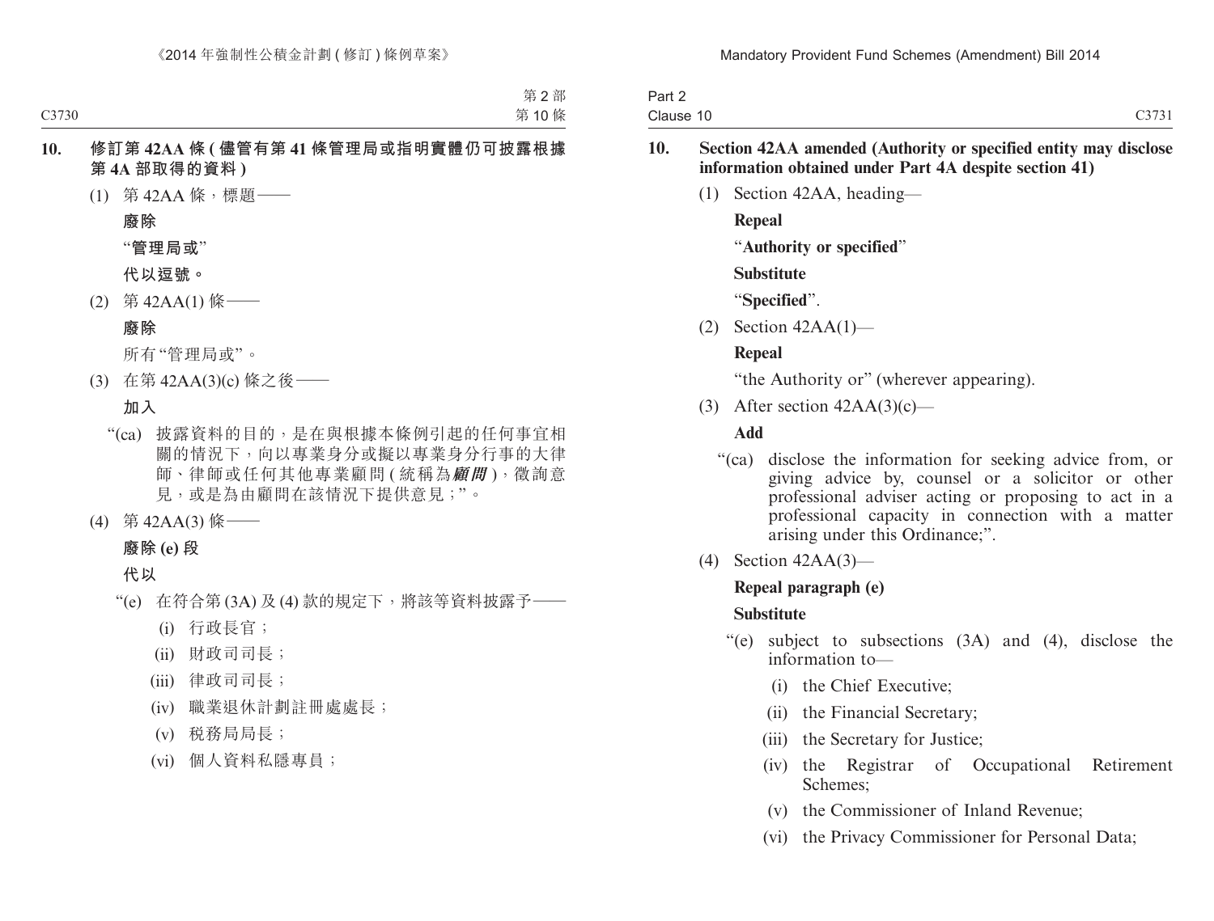**10. 修訂第 42AA 條 (儘管有第 41 條管理局或指明實體仍可披露根據第 4A 部取得的資料)**

(1) 第 42AA 條，標題——

**廢除**

“**管理局或**”

**代以逗號。**

(2) 第 42AA(1) 條——

**廢除**

所有“管理局或”。

(3) 在第 42AA(3)(c) 條之後——

**加入**

“(ca) 披露資料的目的，是在與根據本條例引起的任何事宜相關的情況下，向以專業身分或擬以專業身分行事的大律師、律師或任何其他專業顧問 (統稱為***顧問***)，徵詢意見，或是為由顧問在該情況下提供意見；”。

(4) 第 42AA(3) 條——

**廢除 (e) 段**

**代以**

“(e) 在符合第 (3A) 及 (4) 款的規定下，將該等資料披露予——

(i) 行政長官；

(ii) 財政司司長；

(iii) 律政司司長；

(iv) 職業退休計劃註冊處處長；

(v) 稅務局局長；

(vi) 個人資料私隱專員；

**10. Section 42AA amended (Authority or specified entity may disclose information obtained under Part 4A despite section 41)**

(1) Section 42AA, heading—

**Repeal**

“**Authority or specified**”

**Substitute**

“**Specified**”.

(2) Section 42AA(1)—

**Repeal**

“the Authority or” (wherever appearing).

(3) After section 42AA(3)(c)—

**Add**

“(ca) disclose the information for seeking advice from, or giving advice by, counsel or a solicitor or other professional adviser acting or proposing to act in a professional capacity in connection with a matter arising under this Ordinance;”.

(4) Section 42AA(3)—

**Repeal paragraph (e)**

**Substitute**

“(e) subject to subsections (3A) and (4), disclose the information to—

(i) the Chief Executive;

(ii) the Financial Secretary;

(iii) the Secretary for Justice;

(iv) the Registrar of Occupational Retirement Schemes;

(v) the Commissioner of Inland Revenue;

(vi) the Privacy Commissioner for Personal Data;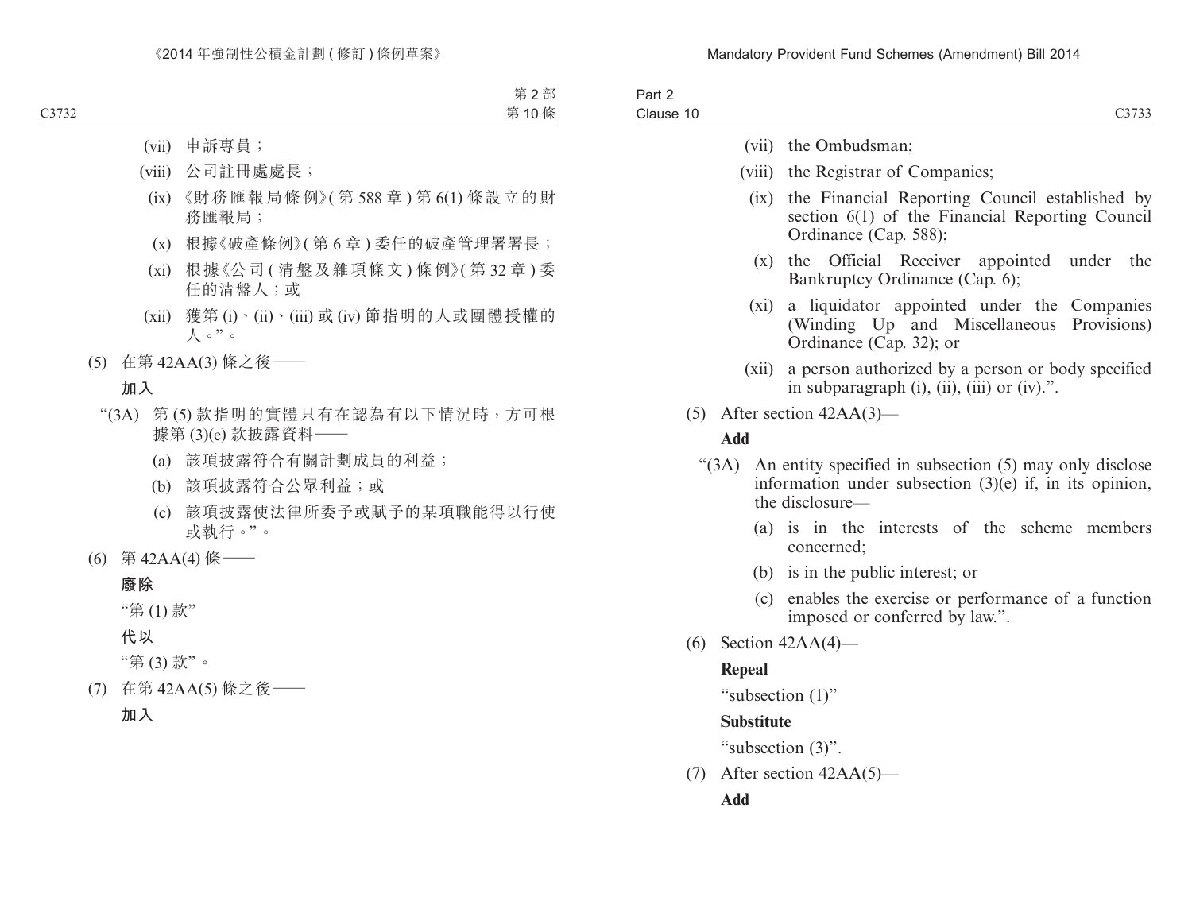(vii) 申訴專員；

(viii) 公司註冊處處長；

(ix) 《財務匯報局條例》(第 588 章 ) 第 6(1) 條設立的財務匯報局；

(x) 根據《破產條例》(第 6 章 ) 委任的破產管理署署長；

(xi) 根據《公司 ( 清盤及雜項條文 ) 條例》(第 32 章 ) 委任的清盤人；或

(xii) 獲第 (i)、(ii)、(iii) 或 (iv) 節指明的人或團體授權的人。”。

(5) 在第 42AA(3) 條之後——

**加入**

“(3A) 第 (5) 款指明的實體只有在認為有以下情況時，方可根據第 (3)(e) 款披露資料——

(a) 該項披露符合有關計劃成員的利益；

(b) 該項披露符合公眾利益；或

(c) 該項披露使法律所委予或賦予的某項職能得以行使或執行。”。

(6) 第 42AA(4) 條——

**廢除**

“第 (1) 款”

**代以**

“第 (3) 款”。

(7) 在第 42AA(5) 條之後——

**加入**

(vii) the Ombudsman;

(viii) the Registrar of Companies;

(ix) the Financial Reporting Council established by section 6(1) of the Financial Reporting Council Ordinance (Cap. 588);

(x) the Official Receiver appointed under the Bankruptcy Ordinance (Cap. 6);

(xi) a liquidator appointed under the Companies (Winding Up and Miscellaneous Provisions) Ordinance (Cap. 32); or

(xii) a person authorized by a person or body specified in subparagraph (i), (ii), (iii) or (iv).”.

(5) After section 42AA(3)—

**Add**

“(3A) An entity specified in subsection (5) may only disclose information under subsection (3)(e) if, in its opinion, the disclosure—

(a) is in the interests of the scheme members concerned;

(b) is in the public interest; or

(c) enables the exercise or performance of a function imposed or conferred by law.”.

(6) Section 42AA(4)—

**Repeal**

“subsection (1)”

**Substitute**

“subsection (3)”.

(7) After section 42AA(5)—

**Add**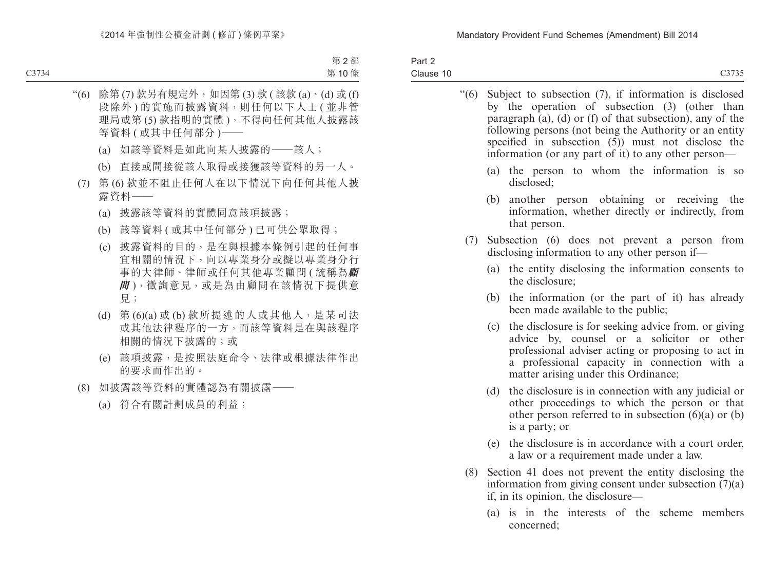“(6) 除第 (7) 款另有規定外，如因第 (3) 款 ( 該款 (a)、(d) 或 (f) 段除外 ) 的實施而披露資料，則任何以下人士 ( 並非管理局或第 (5) 款指明的實體 )，不得向任何其他人披露該等資料 ( 或其中任何部分 )——

(a) 如該等資料是如此向某人披露的——該人；

(b) 直接或間接從該人取得或接獲該等資料的另一人。

(7) 第 (6) 款並不阻止任何人在以下情況下向任何其他人披露資料——

(a) 披露該等資料的實體同意該項披露；

(b) 該等資料 ( 或其中任何部分 ) 已可供公眾取得；

(c) 披露資料的目的，是在與根據本條例引起的任何事宜相關的情況下，向以專業身分或擬以專業身分行事的大律師、律師或任何其他專業顧問 ( 統稱為***顧問*** )，徵詢意見，或是為由顧問在該情況下提供意見；

(d) 第 (6)(a) 或 (b) 款所提述的人或其他人，是某司法或其他法律程序的一方，而該等資料是在與該程序相關的情況下披露的；或

(e) 該項披露，是按照法庭命令、法律或根據法律作出的要求而作出的。

(8) 如披露該等資料的實體認為有關披露——

(a) 符合有關計劃成員的利益；

“(6) Subject to subsection (7), if information is disclosed by the operation of subsection (3) (other than paragraph (a), (d) or (f) of that subsection), any of the following persons (not being the Authority or an entity specified in subsection (5)) must not disclose the information (or any part of it) to any other person—

(a) the person to whom the information is so disclosed;

(b) another person obtaining or receiving the information, whether directly or indirectly, from that person.

(7) Subsection (6) does not prevent a person from disclosing information to any other person if—

(a) the entity disclosing the information consents to the disclosure;

(b) the information (or the part of it) has already been made available to the public;

(c) the disclosure is for seeking advice from, or giving advice by, counsel or a solicitor or other professional adviser acting or proposing to act in a professional capacity in connection with a matter arising under this Ordinance;

(d) the disclosure is in connection with any judicial or other proceedings to which the person or that other person referred to in subsection (6)(a) or (b) is a party; or

(e) the disclosure is in accordance with a court order, a law or a requirement made under a law.

(8) Section 41 does not prevent the entity disclosing the information from giving consent under subsection (7)(a) if, in its opinion, the disclosure—

(a) is in the interests of the scheme members concerned;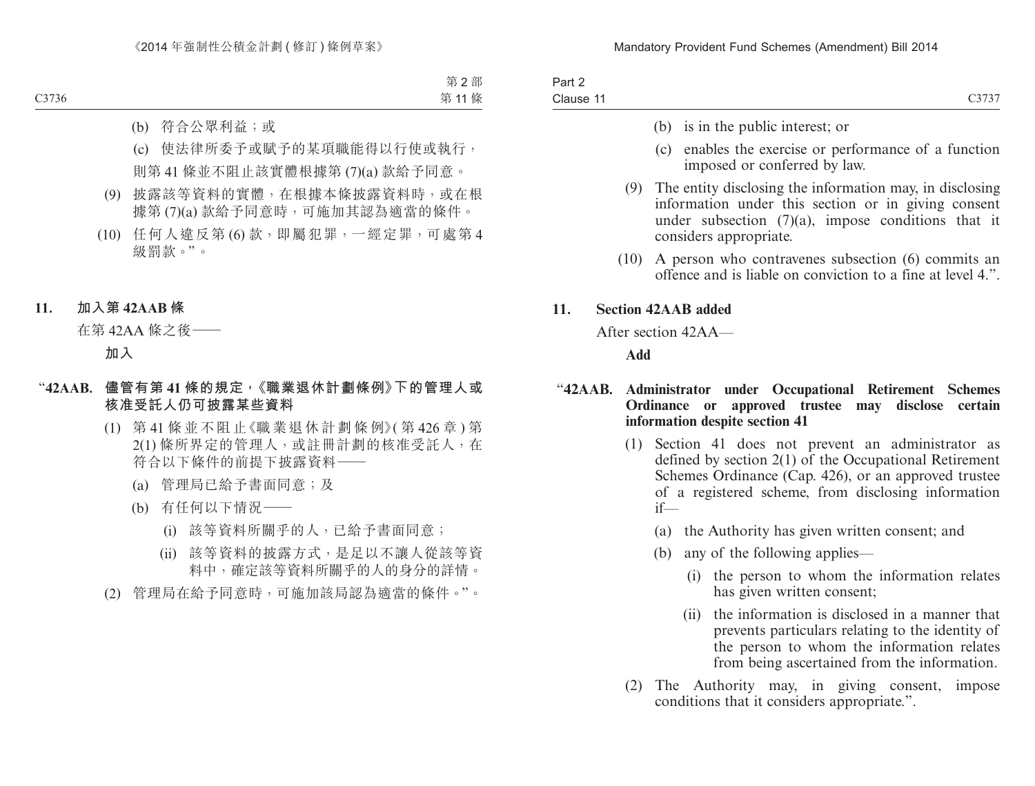(b) 符合公眾利益；或

(c) 使法律所委予或賦予的某項職能得以行使或執行，

則第 41 條並不阻止該實體根據第 (7)(a) 款給予同意。

(9) 披露該等資料的實體，在根據本條披露資料時，或在根據第 (7)(a) 款給予同意時，可施加其認為適當的條件。

(10) 任何人違反第 (6) 款，即屬犯罪，一經定罪，可處第 4 級罰款。”。

**11. 加入第 42AAB 條**

在第 42AA 條之後——

**加入**

“**42AAB. 儘管有第 41 條的規定，《職業退休計劃條例》下的管理人或核准受託人仍可披露某些資料**

(1) 第 41 條並不阻止《職業退休計劃條例》(第 426 章) 第 2(1) 條所界定的管理人，或註冊計劃的核准受託人，在符合以下條件的前提下披露資料——

(a) 管理局已給予書面同意；及

(b) 有任何以下情況——

(i) 該等資料所關乎的人，已給予書面同意；

(ii) 該等資料的披露方式，是足以不讓人從該等資料中，確定該等資料所關乎的人的身分的詳情。

(2) 管理局在給予同意時，可施加該局認為適當的條件。”。

(b) is in the public interest; or

(c) enables the exercise or performance of a function imposed or conferred by law.

(9) The entity disclosing the information may, in disclosing information under this section or in giving consent under subsection (7)(a), impose conditions that it considers appropriate.

(10) A person who contravenes subsection (6) commits an offence and is liable on conviction to a fine at level 4.”.

**11. Section 42AAB added**

After section 42AA—

**Add**

“**42AAB. Administrator under Occupational Retirement Schemes Ordinance or approved trustee may disclose certain information despite section 41**

(1) Section 41 does not prevent an administrator as defined by section 2(1) of the Occupational Retirement Schemes Ordinance (Cap. 426), or an approved trustee of a registered scheme, from disclosing information if—

(a) the Authority has given written consent; and

(b) any of the following applies—

(i) the person to whom the information relates has given written consent;

(ii) the information is disclosed in a manner that prevents particulars relating to the identity of the person to whom the information relates from being ascertained from the information.

(2) The Authority may, in giving consent, impose conditions that it considers appropriate.”.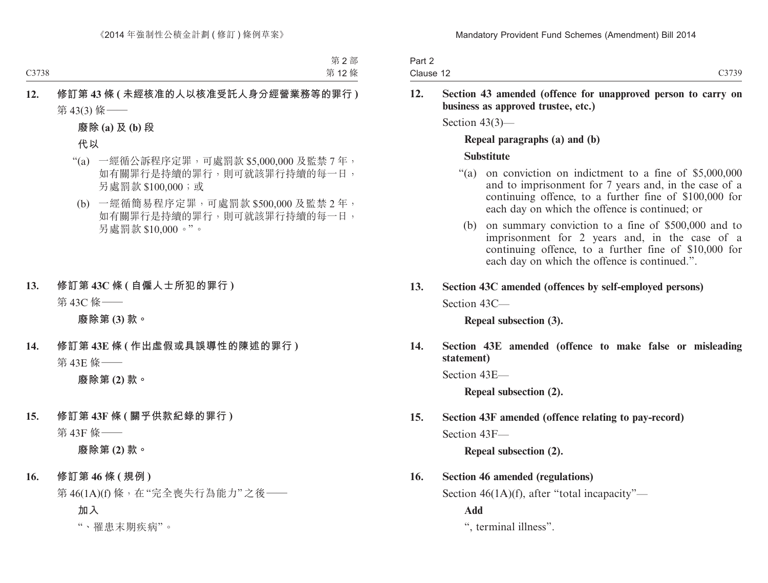**12. 修訂第 43 條 (未經核准的人以核准受託人身分經營業務等的罪行)**

第 43(3) 條——

**廢除 (a) 及 (b) 段**

**代以**

“(a) 一經循公訴程序定罪，可處罰款 $5,000,000 及監禁 7 年，如有關罪行是持續的罪行，則可就該罪行持續的每一日，另處罰款 $100,000；或

(b) 一經循簡易程序定罪，可處罰款 $500,000 及監禁 2 年，如有關罪行是持續的罪行，則可就該罪行持續的每一日，另處罰款 $10,000。”。

**13. 修訂第 43C 條 (自僱人士所犯的罪行)**

第 43C 條——

**廢除第 (3) 款。**

**14. 修訂第 43E 條 (作出虛假或具誤導性的陳述的罪行)**

第 43E 條——

**廢除第 (2) 款。**

**15. 修訂第 43F 條 (關乎供款紀錄的罪行)**

第 43F 條——

**廢除第 (2) 款。**

**16. 修訂第 46 條 (規例)**

第 46(1A)(f) 條，在“完全喪失行為能力”之後——

**加入**

“、罹患末期疾病”。

**12. Section 43 amended (offence for unapproved person to carry on business as approved trustee, etc.)**

Section 43(3)—

**Repeal paragraphs (a) and (b)**

**Substitute**

“(a) on conviction on indictment to a fine of $5,000,000 and to imprisonment for 7 years and, in the case of a continuing offence, to a further fine of $100,000 for each day on which the offence is continued; or

(b) on summary conviction to a fine of $500,000 and to imprisonment for 2 years and, in the case of a continuing offence, to a further fine of $10,000 for each day on which the offence is continued.”.

**13. Section 43C amended (offences by self-employed persons)**

Section 43C—

**Repeal subsection (3).**

**14. Section 43E amended (offence to make false or misleading statement)**

Section 43E—

**Repeal subsection (2).**

**15. Section 43F amended (offence relating to pay-record)**

Section 43F—

**Repeal subsection (2).**

**16. Section 46 amended (regulations)**

Section 46(1A)(f), after “total incapacity”—

**Add**

“, terminal illness”.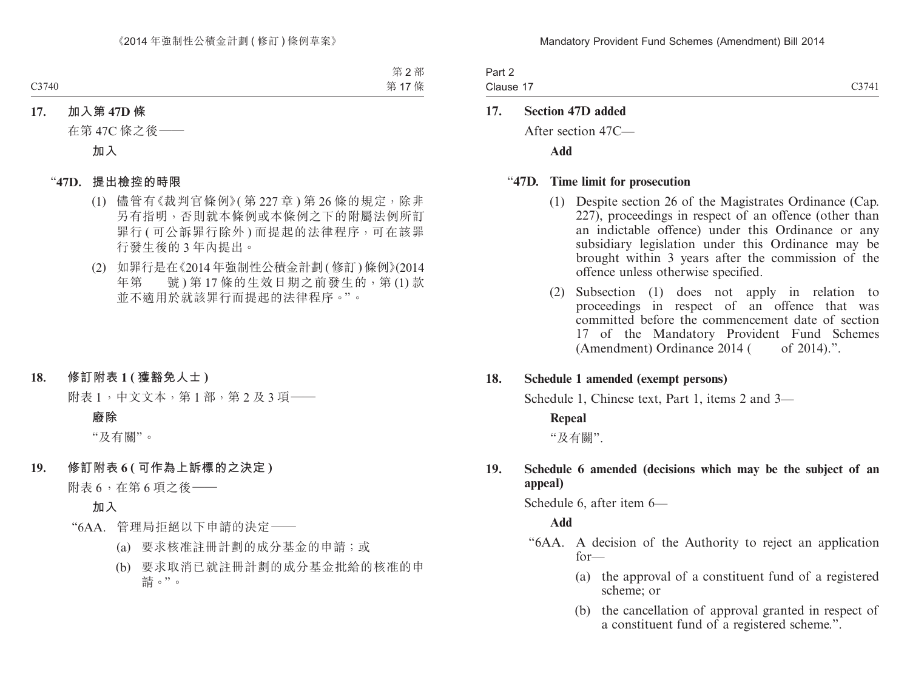**17. 加入第 47D 條**

在第 47C 條之後——

**加入**

**"47D. 提出檢控的時限**

(1) 儘管有《裁判官條例》(第 227 章) 第 26 條的規定，除非另有指明，否則就本條例或本條例之下的附屬法例所訂罪行 (可公訴罪行除外) 而提起的法律程序，可在該罪行發生後的 3 年內提出。

(2) 如罪行是在《2014 年強制性公積金計劃 (修訂) 條例》(2014 年第 號) 第 17 條的生效日期之前發生的，第 (1) 款並不適用於就該罪行而提起的法律程序。"。

**18. 修訂附表 1 (獲豁免人士)**

附表 1，中文文本，第 1 部，第 2 及 3 項——

**廢除**

"及有關"。

**19. 修訂附表 6 (可作為上訴標的之決定)**

附表 6，在第 6 項之後——

**加入**

"6AA. 管理局拒絕以下申請的決定——

(a) 要求核准註冊計劃的成分基金的申請；或

(b) 要求取消已就註冊計劃的成分基金批給的核准的申請。"。

**17. Section 47D added**

After section 47C—

**Add**

**"47D. Time limit for prosecution**

(1) Despite section 26 of the Magistrates Ordinance (Cap. 227), proceedings in respect of an offence (other than an indictable offence) under this Ordinance or any subsidiary legislation under this Ordinance may be brought within 3 years after the commission of the offence unless otherwise specified.

(2) Subsection (1) does not apply in relation to proceedings in respect of an offence that was committed before the commencement date of section 17 of the Mandatory Provident Fund Schemes (Amendment) Ordinance 2014 ( of 2014).".

**18. Schedule 1 amended (exempt persons)**

Schedule 1, Chinese text, Part 1, items 2 and 3—

**Repeal**

"及有關".

**19. Schedule 6 amended (decisions which may be the subject of an appeal)**

Schedule 6, after item 6—

**Add**

"6AA. A decision of the Authority to reject an application for—

(a) the approval of a constituent fund of a registered scheme; or

(b) the cancellation of approval granted in respect of a constituent fund of a registered scheme.".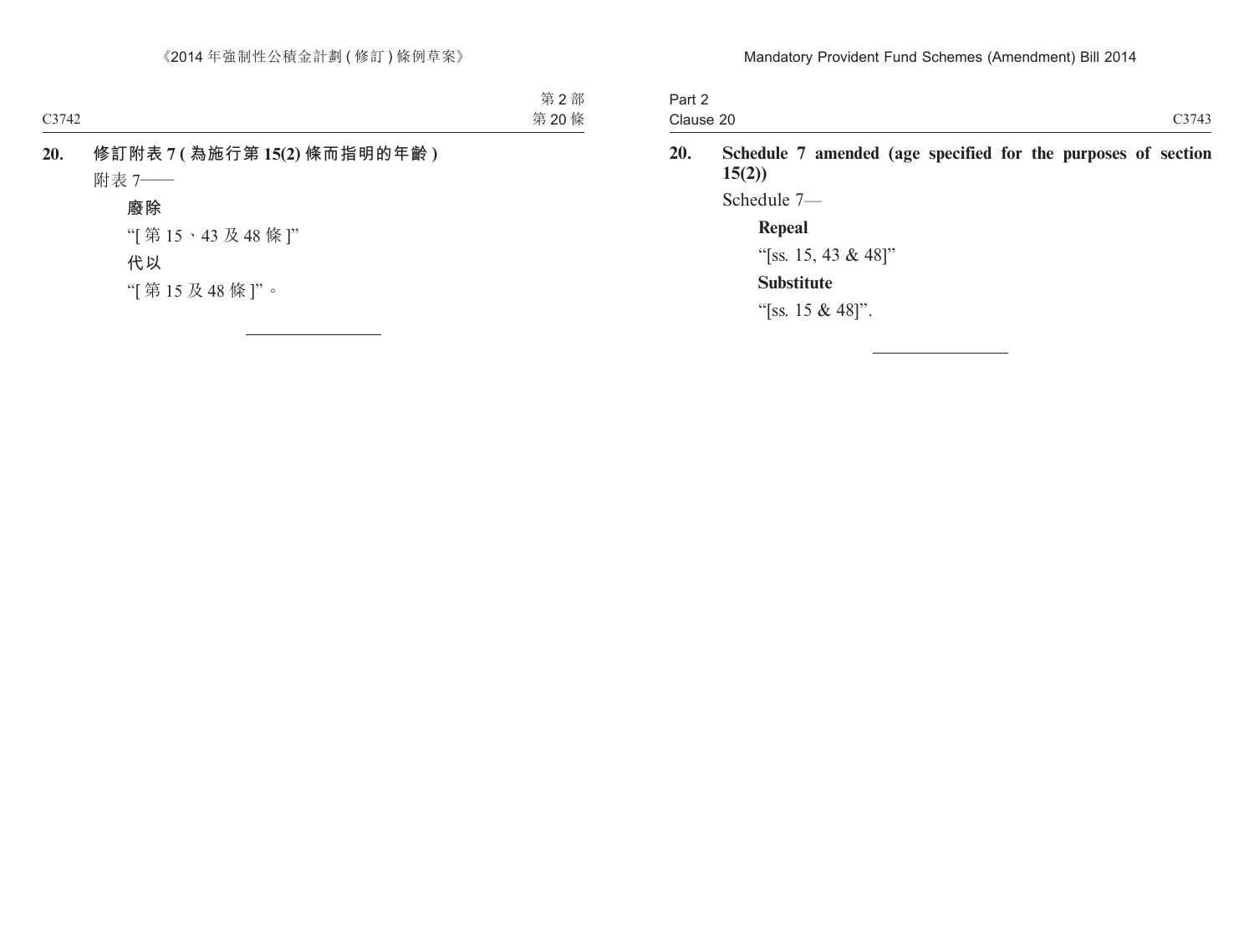**20. 修訂附表 7 ( 為施行第 15(2) 條而指明的年齡 )**

附表 7——

**廢除**

“[ 第 15、43 及 48 條 ]”

**代以**

“[ 第 15 及 48 條 ]”。

---

**20. Schedule 7 amended (age specified for the purposes of section 15(2))**

Schedule 7—

**Repeal**

“[ss. 15, 43 & 48]”

**Substitute**

“[ss. 15 & 48]”.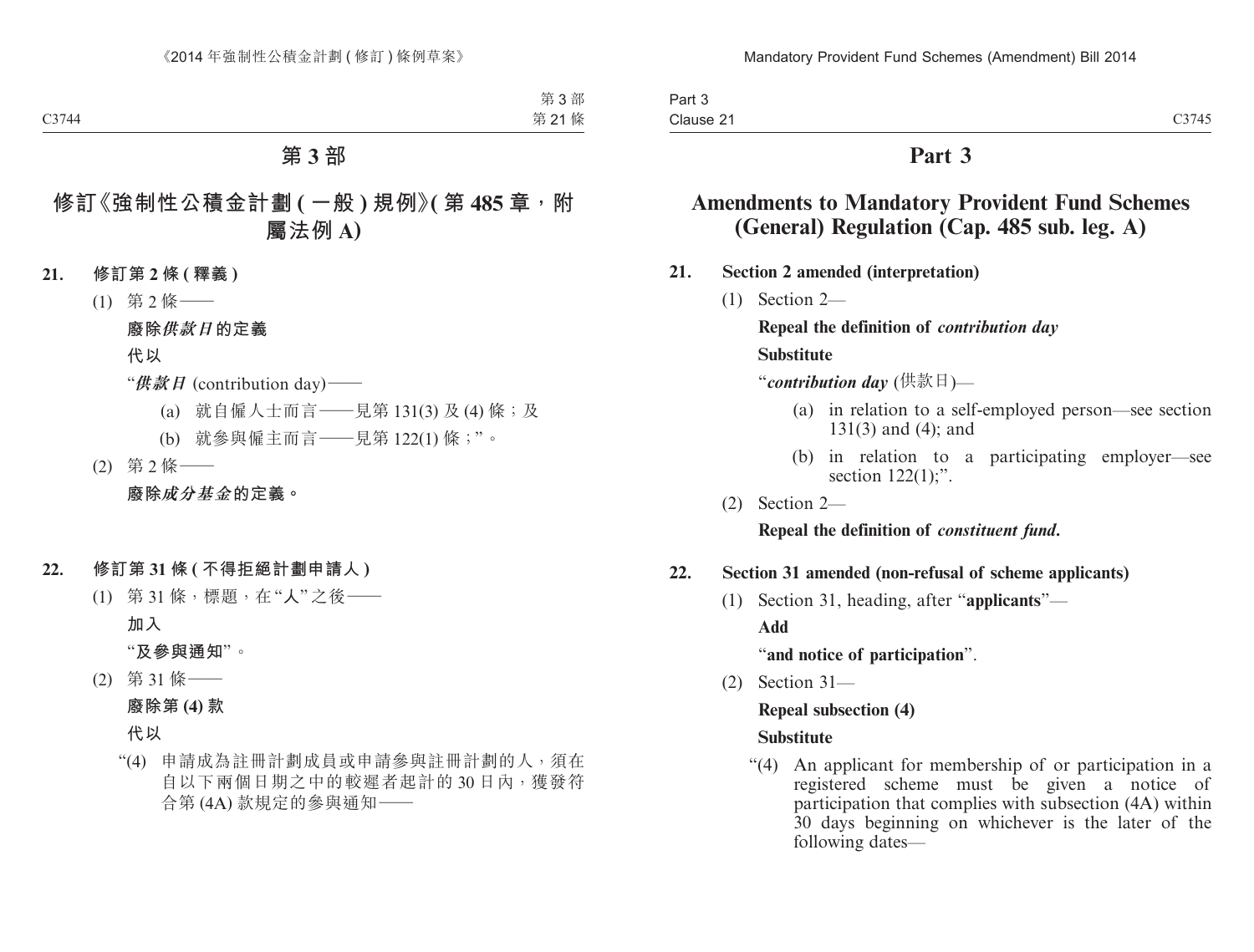# 第 3 部

## 修訂《強制性公積金計劃 (一般) 規例》(第 485 章，附屬法例 A)

**21. 修訂第 2 條 (釋義)**

(1) 第 2 條——

**廢除*供款日*的定義**

**代以**

"***供款日*** (contribution day)——

(a) 就自僱人士而言——見第 131(3) 及 (4) 條；及

(b) 就參與僱主而言——見第 122(1) 條；"。

(2) 第 2 條——

**廢除*成分基金*的定義。**

**22. 修訂第 31 條 (不得拒絕計劃申請人)**

(1) 第 31 條，標題，在 "人" 之後——

**加入**

"**及參與通知**"。

(2) 第 31 條——

**廢除第 (4) 款**

**代以**

"(4) 申請成為註冊計劃成員或申請參與註冊計劃的人，須在自以下兩個日期之中的較遲者起計的 30 日內，獲發符合第 (4A) 款規定的參與通知——

# Part 3

## Amendments to Mandatory Provident Fund Schemes (General) Regulation (Cap. 485 sub. leg. A)

**21. Section 2 amended (interpretation)**

(1) Section 2—

**Repeal the definition of *contribution day***

**Substitute**

"***contribution day*** (供款日)—

(a) in relation to a self-employed person—see section 131(3) and (4); and

(b) in relation to a participating employer—see section 122(1);".

(2) Section 2—

**Repeal the definition of *constituent fund*.**

**22. Section 31 amended (non-refusal of scheme applicants)**

(1) Section 31, heading, after "**applicants**"—

**Add**

"**and notice of participation**".

(2) Section 31—

**Repeal subsection (4)**

**Substitute**

"(4) An applicant for membership of or participation in a registered scheme must be given a notice of participation that complies with subsection (4A) within 30 days beginning on whichever is the later of the following dates—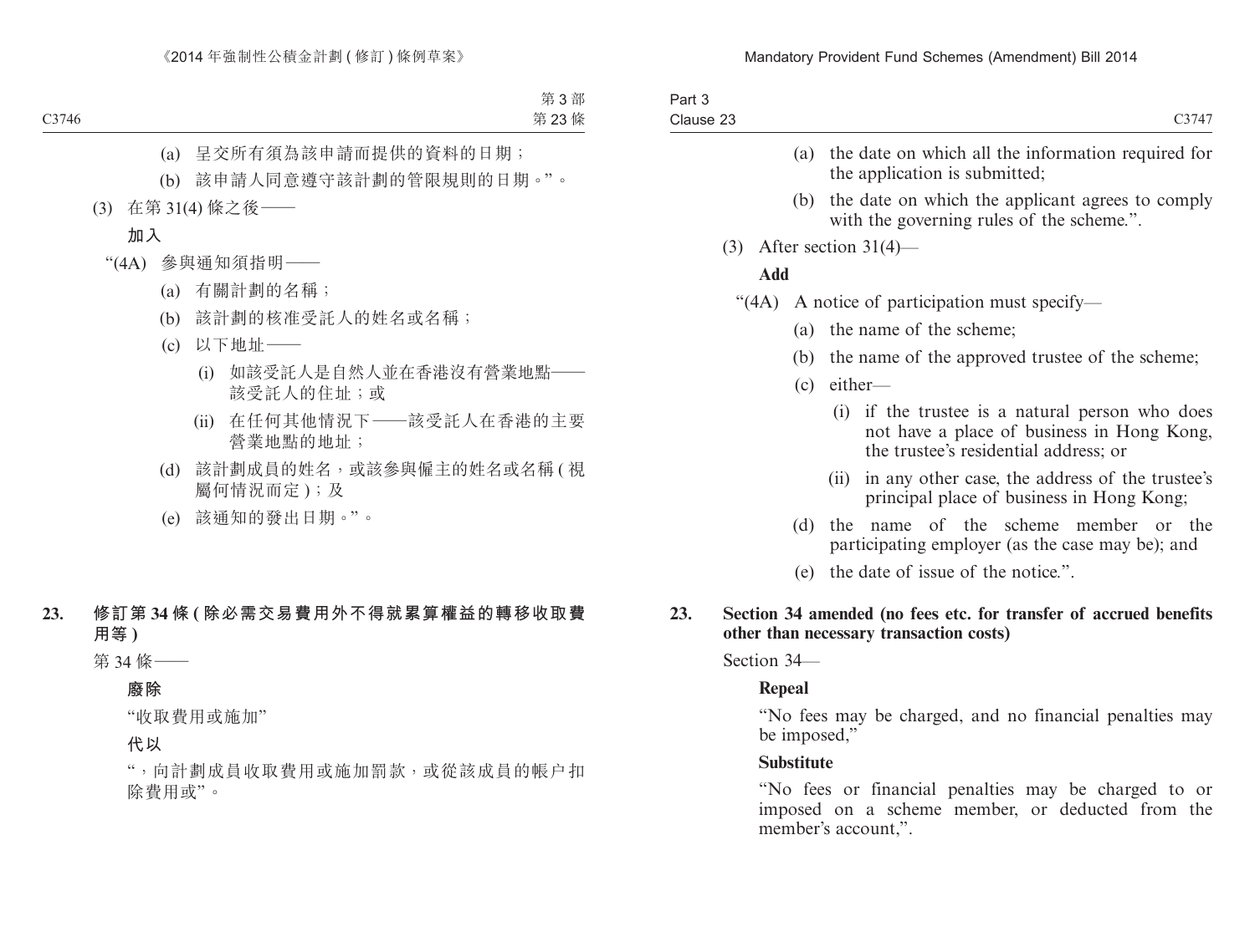(a) 呈交所有須為該申請而提供的資料的日期；

(b) 該申請人同意遵守該計劃的管限規則的日期。”。

(3) 在第 31(4) 條之後——

**加入**

“(4A) 參與通知須指明——

(a) 有關計劃的名稱；

(b) 該計劃的核准受託人的姓名或名稱；

(c) 以下地址——

(i) 如該受託人是自然人並在香港沒有營業地點——該受託人的住址；或

(ii) 在任何其他情況下——該受託人在香港的主要營業地點的地址；

(d) 該計劃成員的姓名，或該參與僱主的姓名或名稱 ( 視屬何情況而定 )；及

(e) 該通知的發出日期。”。

## 23. 修訂第 34 條 ( 除必需交易費用外不得就累算權益的轉移收取費用等 )

第 34 條——

**廢除**

“收取費用或施加”

**代以**

“，向計劃成員收取費用或施加罰款，或從該成員的帳戶扣除費用或”。

(a) the date on which all the information required for the application is submitted;

(b) the date on which the applicant agrees to comply with the governing rules of the scheme.”.

(3) After section 31(4)—

**Add**

“(4A) A notice of participation must specify—

(a) the name of the scheme;

(b) the name of the approved trustee of the scheme;

(c) either—

(i) if the trustee is a natural person who does not have a place of business in Hong Kong, the trustee's residential address; or

(ii) in any other case, the address of the trustee's principal place of business in Hong Kong;

(d) the name of the scheme member or the participating employer (as the case may be); and

(e) the date of issue of the notice.”.

## 23. Section 34 amended (no fees etc. for transfer of accrued benefits other than necessary transaction costs)

Section 34—

**Repeal**

“No fees may be charged, and no financial penalties may be imposed,”

**Substitute**

“No fees or financial penalties may be charged to or imposed on a scheme member, or deducted from the member's account,”.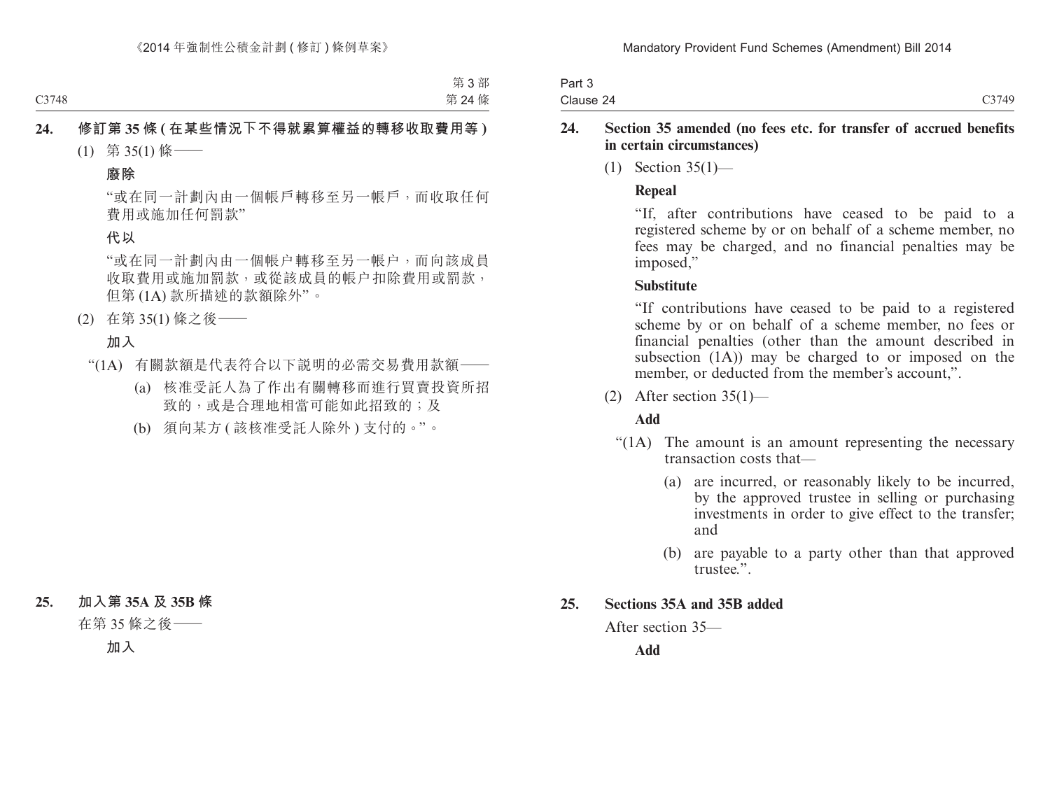**24. 修訂第 35 條 (在某些情況下不得就累算權益的轉移收取費用等)**

(1) 第 35(1) 條——

**廢除**

“或在同一計劃內由一個帳戶轉移至另一帳戶，而收取任何費用或施加任何罰款”

**代以**

“或在同一計劃內由一個帳户轉移至另一帳户，而向該成員收取費用或施加罰款，或從該成員的帳户扣除費用或罰款，但第 (1A) 款所描述的款額除外”。

(2) 在第 35(1) 條之後——

**加入**

“(1A) 有關款額是代表符合以下說明的必需交易費用款額——

(a) 核准受託人為了作出有關轉移而進行買賣投資所招致的，或是合理地相當可能如此招致的；及

(b) 須向某方 (該核准受託人除外) 支付的。”。

**25. 加入第 35A 及 35B 條**

在第 35 條之後——

**加入**

**24. Section 35 amended (no fees etc. for transfer of accrued benefits in certain circumstances)**

(1) Section 35(1)—

**Repeal**

“If, after contributions have ceased to be paid to a registered scheme by or on behalf of a scheme member, no fees may be charged, and no financial penalties may be imposed,”

**Substitute**

“If contributions have ceased to be paid to a registered scheme by or on behalf of a scheme member, no fees or financial penalties (other than the amount described in subsection (1A)) may be charged to or imposed on the member, or deducted from the member’s account,”.

(2) After section 35(1)—

**Add**

“(1A) The amount is an amount representing the necessary transaction costs that—

(a) are incurred, or reasonably likely to be incurred, by the approved trustee in selling or purchasing investments in order to give effect to the transfer; and

(b) are payable to a party other than that approved trustee.”.

**25. Sections 35A and 35B added**

After section 35—

**Add**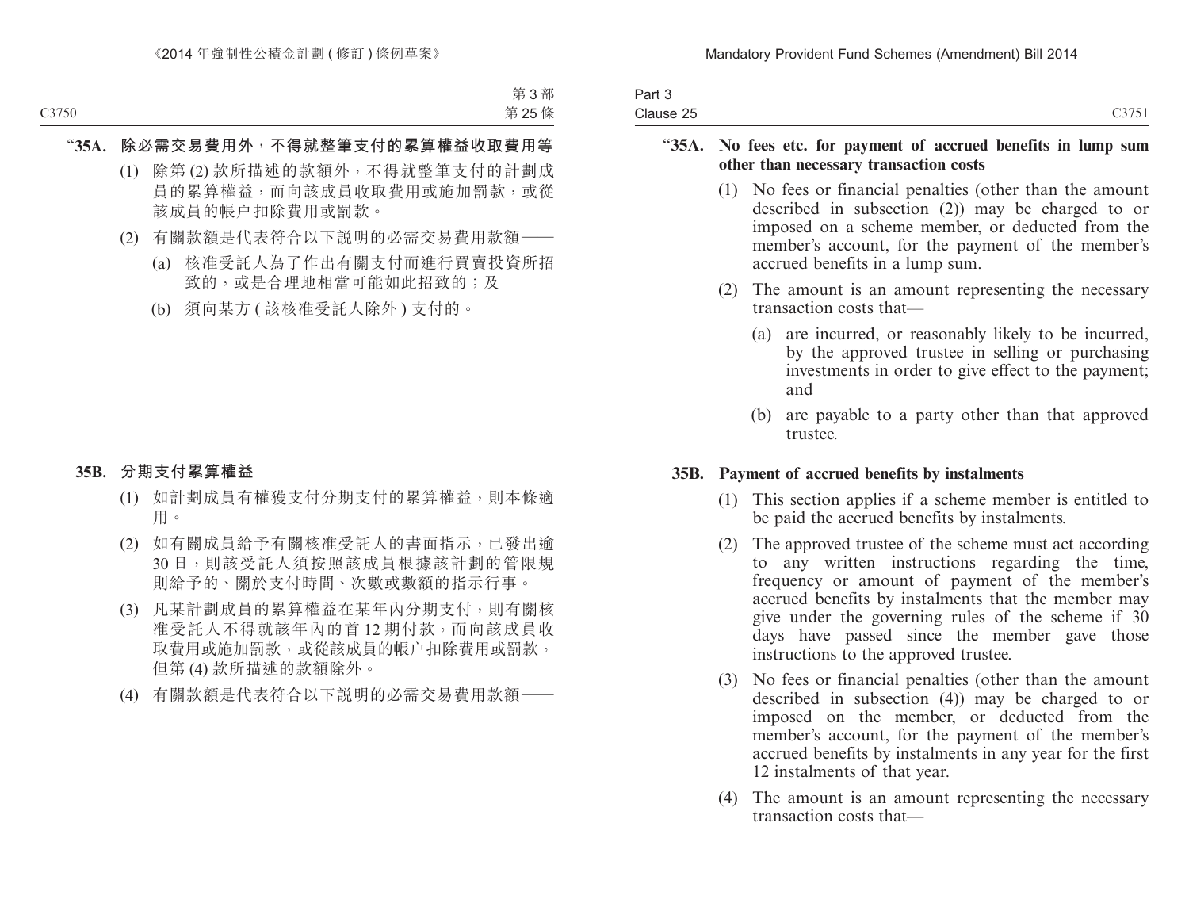"**35A. 除必需交易費用外，不得就整筆支付的累算權益收取費用等**

(1) 除第 (2) 款所描述的款額外，不得就整筆支付的計劃成員的累算權益，而向該成員收取費用或施加罰款，或從該成員的帳戶扣除費用或罰款。

(2) 有關款額是代表符合以下說明的必需交易費用款額——

(a) 核准受託人為了作出有關支付而進行買賣投資所招致的，或是合理地相當可能如此招致的；及

(b) 須向某方 ( 該核准受託人除外 ) 支付的。

**35B. 分期支付累算權益**

(1) 如計劃成員有權獲支付分期支付的累算權益，則本條適用。

(2) 如有關成員給予有關核准受託人的書面指示，已發出逾 30 日，則該受託人須按照該成員根據該計劃的管限規則給予的、關於支付時間、次數或數額的指示行事。

(3) 凡某計劃成員的累算權益在某年內分期支付，則有關核准受託人不得就該年內的首 12 期付款，而向該成員收取費用或施加罰款，或從該成員的帳戶扣除費用或罰款，但第 (4) 款所描述的款額除外。

(4) 有關款額是代表符合以下說明的必需交易費用款額——

"**35A. No fees etc. for payment of accrued benefits in lump sum other than necessary transaction costs**

(1) No fees or financial penalties (other than the amount described in subsection (2)) may be charged to or imposed on a scheme member, or deducted from the member's account, for the payment of the member's accrued benefits in a lump sum.

(2) The amount is an amount representing the necessary transaction costs that—

(a) are incurred, or reasonably likely to be incurred, by the approved trustee in selling or purchasing investments in order to give effect to the payment; and

(b) are payable to a party other than that approved trustee.

**35B. Payment of accrued benefits by instalments**

(1) This section applies if a scheme member is entitled to be paid the accrued benefits by instalments.

(2) The approved trustee of the scheme must act according to any written instructions regarding the time, frequency or amount of payment of the member's accrued benefits by instalments that the member may give under the governing rules of the scheme if 30 days have passed since the member gave those instructions to the approved trustee.

(3) No fees or financial penalties (other than the amount described in subsection (4)) may be charged to or imposed on the member, or deducted from the member's account, for the payment of the member's accrued benefits by instalments in any year for the first 12 instalments of that year.

(4) The amount is an amount representing the necessary transaction costs that—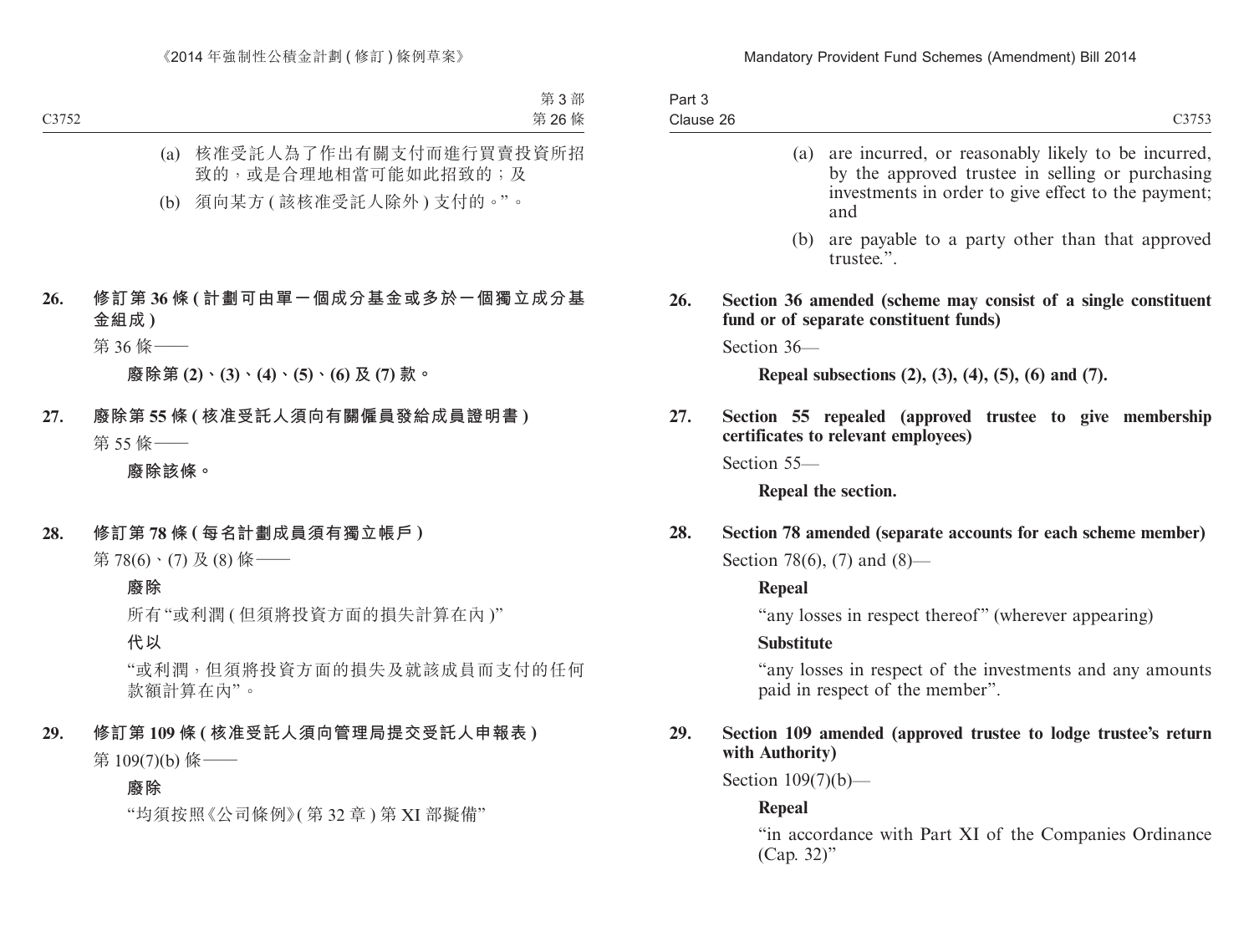(a) 核准受託人為了作出有關支付而進行買賣投資所招致的，或是合理地相當可能如此招致的；及

(b) 須向某方 ( 該核准受託人除外 ) 支付的。”。

**26. 修訂第 36 條 ( 計劃可由單一個成分基金或多於一個獨立成分基金組成 )**

第 36 條——

**廢除第 (2)、(3)、(4)、(5)、(6) 及 (7) 款。**

**27. 廢除第 55 條 ( 核准受託人須向有關僱員發給成員證明書 )**

第 55 條——

**廢除該條。**

**28. 修訂第 78 條 ( 每名計劃成員須有獨立帳戶 )**

第 78(6)、(7) 及 (8) 條——

**廢除**

所有“或利潤 ( 但須將投資方面的損失計算在內 )”

**代以**

“或利潤，但須將投資方面的損失及就該成員而支付的任何款額計算在內”。

**29. 修訂第 109 條 ( 核准受託人須向管理局提交受託人申報表 )**

第 109(7)(b) 條——

**廢除**

“均須按照《公司條例》( 第 32 章 ) 第 XI 部擬備”

(a) are incurred, or reasonably likely to be incurred, by the approved trustee in selling or purchasing investments in order to give effect to the payment; and

(b) are payable to a party other than that approved trustee.”.

**26. Section 36 amended (scheme may consist of a single constituent fund or of separate constituent funds)**

Section 36—

**Repeal subsections (2), (3), (4), (5), (6) and (7).**

**27. Section 55 repealed (approved trustee to give membership certificates to relevant employees)**

Section 55—

**Repeal the section.**

**28. Section 78 amended (separate accounts for each scheme member)**

Section 78(6), (7) and (8)—

**Repeal**

“any losses in respect thereof” (wherever appearing)

**Substitute**

“any losses in respect of the investments and any amounts paid in respect of the member”.

**29. Section 109 amended (approved trustee to lodge trustee’s return with Authority)**

Section 109(7)(b)—

**Repeal**

“in accordance with Part XI of the Companies Ordinance (Cap. 32)”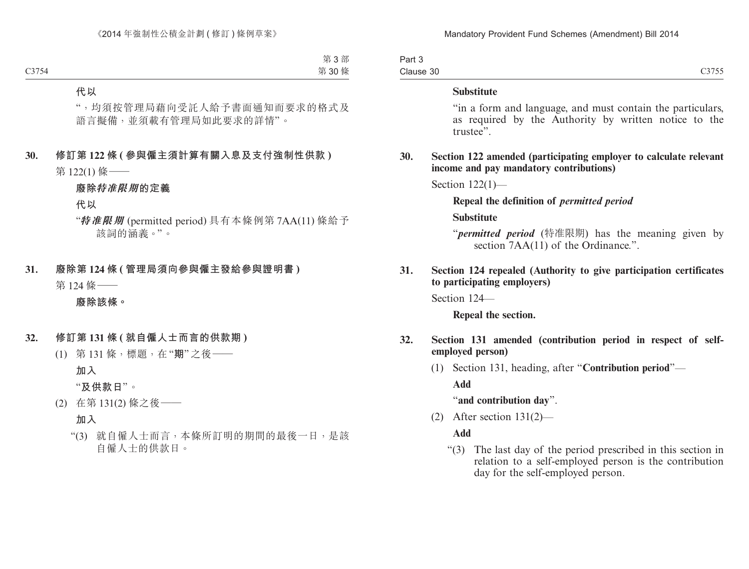**代以**

“，均須按管理局藉向受託人給予書面通知而要求的格式及語言擬備，並須載有管理局如此要求的詳情”。

**30. 修訂第 122 條 (參與僱主須計算有關入息及支付強制性供款)**

第 122(1) 條——

**廢除*特准限期*的定義**

**代以**

“***特准限期*** (permitted period) 具有本條例第 7AA(11) 條給予該詞的涵義。”。

**31. 廢除第 124 條 (管理局須向參與僱主發給參與證明書)**

第 124 條——

**廢除該條。**

**32. 修訂第 131 條 (就自僱人士而言的供款期)**

(1) 第 131 條，標題，在“**期**”之後——

**加入**

“**及供款日**”。

(2) 在第 131(2) 條之後——

**加入**

“(3) 就自僱人士而言，本條所訂明的期間的最後一日，是該自僱人士的供款日。

**Substitute**

“in a form and language, and must contain the particulars, as required by the Authority by written notice to the trustee”.

**30. Section 122 amended (participating employer to calculate relevant income and pay mandatory contributions)**

Section 122(1)—

**Repeal the definition of *permitted period***

**Substitute**

“***permitted period*** (特准限期) has the meaning given by section 7AA(11) of the Ordinance.”.

**31. Section 124 repealed (Authority to give participation certificates to participating employers)**

Section 124—

**Repeal the section.**

**32. Section 131 amended (contribution period in respect of self-employed person)**

(1) Section 131, heading, after “**Contribution period**”—

**Add**

“**and contribution day**”.

(2) After section 131(2)—

**Add**

“(3) The last day of the period prescribed in this section in relation to a self-employed person is the contribution day for the self-employed person.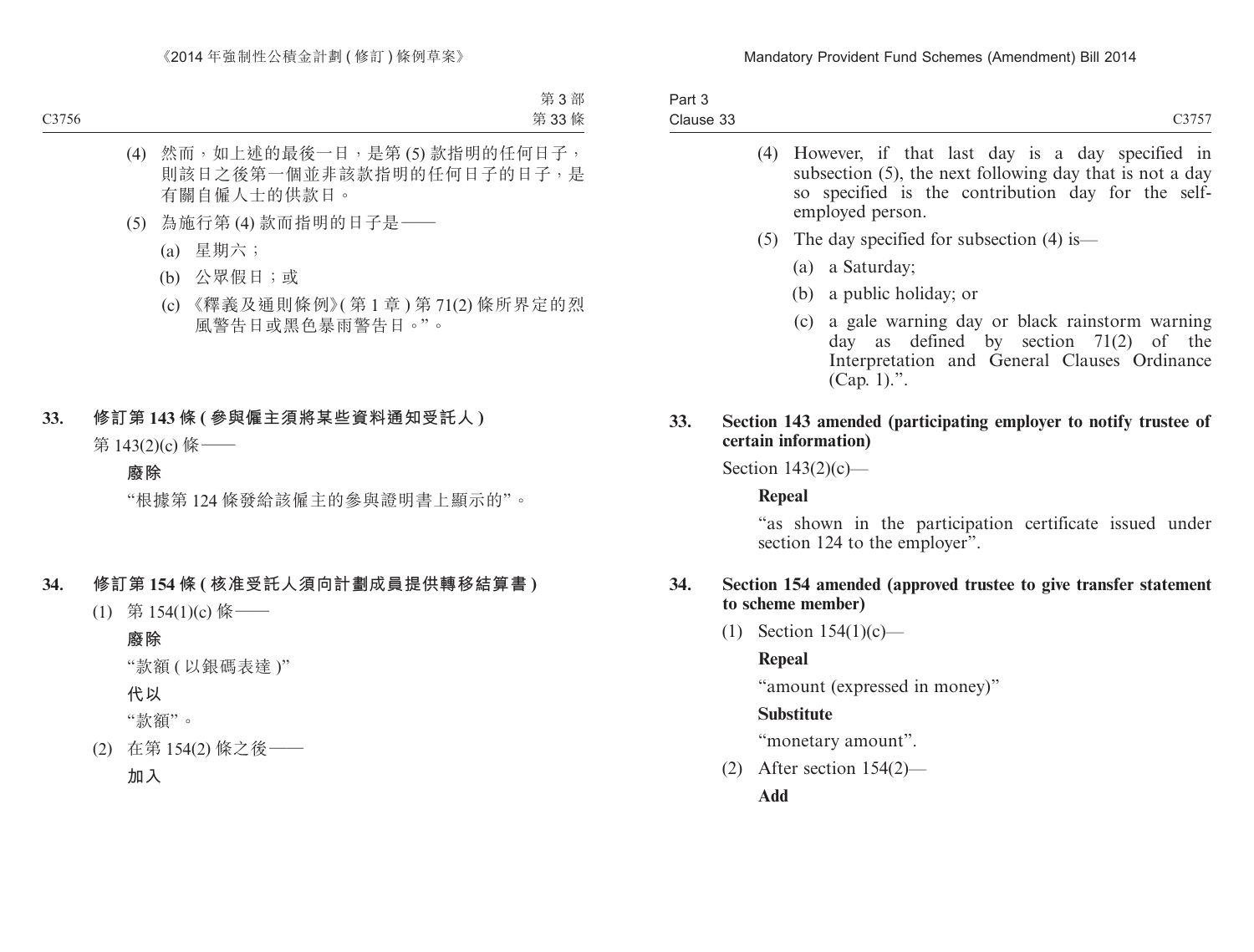(4) 然而，如上述的最後一日，是第 (5) 款指明的任何日子，則該日之後第一個並非該款指明的任何日子的日子，是有關自僱人士的供款日。

(5) 為施行第 (4) 款而指明的日子是——

(a) 星期六；

(b) 公眾假日；或

(c) 《釋義及通則條例》(第 1 章 ) 第 71(2) 條所界定的烈風警告日或黑色暴雨警告日。”。

### 33. 修訂第 143 條 ( 參與僱主須將某些資料通知受託人 )

第 143(2)(c) 條——

**廢除**

“根據第 124 條發給該僱主的參與證明書上顯示的”。

### 34. 修訂第 154 條 ( 核准受託人須向計劃成員提供轉移結算書 )

(1) 第 154(1)(c) 條——

**廢除**

“款額 ( 以銀碼表達 )”

**代以**

“款額”。

(2) 在第 154(2) 條之後——

**加入**

(4) However, if that last day is a day specified in subsection (5), the next following day that is not a day so specified is the contribution day for the self-employed person.

(5) The day specified for subsection (4) is—

(a) a Saturday;

(b) a public holiday; or

(c) a gale warning day or black rainstorm warning day as defined by section 71(2) of the Interpretation and General Clauses Ordinance (Cap. 1).”.

### 33. Section 143 amended (participating employer to notify trustee of certain information)

Section 143(2)(c)—

**Repeal**

“as shown in the participation certificate issued under section 124 to the employer”.

### 34. Section 154 amended (approved trustee to give transfer statement to scheme member)

(1) Section 154(1)(c)—

**Repeal**

“amount (expressed in money)”

**Substitute**

“monetary amount”.

(2) After section 154(2)—

**Add**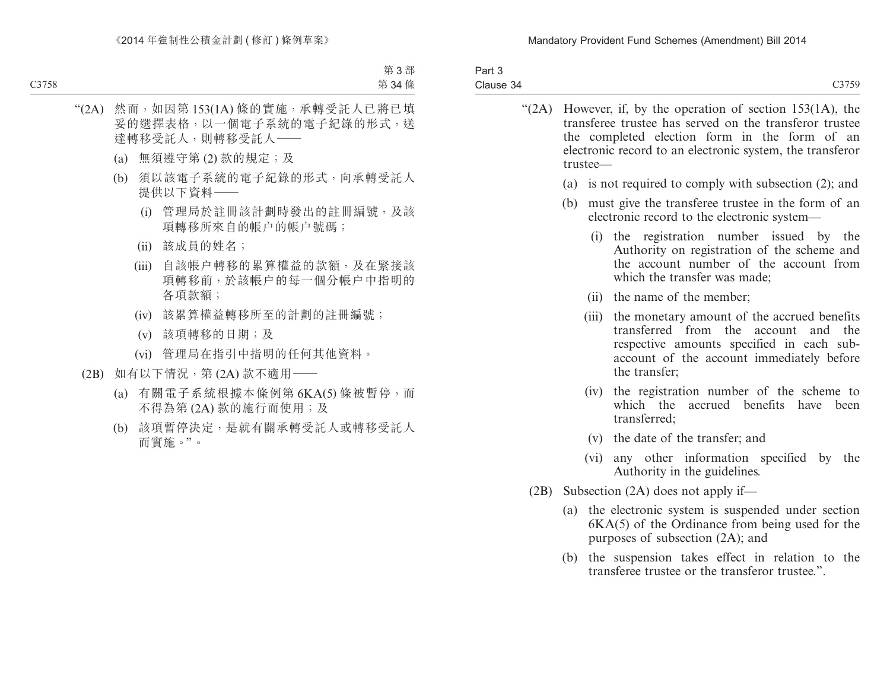“(2A) 然而，如因第 153(1A) 條的實施，承轉受託人已將已填妥的選擇表格，以一個電子系統的電子紀錄的形式，送達轉移受託人，則轉移受託人——

(a) 無須遵守第 (2) 款的規定；及

(b) 須以該電子系統的電子紀錄的形式，向承轉受託人提供以下資料——

(i) 管理局於註冊該計劃時發出的註冊編號，及該項轉移所來自的帳户的帳户號碼；

(ii) 該成員的姓名；

(iii) 自該帳户轉移的累算權益的款額，及在緊接該項轉移前，於該帳户的每一個分帳户中指明的各項款額；

(iv) 該累算權益轉移所至的計劃的註冊編號；

(v) 該項轉移的日期；及

(vi) 管理局在指引中指明的任何其他資料。

(2B) 如有以下情況，第 (2A) 款不適用——

(a) 有關電子系統根據本條例第 6KA(5) 條被暫停，而不得為第 (2A) 款的施行而使用；及

(b) 該項暫停決定，是就有關承轉受託人或轉移受託人而實施。”。

“(2A) However, if, by the operation of section 153(1A), the transferee trustee has served on the transferor trustee the completed election form in the form of an electronic record to an electronic system, the transferor trustee—

(a) is not required to comply with subsection (2); and

(b) must give the transferee trustee in the form of an electronic record to the electronic system—

(i) the registration number issued by the Authority on registration of the scheme and the account number of the account from which the transfer was made;

(ii) the name of the member;

(iii) the monetary amount of the accrued benefits transferred from the account and the respective amounts specified in each sub-account of the account immediately before the transfer;

(iv) the registration number of the scheme to which the accrued benefits have been transferred;

(v) the date of the transfer; and

(vi) any other information specified by the Authority in the guidelines.

(2B) Subsection (2A) does not apply if—

(a) the electronic system is suspended under section 6KA(5) of the Ordinance from being used for the purposes of subsection (2A); and

(b) the suspension takes effect in relation to the transferee trustee or the transferor trustee.”.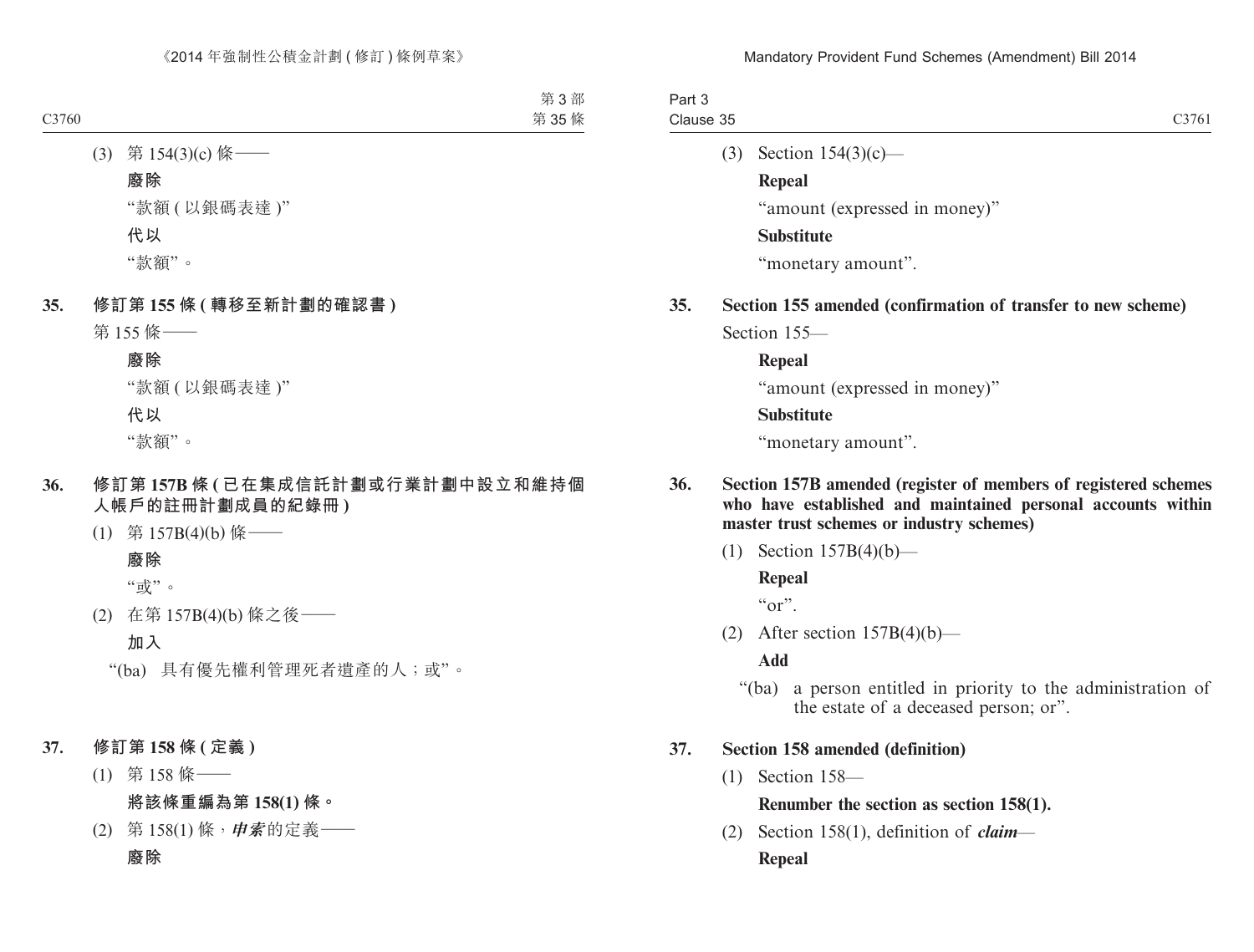(3) 第 154(3)(c) 條——

**廢除**

"款額 ( 以銀碼表達 )"

**代以**

"款額"。

**35. 修訂第 155 條 ( 轉移至新計劃的確認書 )**

第 155 條——

**廢除**

"款額 ( 以銀碼表達 )"

**代以**

"款額"。

**36. 修訂第 157B 條 ( 已在集成信託計劃或行業計劃中設立和維持個人帳戶的註冊計劃成員的紀錄冊 )**

(1) 第 157B(4)(b) 條——

**廢除**

"或"。

(2) 在第 157B(4)(b) 條之後——

**加入**

"(ba) 具有優先權利管理死者遺產的人；或"。

**37. 修訂第 158 條 ( 定義 )**

(1) 第 158 條——

**將該條重編為第 158(1) 條。**

(2) 第 158(1) 條，***申索***的定義——

**廢除**

(3) Section 154(3)(c)—

**Repeal**

"amount (expressed in money)"

**Substitute**

"monetary amount".

**35. Section 155 amended (confirmation of transfer to new scheme)**

Section 155—

**Repeal**

"amount (expressed in money)"

**Substitute**

"monetary amount".

**36. Section 157B amended (register of members of registered schemes who have established and maintained personal accounts within master trust schemes or industry schemes)**

(1) Section 157B(4)(b)—

**Repeal**

"or".

(2) After section 157B(4)(b)—

**Add**

"(ba) a person entitled in priority to the administration of the estate of a deceased person; or".

**37. Section 158 amended (definition)**

(1) Section 158—

**Renumber the section as section 158(1).**

(2) Section 158(1), definition of ***claim***—

**Repeal**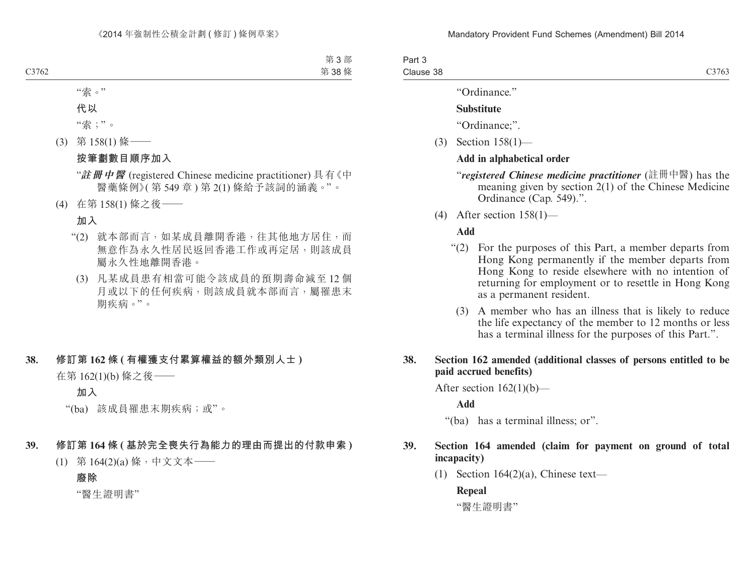“索。”

**代以**

“索；”。

(3) 第 158(1) 條——

**按筆劃數目順序加入**

“***註冊中醫*** (registered Chinese medicine practitioner) 具有《中醫藥條例》( 第 549 章 ) 第 2(1) 條給予該詞的涵義。”。

(4) 在第 158(1) 條之後——

**加入**

“(2) 就本部而言，如某成員離開香港，往其他地方居住，而無意作為永久性居民返回香港工作或再定居，則該成員屬永久性地離開香港。

(3) 凡某成員患有相當可能令該成員的預期壽命減至 12 個月或以下的任何疾病，則該成員就本部而言，屬罹患末期疾病。”。

**38. 修訂第 162 條 ( 有權獲支付累算權益的額外類別人士 )**

在第 162(1)(b) 條之後——

**加入**

“(ba) 該成員罹患末期疾病；或”。

**39. 修訂第 164 條 ( 基於完全喪失行為能力的理由而提出的付款申索 )**

(1) 第 164(2)(a) 條，中文文本——

**廢除**

“醫生證明書”

---

“Ordinance.”

**Substitute**

“Ordinance;”.

(3) Section 158(1)—

**Add in alphabetical order**

“***registered Chinese medicine practitioner*** (註冊中醫) has the meaning given by section 2(1) of the Chinese Medicine Ordinance (Cap. 549).”.

(4) After section 158(1)—

**Add**

“(2) For the purposes of this Part, a member departs from Hong Kong permanently if the member departs from Hong Kong to reside elsewhere with no intention of returning for employment or to resettle in Hong Kong as a permanent resident.

(3) A member who has an illness that is likely to reduce the life expectancy of the member to 12 months or less has a terminal illness for the purposes of this Part.”.

**38. Section 162 amended (additional classes of persons entitled to be paid accrued benefits)**

After section 162(1)(b)—

**Add**

“(ba) has a terminal illness; or”.

**39. Section 164 amended (claim for payment on ground of total incapacity)**

(1) Section 164(2)(a), Chinese text—

**Repeal**

“醫生證明書”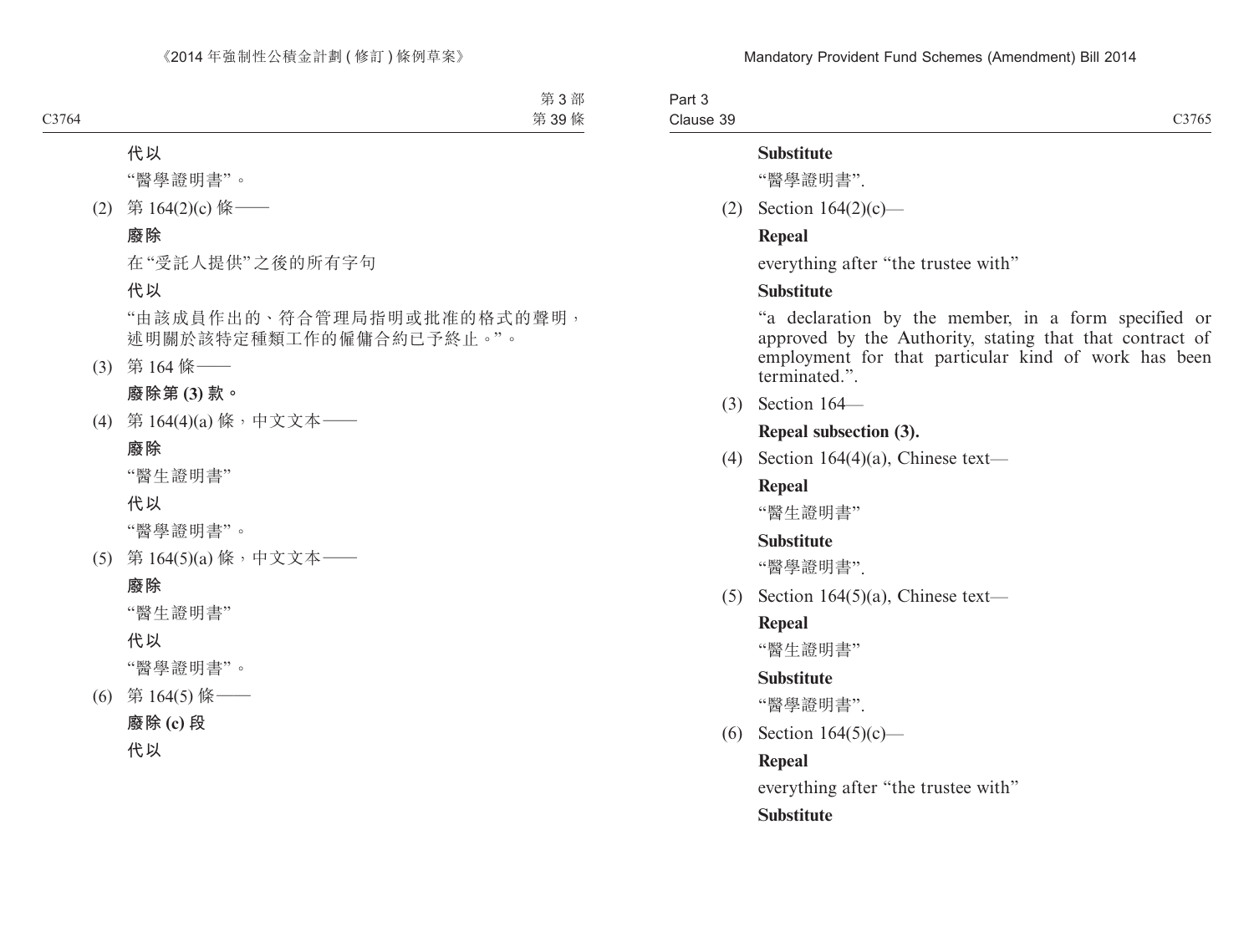**代以**

“醫學證明書”。

(2) 第 164(2)(c) 條——

**廢除**

在“受託人提供”之後的所有字句

**代以**

“由該成員作出的、符合管理局指明或批准的格式的聲明，述明關於該特定種類工作的僱傭合約已予終止。”。

(3) 第 164 條——

**廢除第 (3) 款。**

(4) 第 164(4)(a) 條，中文文本——

**廢除**

“醫生證明書”

**代以**

“醫學證明書”。

(5) 第 164(5)(a) 條，中文文本——

**廢除**

“醫生證明書”

**代以**

“醫學證明書”。

(6) 第 164(5) 條——

**廢除 (c) 段**

**代以**

**Substitute**

“醫學證明書”.

(2) Section 164(2)(c)—

**Repeal**

everything after “the trustee with”

**Substitute**

“a declaration by the member, in a form specified or approved by the Authority, stating that that contract of employment for that particular kind of work has been terminated.”.

(3) Section 164—

**Repeal subsection (3).**

(4) Section 164(4)(a), Chinese text—

**Repeal**

“醫生證明書”

**Substitute**

“醫學證明書”.

(5) Section 164(5)(a), Chinese text—

**Repeal**

“醫生證明書”

**Substitute**

“醫學證明書”.

(6) Section 164(5)(c)—

**Repeal**

everything after “the trustee with”

**Substitute**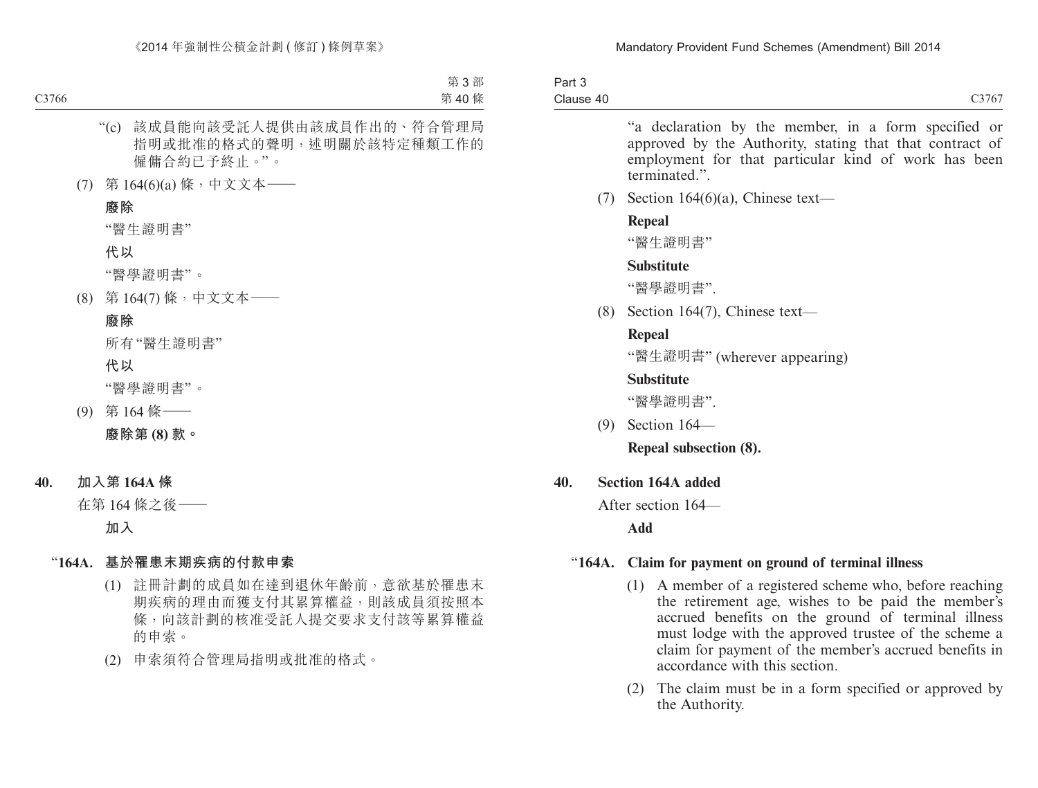“(c) 該成員能向該受託人提供由該成員作出的、符合管理局指明或批准的格式的聲明，述明關於該特定種類工作的僱傭合約已予終止。”。

(7) 第 164(6)(a) 條，中文文本——

**廢除**

“醫生證明書”

**代以**

“醫學證明書”。

(8) 第 164(7) 條，中文文本——

**廢除**

所有“醫生證明書”

**代以**

“醫學證明書”。

(9) 第 164 條——

**廢除第 (8) 款。**

**40. 加入第 164A 條**

在第 164 條之後——

**加入**

**“164A. 基於罹患末期疾病的付款申索**

(1) 註冊計劃的成員如在達到退休年齡前，意欲基於罹患末期疾病的理由而獲支付其累算權益，則該成員須按照本條，向該計劃的核准受託人提交要求支付該等累算權益的申索。

(2) 申索須符合管理局指明或批准的格式。

“a declaration by the member, in a form specified or approved by the Authority, stating that that contract of employment for that particular kind of work has been terminated.”.

(7) Section 164(6)(a), Chinese text—

**Repeal**

“醫生證明書”

**Substitute**

“醫學證明書”.

(8) Section 164(7), Chinese text—

**Repeal**

“醫生證明書” (wherever appearing)

**Substitute**

“醫學證明書”.

(9) Section 164—

**Repeal subsection (8).**

**40. Section 164A added**

After section 164—

**Add**

**“164A. Claim for payment on ground of terminal illness**

(1) A member of a registered scheme who, before reaching the retirement age, wishes to be paid the member’s accrued benefits on the ground of terminal illness must lodge with the approved trustee of the scheme a claim for payment of the member’s accrued benefits in accordance with this section.

(2) The claim must be in a form specified or approved by the Authority.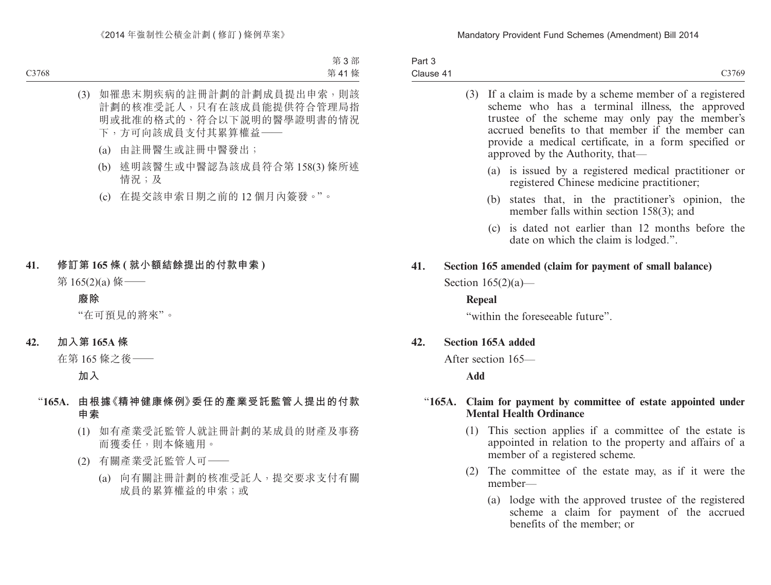(3) 如罹患末期疾病的註冊計劃的計劃成員提出申索，則該計劃的核准受託人，只有在該成員能提供符合管理局指明或批准的格式的、符合以下說明的醫學證明書的情況下，方可向該成員支付其累算權益——

(a) 由註冊醫生或註冊中醫發出；

(b) 述明該醫生或中醫認為該成員符合第 158(3) 條所述情況；及

(c) 在提交該申索日期之前的 12 個月內簽發。”。

**41. 修訂第 165 條 (就小額結餘提出的付款申索)**

第 165(2)(a) 條——

**廢除**

“在可預見的將來”。

**42. 加入第 165A 條**

在第 165 條之後——

**加入**

**“165A. 由根據《精神健康條例》委任的產業受託監管人提出的付款申索**

(1) 如有產業受託監管人就註冊計劃的某成員的財產及事務而獲委任，則本條適用。

(2) 有關產業受託監管人可——

(a) 向有關註冊計劃的核准受託人，提交要求支付有關成員的累算權益的申索；或

(3) If a claim is made by a scheme member of a registered scheme who has a terminal illness, the approved trustee of the scheme may only pay the member's accrued benefits to that member if the member can provide a medical certificate, in a form specified or approved by the Authority, that—

(a) is issued by a registered medical practitioner or registered Chinese medicine practitioner;

(b) states that, in the practitioner's opinion, the member falls within section 158(3); and

(c) is dated not earlier than 12 months before the date on which the claim is lodged.”.

**41. Section 165 amended (claim for payment of small balance)**

Section 165(2)(a)—

**Repeal**

“within the foreseeable future”.

**42. Section 165A added**

After section 165—

**Add**

**“165A. Claim for payment by committee of estate appointed under Mental Health Ordinance**

(1) This section applies if a committee of the estate is appointed in relation to the property and affairs of a member of a registered scheme.

(2) The committee of the estate may, as if it were the member—

(a) lodge with the approved trustee of the registered scheme a claim for payment of the accrued benefits of the member; or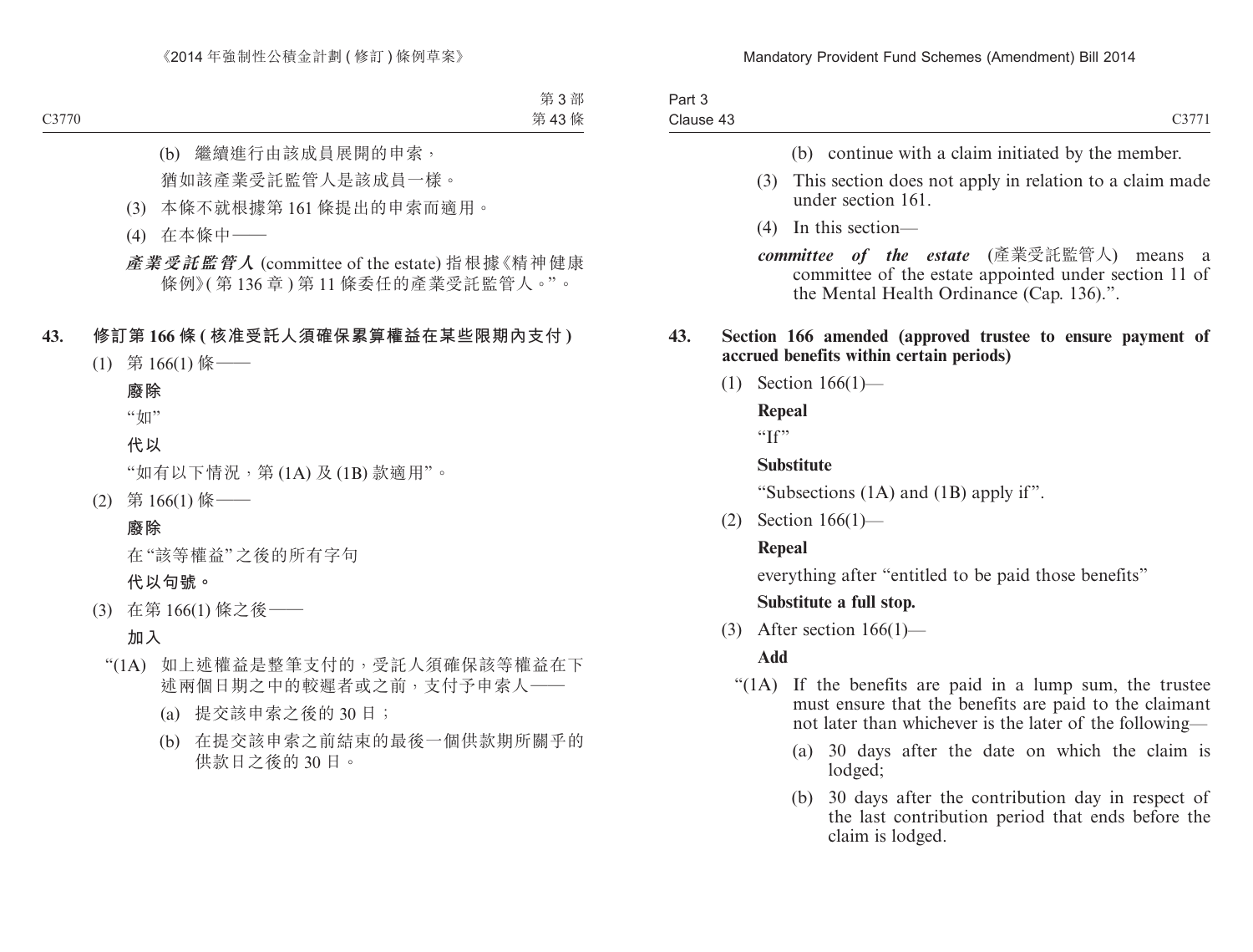(b) 繼續進行由該成員展開的申索，

猶如該產業受託監管人是該成員一樣。

(3) 本條不就根據第 161 條提出的申索而適用。

(4) 在本條中——

***產業受託監管人*** (committee of the estate) 指根據《精神健康條例》(第 136 章) 第 11 條委任的產業受託監管人。”。

**43. 修訂第 166 條 (核准受託人須確保累算權益在某些限期內支付)**

(1) 第 166(1) 條——

**廢除**

“如”

**代以**

“如有以下情況，第 (1A) 及 (1B) 款適用”。

(2) 第 166(1) 條——

**廢除**

在“該等權益”之後的所有字句

**代以句號。**

(3) 在第 166(1) 條之後——

**加入**

“(1A) 如上述權益是整筆支付的，受託人須確保該等權益在下述兩個日期之中的較遲者或之前，支付予申索人——

(a) 提交該申索之後的 30 日；

(b) 在提交該申索之前結束的最後一個供款期所關乎的供款日之後的 30 日。

---

(b) continue with a claim initiated by the member.

(3) This section does not apply in relation to a claim made under section 161.

(4) In this section—

***committee of the estate*** (產業受託監管人) means a committee of the estate appointed under section 11 of the Mental Health Ordinance (Cap. 136).”.

**43. Section 166 amended (approved trustee to ensure payment of accrued benefits within certain periods)**

(1) Section 166(1)—

**Repeal**

“If”

**Substitute**

“Subsections (1A) and (1B) apply if”.

(2) Section 166(1)—

**Repeal**

everything after “entitled to be paid those benefits”

**Substitute a full stop.**

(3) After section 166(1)—

**Add**

“(1A) If the benefits are paid in a lump sum, the trustee must ensure that the benefits are paid to the claimant not later than whichever is the later of the following—

(a) 30 days after the date on which the claim is lodged;

(b) 30 days after the contribution day in respect of the last contribution period that ends before the claim is lodged.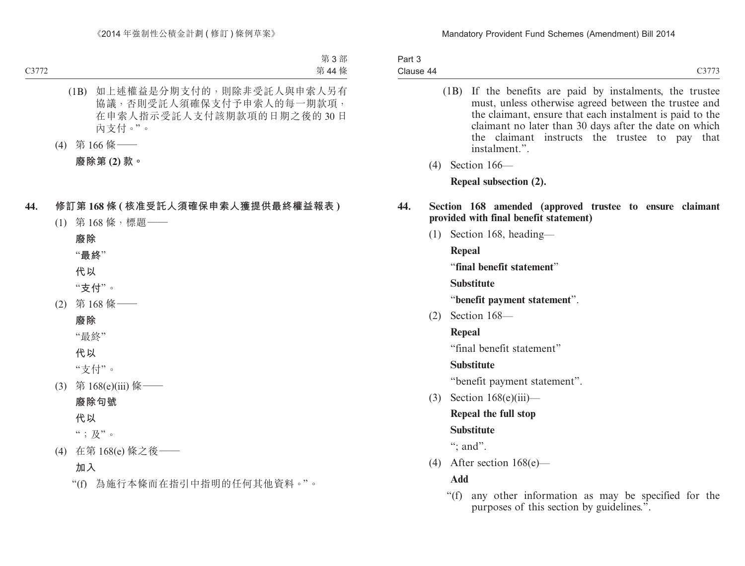(1B) 如上述權益是分期支付的，則除非受託人與申索人另有協議，否則受託人須確保支付予申索人的每一期款項，在申索人指示受託人支付該期款項的日期之後的 30 日內支付。”。

(4) 第 166 條——

**廢除第 (2) 款。**

**44. 修訂第 168 條 (核准受託人須確保申索人獲提供最終權益報表)**

(1) 第 168 條，標題——

**廢除**

“**最終**”

**代以**

“**支付**”。

(2) 第 168 條——

**廢除**

“最終”

**代以**

“支付”。

(3) 第 168(e)(iii) 條——

**廢除句號**

**代以**

“；及”。

(4) 在第 168(e) 條之後——

**加入**

“(f) 為施行本條而在指引中指明的任何其他資料。”。

(1B) If the benefits are paid by instalments, the trustee must, unless otherwise agreed between the trustee and the claimant, ensure that each instalment is paid to the claimant no later than 30 days after the date on which the claimant instructs the trustee to pay that instalment.”.

(4) Section 166—

**Repeal subsection (2).**

**44. Section 168 amended (approved trustee to ensure claimant provided with final benefit statement)**

(1) Section 168, heading—

**Repeal**

“**final benefit statement**”

**Substitute**

“**benefit payment statement**”.

(2) Section 168—

**Repeal**

“final benefit statement”

**Substitute**

“benefit payment statement”.

(3) Section 168(e)(iii)—

**Repeal the full stop**

**Substitute**

“; and”.

(4) After section 168(e)—

**Add**

“(f) any other information as may be specified for the purposes of this section by guidelines.”.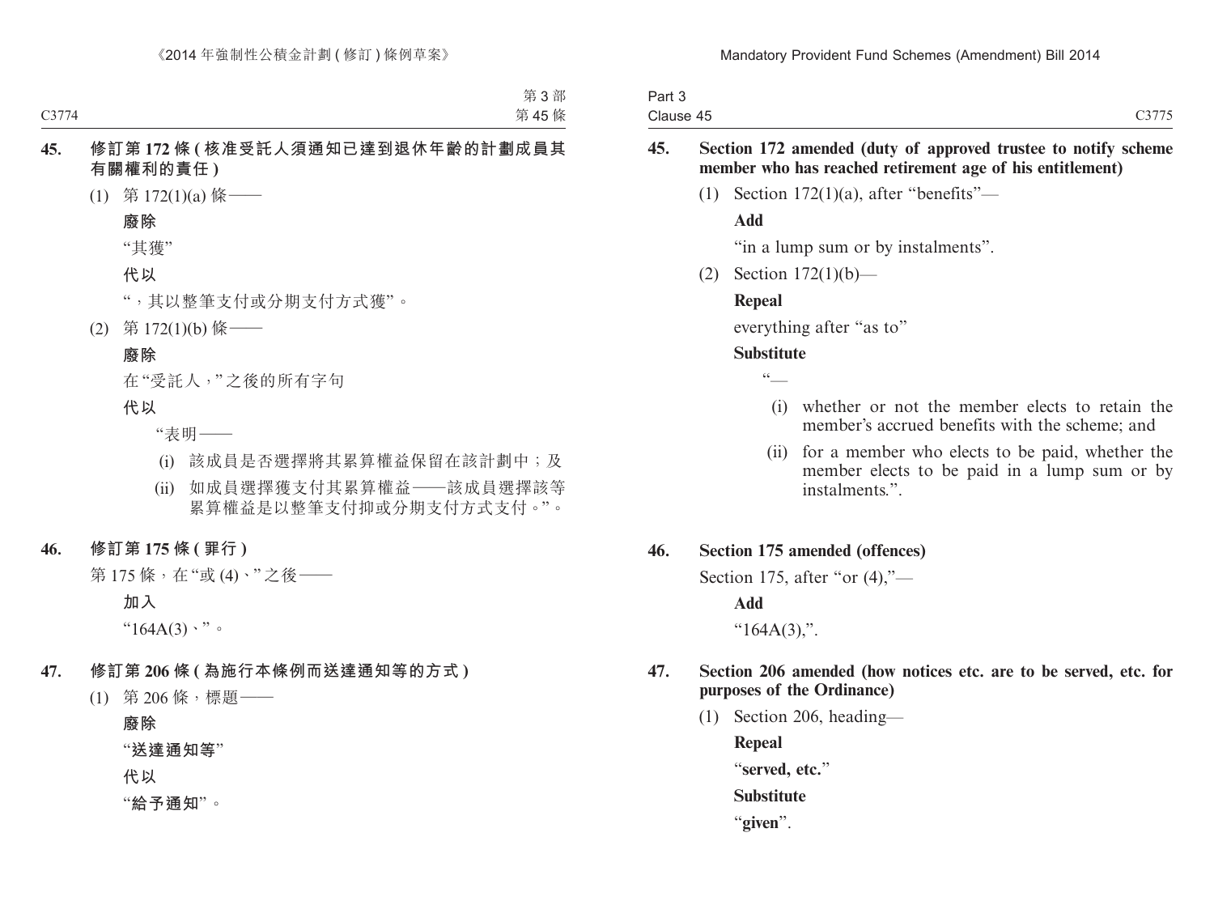**45. 修訂第 172 條 (核准受託人須通知已達到退休年齡的計劃成員其有關權利的責任)**

(1) 第 172(1)(a) 條——

**廢除**

"其獲"

**代以**

"，其以整筆支付或分期支付方式獲"。

(2) 第 172(1)(b) 條——

**廢除**

在"受託人，"之後的所有字句

**代以**

"表明——

(i) 該成員是否選擇將其累算權益保留在該計劃中；及

(ii) 如成員選擇獲支付其累算權益——該成員選擇該等累算權益是以整筆支付抑或分期支付方式支付。"。

**46. 修訂第 175 條 (罪行)**

第 175 條，在"或 (4)、"之後——

**加入**

"164A(3)、"。

**47. 修訂第 206 條 (為施行本條例而送達通知等的方式)**

(1) 第 206 條，標題——

**廢除**

"**送達通知等**"

**代以**

"**給予通知**"。

**45. Section 172 amended (duty of approved trustee to notify scheme member who has reached retirement age of his entitlement)**

(1) Section 172(1)(a), after "benefits"—

**Add**

"in a lump sum or by instalments".

(2) Section 172(1)(b)—

**Repeal**

everything after "as to"

**Substitute**

"—

(i) whether or not the member elects to retain the member's accrued benefits with the scheme; and

(ii) for a member who elects to be paid, whether the member elects to be paid in a lump sum or by instalments.".

**46. Section 175 amended (offences)**

Section 175, after "or (4),"—

**Add**

"164A(3),".

**47. Section 206 amended (how notices etc. are to be served, etc. for purposes of the Ordinance)**

(1) Section 206, heading—

**Repeal**

"**served, etc.**"

**Substitute**

"**given**".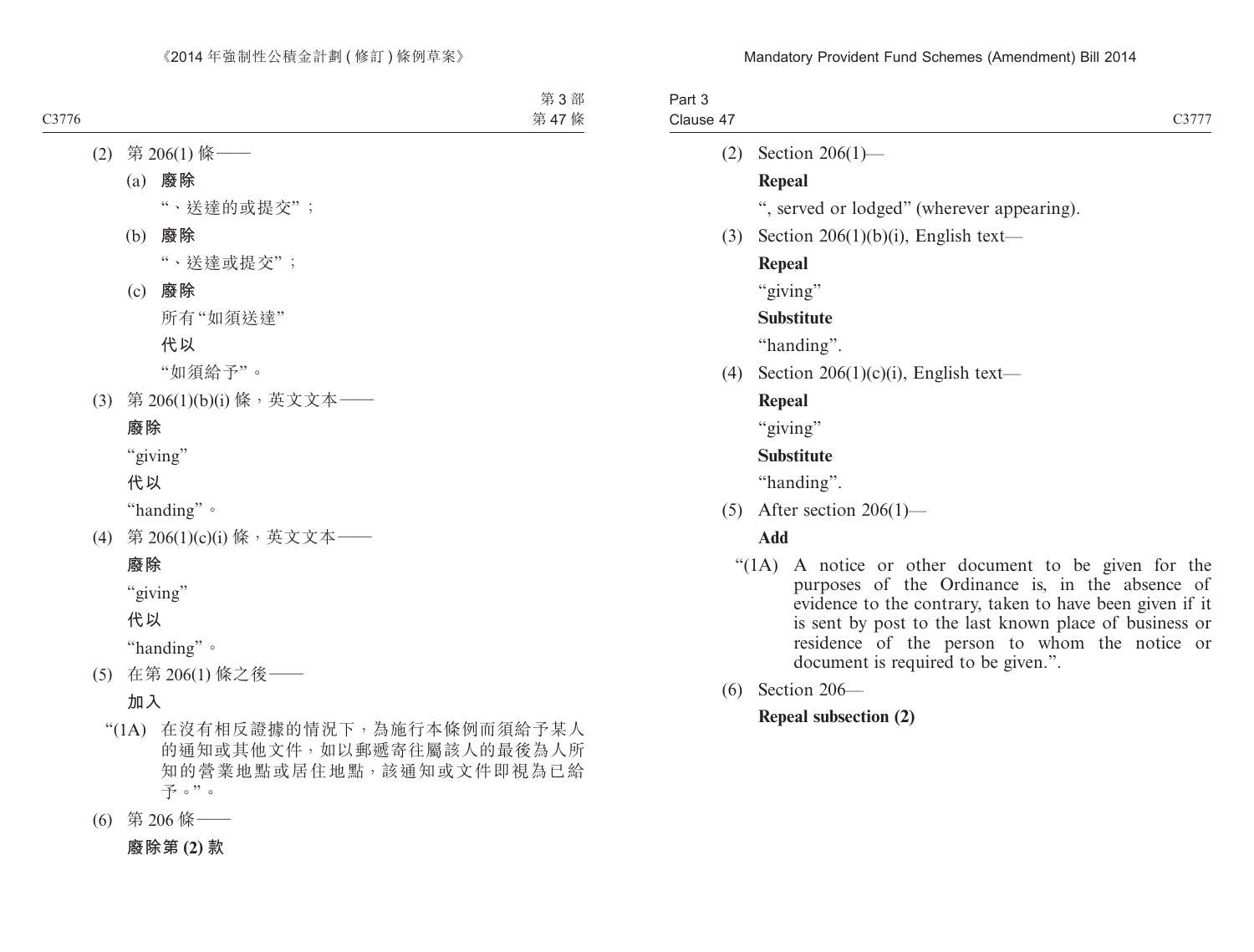(2) 第 206(1) 條——

(a) **廢除**

"、送達的或提交"；

(b) **廢除**

"、送達或提交"；

(c) **廢除**

所有"如須送達"

**代以**

"如須給予"。

(3) 第 206(1)(b)(i) 條，英文文本——

**廢除**

"giving"

**代以**

"handing"。

(4) 第 206(1)(c)(i) 條，英文文本——

**廢除**

"giving"

**代以**

"handing"。

(5) 在第 206(1) 條之後——

**加入**

"(1A) 在沒有相反證據的情況下，為施行本條例而須給予某人的通知或其他文件，如以郵遞寄往屬該人的最後為人所知的營業地點或居住地點，該通知或文件即視為已給予。"。

(6) 第 206 條——

**廢除第 (2) 款**

(2) Section 206(1)—

**Repeal**

", served or lodged" (wherever appearing).

(3) Section 206(1)(b)(i), English text—

**Repeal**

"giving"

**Substitute**

"handing".

(4) Section 206(1)(c)(i), English text—

**Repeal**

"giving"

**Substitute**

"handing".

(5) After section 206(1)—

**Add**

"(1A) A notice or other document to be given for the purposes of the Ordinance is, in the absence of evidence to the contrary, taken to have been given if it is sent by post to the last known place of business or residence of the person to whom the notice or document is required to be given.".

(6) Section 206—

**Repeal subsection (2)**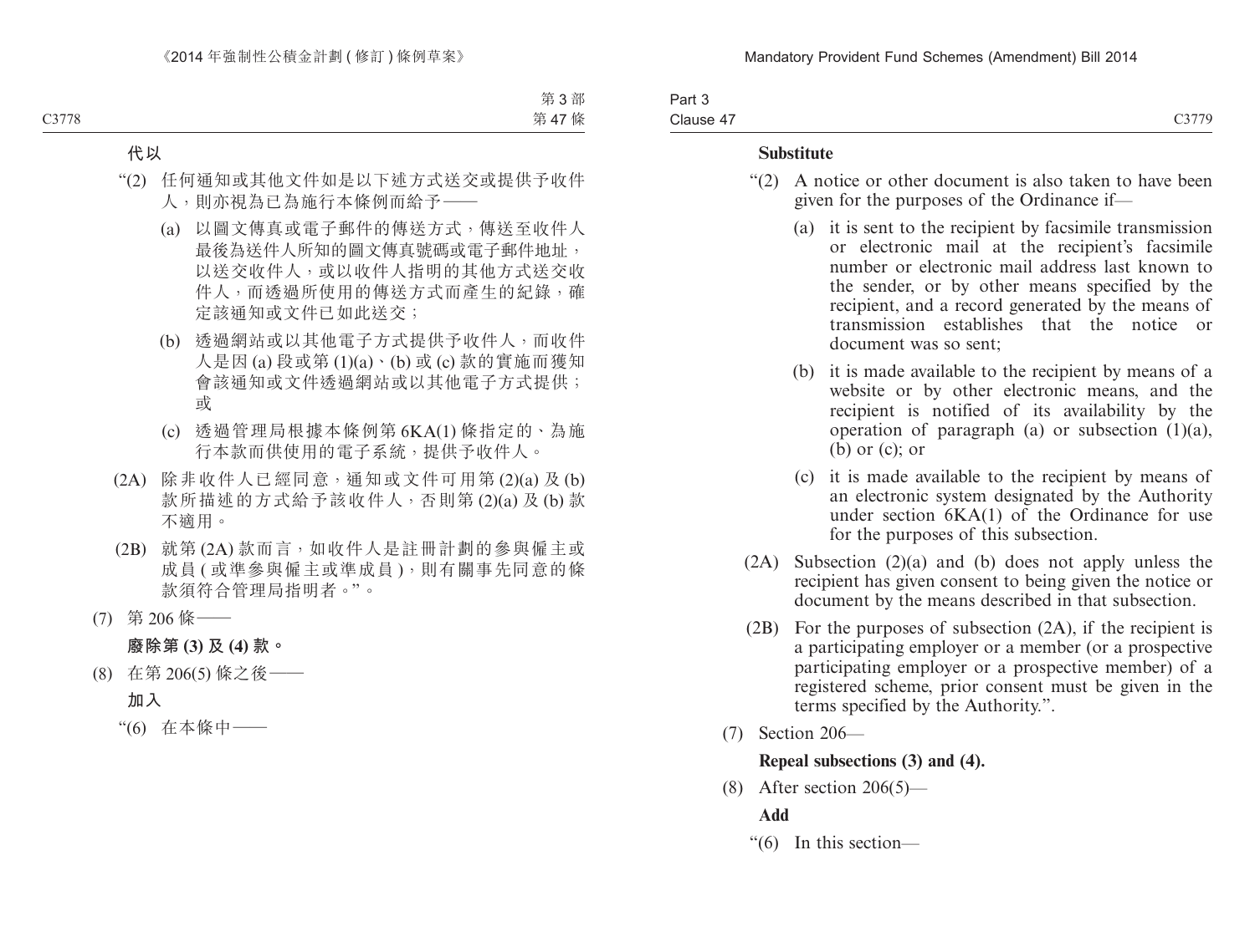**代以**

“(2) 任何通知或其他文件如是以下述方式送交或提供予收件人，則亦視為已為施行本條例而給予——

(a) 以圖文傳真或電子郵件的傳送方式，傳送至收件人最後為送件人所知的圖文傳真號碼或電子郵件地址，以送交收件人，或以收件人指明的其他方式送交收件人，而透過所使用的傳送方式而產生的紀錄，確定該通知或文件已如此送交；

(b) 透過網站或以其他電子方式提供予收件人，而收件人是因 (a) 段或第 (1)(a)、(b) 或 (c) 款的實施而獲知會該通知或文件透過網站或以其他電子方式提供；或

(c) 透過管理局根據本條例第 6KA(1) 條指定的、為施行本款而供使用的電子系統，提供予收件人。

(2A) 除非收件人已經同意，通知或文件可用第 (2)(a) 及 (b) 款所描述的方式給予該收件人，否則第 (2)(a) 及 (b) 款不適用。

(2B) 就第 (2A) 款而言，如收件人是註冊計劃的參與僱主或成員 (或準參與僱主或準成員)，則有關事先同意的條款須符合管理局指明者。”。

(7) 第 206 條——

**廢除第 (3) 及 (4) 款。**

(8) 在第 206(5) 條之後——

**加入**

“(6) 在本條中——

**Substitute**

“(2) A notice or other document is also taken to have been given for the purposes of the Ordinance if—

(a) it is sent to the recipient by facsimile transmission or electronic mail at the recipient’s facsimile number or electronic mail address last known to the sender, or by other means specified by the recipient, and a record generated by the means of transmission establishes that the notice or document was so sent;

(b) it is made available to the recipient by means of a website or by other electronic means, and the recipient is notified of its availability by the operation of paragraph (a) or subsection (1)(a), (b) or (c); or

(c) it is made available to the recipient by means of an electronic system designated by the Authority under section 6KA(1) of the Ordinance for use for the purposes of this subsection.

(2A) Subsection (2)(a) and (b) does not apply unless the recipient has given consent to being given the notice or document by the means described in that subsection.

(2B) For the purposes of subsection (2A), if the recipient is a participating employer or a member (or a prospective participating employer or a prospective member) of a registered scheme, prior consent must be given in the terms specified by the Authority.”.

(7) Section 206—

**Repeal subsections (3) and (4).**

(8) After section 206(5)—

**Add**

“(6) In this section—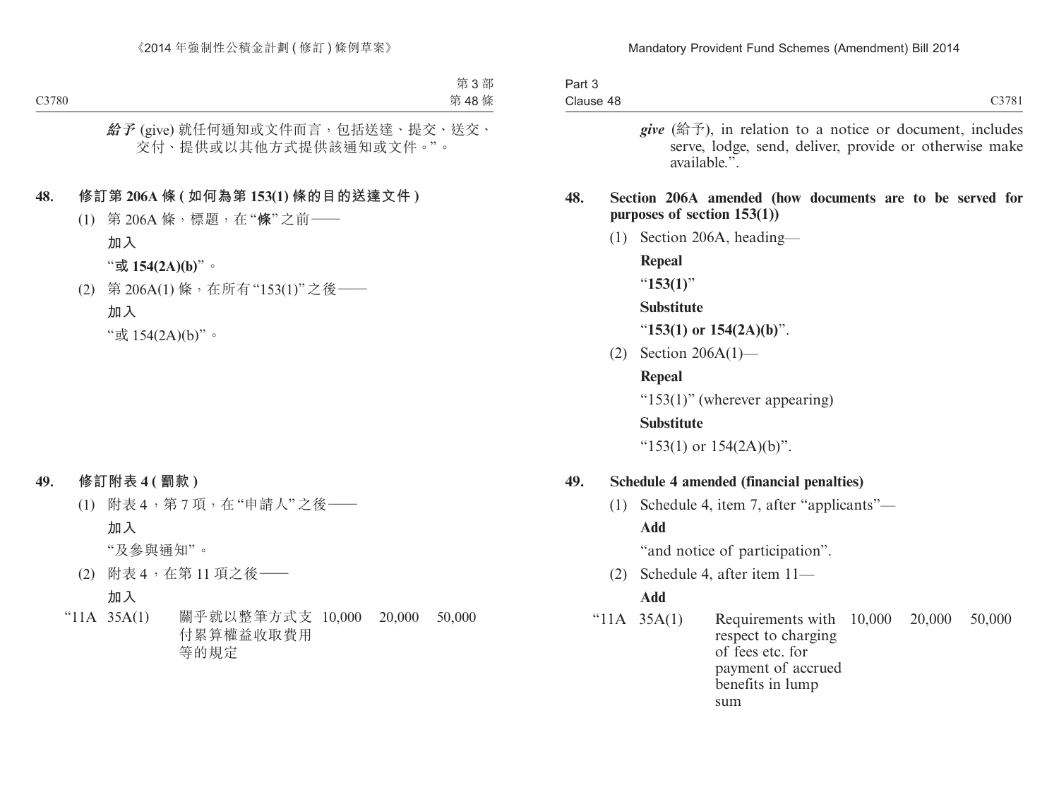***給予*** (give) 就任何通知或文件而言，包括送達、提交、送交、交付、提供或以其他方式提供該通知或文件。”。

**48. 修訂第 206A 條 (如何為第 153(1) 條的目的送達文件)**

(1) 第 206A 條，標題，在“**條**”之前——

**加入**

“**或 154(2A)(b)**”。

(2) 第 206A(1) 條，在所有“153(1)”之後——

**加入**

“或 154(2A)(b)”。

**49. 修訂附表 4 (罰款)**

(1) 附表 4，第 7 項，在“申請人”之後——

**加入**

“及參與通知”。

(2) 附表 4，在第 11 項之後——

**加入**

| “11A | 35A(1) | 關乎就以整筆方式支付累算權益收取費用等的規定 | 10,000 | 20,000 | 50,000 |
|---|---|---|---|---|---|

***give*** (給予), in relation to a notice or document, includes serve, lodge, send, deliver, provide or otherwise make available.”.

**48. Section 206A amended (how documents are to be served for purposes of section 153(1))**

(1) Section 206A, heading—

**Repeal**

“**153(1)**”

**Substitute**

“**153(1) or 154(2A)(b)**”.

(2) Section 206A(1)—

**Repeal**

“153(1)” (wherever appearing)

**Substitute**

“153(1) or 154(2A)(b)”.

**49. Schedule 4 amended (financial penalties)**

(1) Schedule 4, item 7, after “applicants”—

**Add**

“and notice of participation”.

(2) Schedule 4, after item 11—

**Add**

| “11A | 35A(1) | Requirements with respect to charging of fees etc. for payment of accrued benefits in lump sum | 10,000 | 20,000 | 50,000 |
|---|---|---|---|---|---|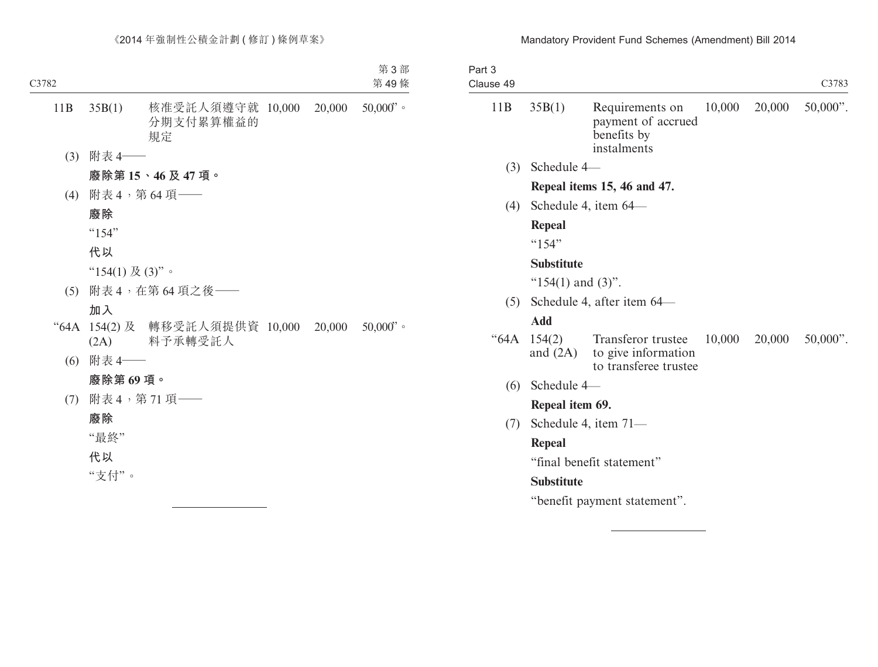| 11B | 35B(1) | 核准受託人須遵守就分期支付累算權益的規定 | 10,000 | 20,000 | 50,000”。 |
|---|---|---|---|---|---|

(3) 附表 4——

**廢除第 15、46 及 47 項。**

(4) 附表 4,第 64 項——

**廢除**

“154”

**代以**

“154(1) 及 (3)”。

(5) 附表 4,在第 64 項之後——

**加入**

| “64A | 154(2) 及 (2A) | 轉移受託人須提供資料予承轉受託人 | 10,000 | 20,000 | 50,000”。 |
|---|---|---|---|---|---|

(6) 附表 4——

**廢除第 69 項。**

(7) 附表 4,第 71 項——

**廢除**

“最終”

**代以**

“支付”。

---

| 11B | 35B(1) | Requirements on payment of accrued benefits by instalments | 10,000 | 20,000 | 50,000”. |
|---|---|---|---|---|---|

(3) Schedule 4—

**Repeal items 15, 46 and 47.**

(4) Schedule 4, item 64—

**Repeal**

“154”

**Substitute**

“154(1) and (3)”.

(5) Schedule 4, after item 64—

**Add**

| “64A | 154(2) and (2A) | Transferor trustee to give information to transferee trustee | 10,000 | 20,000 | 50,000”. |
|---|---|---|---|---|---|

(6) Schedule 4—

**Repeal item 69.**

(7) Schedule 4, item 71—

**Repeal**

“final benefit statement”

**Substitute**

“benefit payment statement”.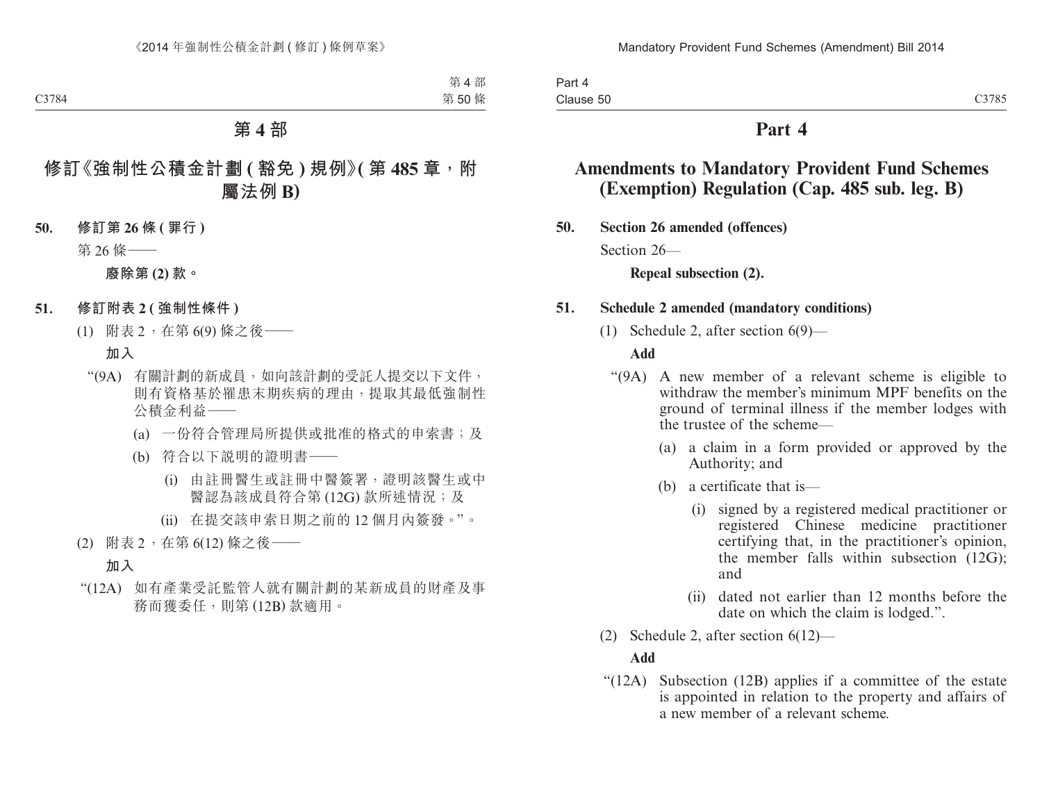# 第 4 部

## 修訂《強制性公積金計劃 (豁免) 規例》(第 485 章，附屬法例 B)

**50. 修訂第 26 條 (罪行)**

第 26 條——

**廢除第 (2) 款。**

**51. 修訂附表 2 (強制性條件)**

(1) 附表 2，在第 6(9) 條之後——

**加入**

"(9A) 有關計劃的新成員，如向該計劃的受託人提交以下文件，則有資格基於罹患末期疾病的理由，提取其最低強制性公積金利益——

(a) 一份符合管理局所提供或批准的格式的申索書；及

(b) 符合以下說明的證明書——

(i) 由註冊醫生或註冊中醫簽署，證明該醫生或中醫認為該成員符合第 (12G) 款所述情況；及

(ii) 在提交該申索日期之前的 12 個月內簽發。"。

(2) 附表 2，在第 6(12) 條之後——

**加入**

"(12A) 如有產業受託監管人就有關計劃的某新成員的財產及事務而獲委任，則第 (12B) 款適用。

# Part 4

## Amendments to Mandatory Provident Fund Schemes (Exemption) Regulation (Cap. 485 sub. leg. B)

**50. Section 26 amended (offences)**

Section 26—

**Repeal subsection (2).**

**51. Schedule 2 amended (mandatory conditions)**

(1) Schedule 2, after section 6(9)—

**Add**

"(9A) A new member of a relevant scheme is eligible to withdraw the member's minimum MPF benefits on the ground of terminal illness if the member lodges with the trustee of the scheme—

(a) a claim in a form provided or approved by the Authority; and

(b) a certificate that is—

(i) signed by a registered medical practitioner or registered Chinese medicine practitioner certifying that, in the practitioner's opinion, the member falls within subsection (12G); and

(ii) dated not earlier than 12 months before the date on which the claim is lodged.".

(2) Schedule 2, after section 6(12)—

**Add**

"(12A) Subsection (12B) applies if a committee of the estate is appointed in relation to the property and affairs of a new member of a relevant scheme.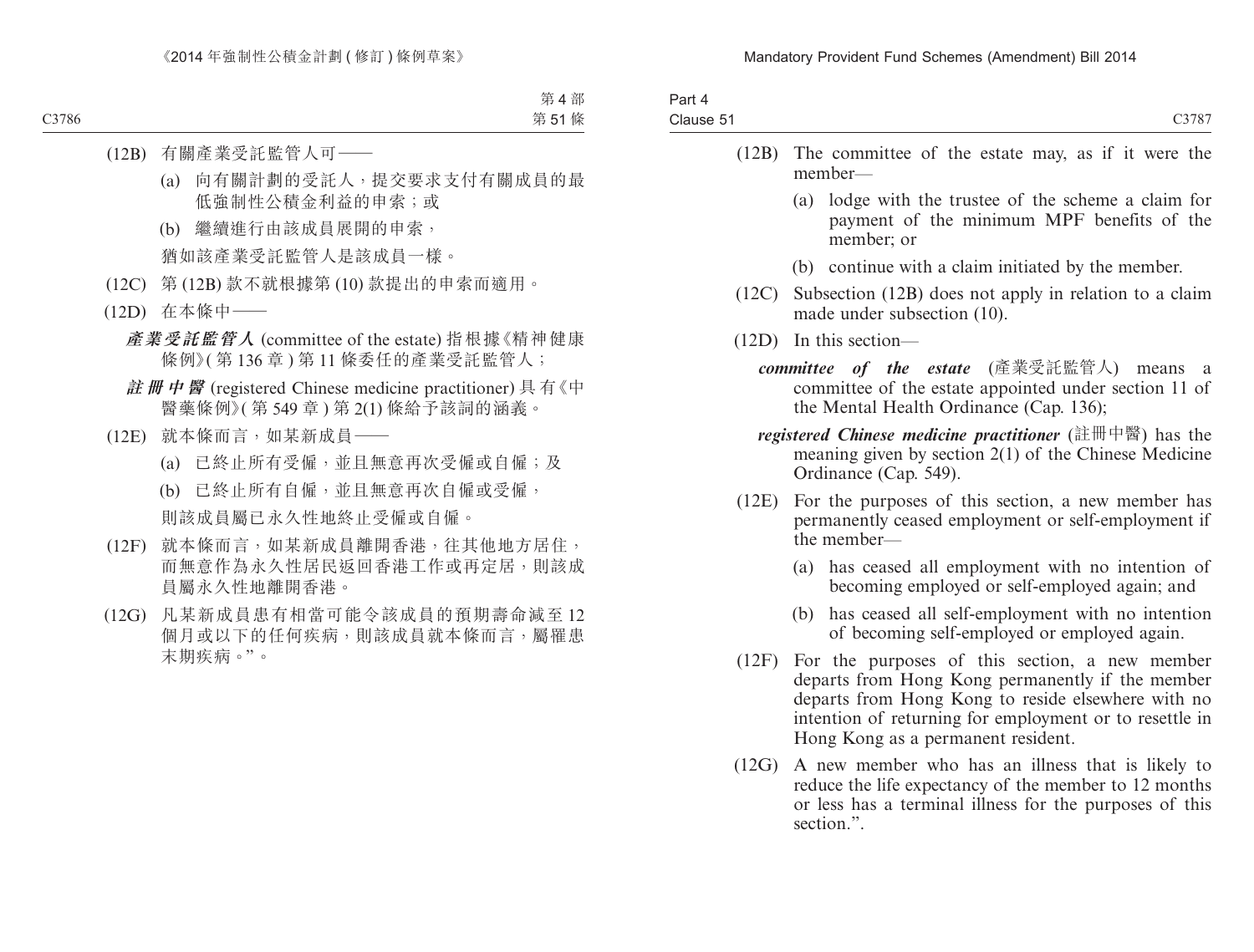(12B) 有關產業受託監管人可——

(a) 向有關計劃的受託人，提交要求支付有關成員的最低強制性公積金利益的申索；或

(b) 繼續進行由該成員展開的申索，

猶如該產業受託監管人是該成員一樣。

(12C) 第 (12B) 款不就根據第 (10) 款提出的申索而適用。

(12D) 在本條中——

***產業受託監管人*** (committee of the estate) 指根據《精神健康條例》( 第 136 章 ) 第 11 條委任的產業受託監管人；

***註冊中醫*** (registered Chinese medicine practitioner) 具有《中醫藥條例》( 第 549 章 ) 第 2(1) 條給予該詞的涵義。

(12E) 就本條而言，如某新成員——

(a) 已終止所有受僱，並且無意再次受僱或自僱；及

(b) 已終止所有自僱，並且無意再次自僱或受僱，

則該成員屬已永久性地終止受僱或自僱。

(12F) 就本條而言，如某新成員離開香港，往其他地方居住，而無意作為永久性居民返回香港工作或再定居，則該成員屬永久性地離開香港。

(12G) 凡某新成員患有相當可能令該成員的預期壽命減至 12 個月或以下的任何疾病，則該成員就本條而言，屬罹患末期疾病。”。

(12B) The committee of the estate may, as if it were the member—

(a) lodge with the trustee of the scheme a claim for payment of the minimum MPF benefits of the member; or

(b) continue with a claim initiated by the member.

(12C) Subsection (12B) does not apply in relation to a claim made under subsection (10).

(12D) In this section—

***committee of the estate*** (產業受託監管人) means a committee of the estate appointed under section 11 of the Mental Health Ordinance (Cap. 136);

***registered Chinese medicine practitioner*** (註冊中醫) has the meaning given by section 2(1) of the Chinese Medicine Ordinance (Cap. 549).

(12E) For the purposes of this section, a new member has permanently ceased employment or self-employment if the member—

(a) has ceased all employment with no intention of becoming employed or self-employed again; and

(b) has ceased all self-employment with no intention of becoming self-employed or employed again.

(12F) For the purposes of this section, a new member departs from Hong Kong permanently if the member departs from Hong Kong to reside elsewhere with no intention of returning for employment or to resettle in Hong Kong as a permanent resident.

(12G) A new member who has an illness that is likely to reduce the life expectancy of the member to 12 months or less has a terminal illness for the purposes of this section.”.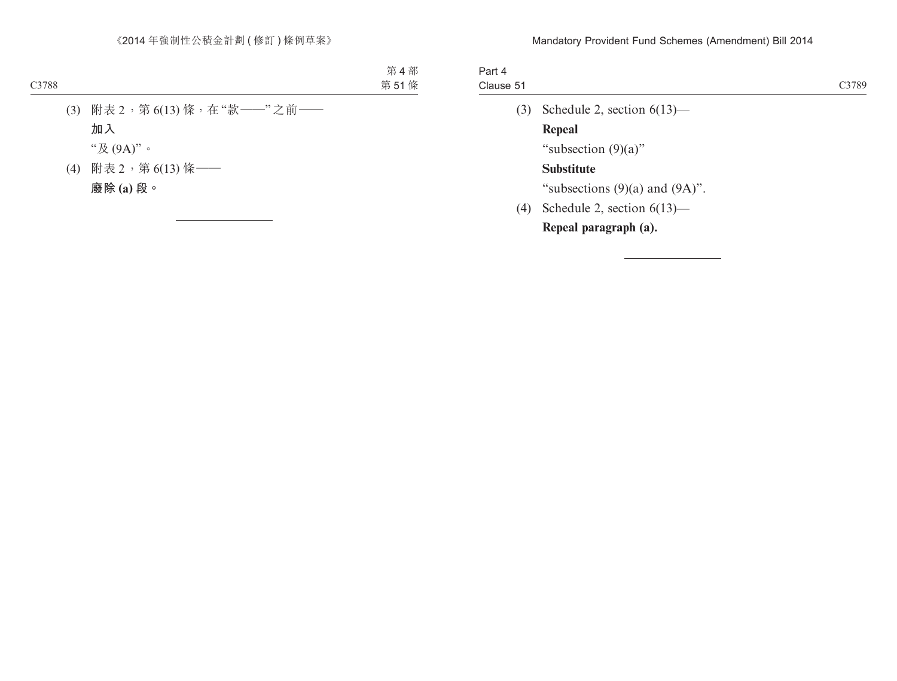(3) 附表 2，第 6(13) 條，在“款——”之前——

**加入**

“及 (9A)”。

(4) 附表 2，第 6(13) 條——

**廢除 (a) 段。**

---

(3) Schedule 2, section 6(13)—

**Repeal**

“subsection (9)(a)”

**Substitute**

“subsections (9)(a) and (9A)”.

(4) Schedule 2, section 6(13)—

**Repeal paragraph (a).**

---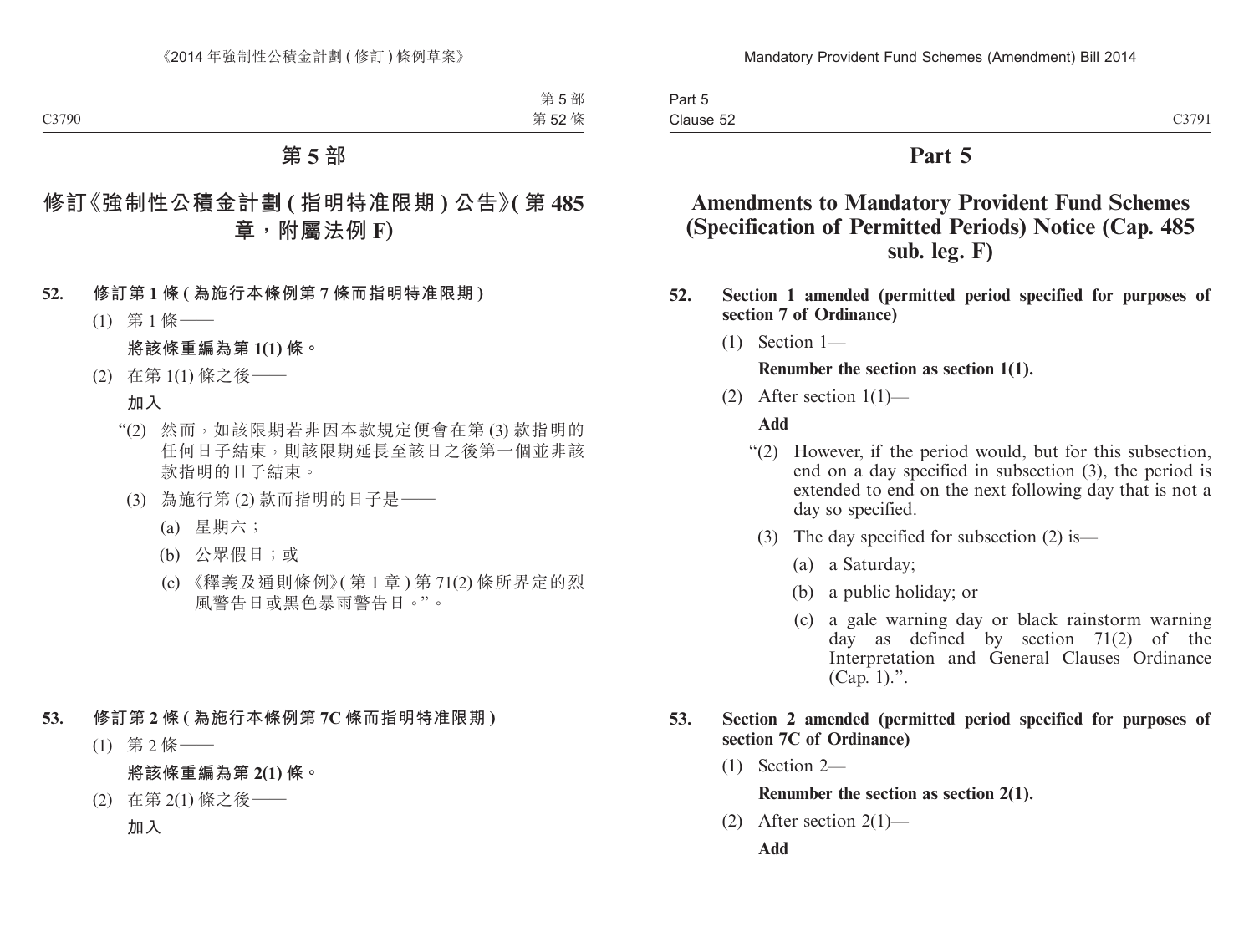# 第 5 部

## 修訂《強制性公積金計劃 ( 指明特准限期 ) 公告》( 第 485 章，附屬法例 F)

**52. 修訂第 1 條 ( 為施行本條例第 7 條而指明特准限期 )**

(1) 第 1 條——

**將該條重編為第 1(1) 條。**

(2) 在第 1(1) 條之後——

**加入**

“(2) 然而，如該限期若非因本款規定便會在第 (3) 款指明的任何日子結束，則該限期延長至該日之後第一個並非該款指明的日子結束。

(3) 為施行第 (2) 款而指明的日子是——

(a) 星期六；

(b) 公眾假日；或

(c) 《釋義及通則條例》( 第 1 章 ) 第 71(2) 條所界定的烈風警告日或黑色暴雨警告日。”。

**53. 修訂第 2 條 ( 為施行本條例第 7C 條而指明特准限期 )**

(1) 第 2 條——

**將該條重編為第 2(1) 條。**

(2) 在第 2(1) 條之後——

**加入**

# Part 5

## Amendments to Mandatory Provident Fund Schemes (Specification of Permitted Periods) Notice (Cap. 485 sub. leg. F)

**52. Section 1 amended (permitted period specified for purposes of section 7 of Ordinance)**

(1) Section 1—

**Renumber the section as section 1(1).**

(2) After section 1(1)—

**Add**

“(2) However, if the period would, but for this subsection, end on a day specified in subsection (3), the period is extended to end on the next following day that is not a day so specified.

(3) The day specified for subsection (2) is—

(a) a Saturday;

(b) a public holiday; or

(c) a gale warning day or black rainstorm warning day as defined by section 71(2) of the Interpretation and General Clauses Ordinance (Cap. 1).”.

**53. Section 2 amended (permitted period specified for purposes of section 7C of Ordinance)**

(1) Section 2—

**Renumber the section as section 2(1).**

(2) After section 2(1)—

**Add**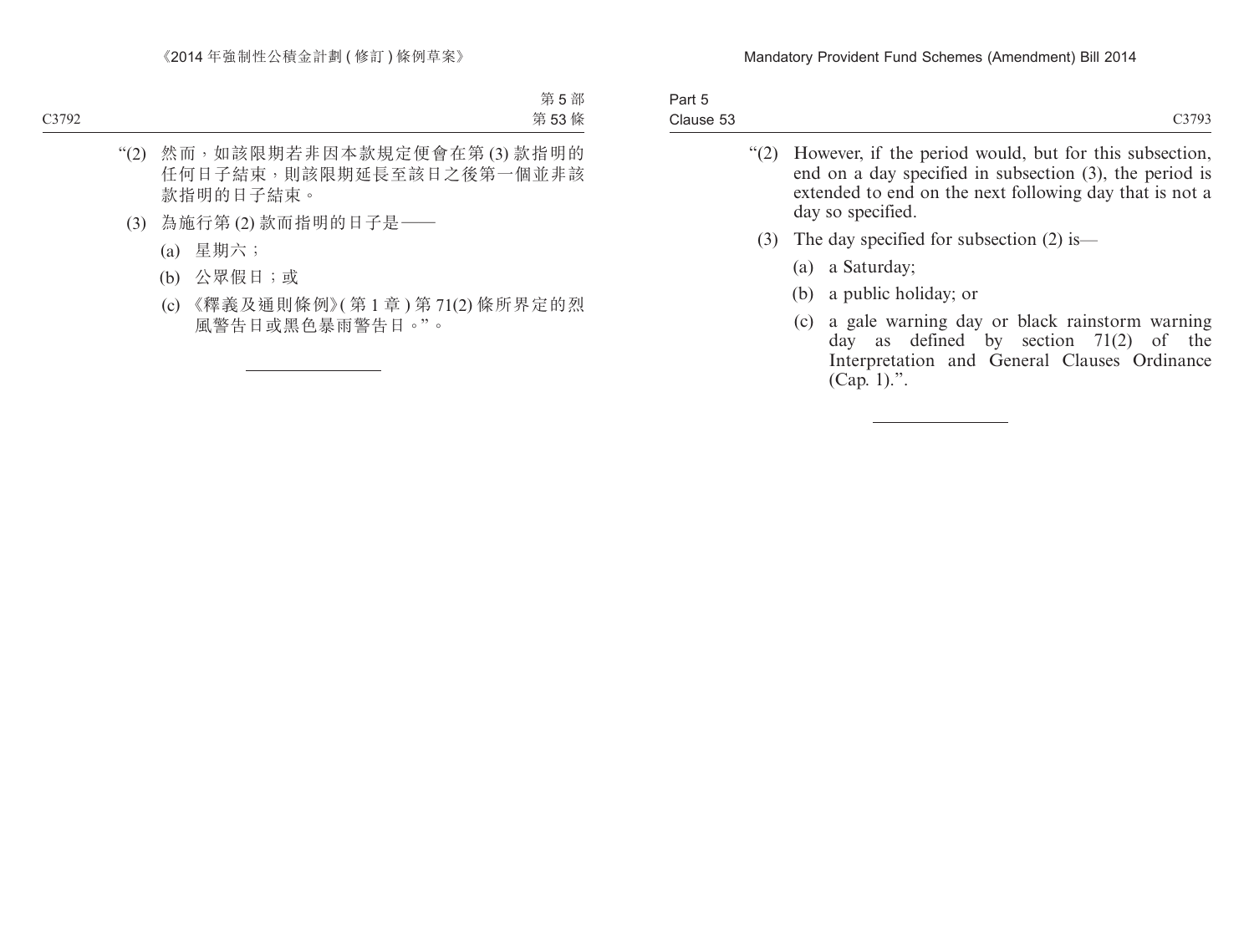“(2) 然而，如該限期若非因本款規定便會在第 (3) 款指明的任何日子結束，則該限期延長至該日之後第一個並非該款指明的日子結束。

(3) 為施行第 (2) 款而指明的日子是——

(a) 星期六；

(b) 公眾假日；或

(c) 《釋義及通則條例》(第 1 章) 第 71(2) 條所界定的烈風警告日或黑色暴雨警告日。”。

---

“(2) However, if the period would, but for this subsection, end on a day specified in subsection (3), the period is extended to end on the next following day that is not a day so specified.

(3) The day specified for subsection (2) is—

(a) a Saturday;

(b) a public holiday; or

(c) a gale warning day or black rainstorm warning day as defined by section 71(2) of the Interpretation and General Clauses Ordinance (Cap. 1).”.

---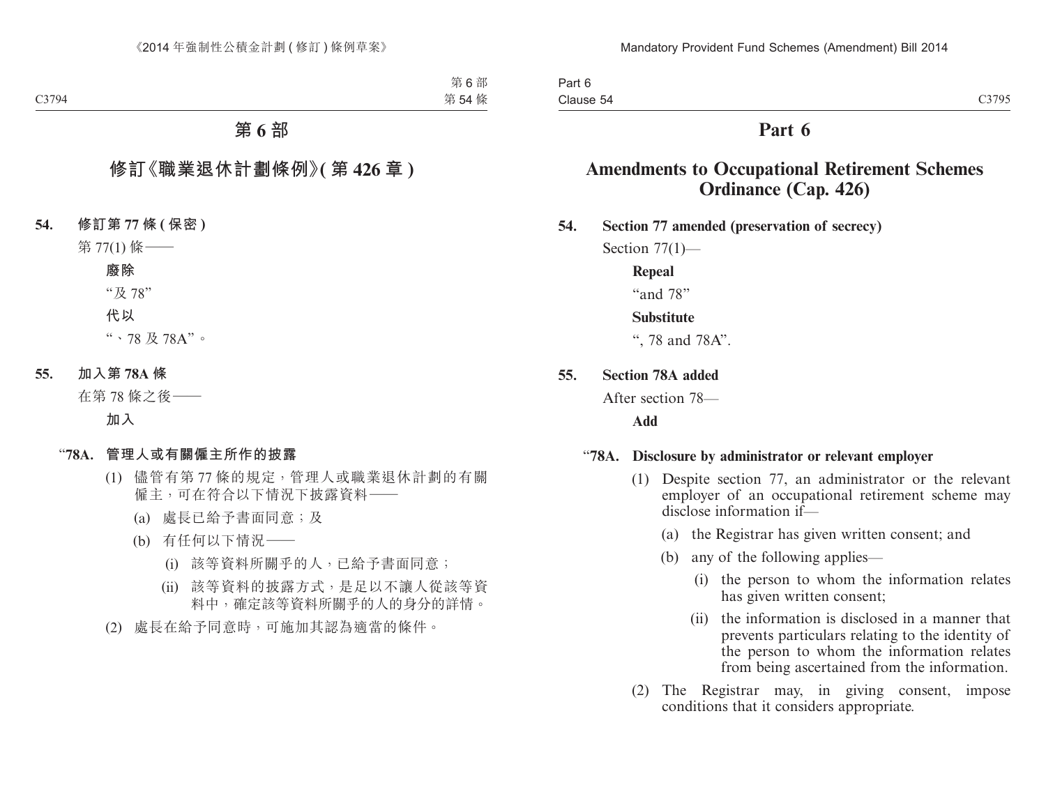# 第 6 部

## 修訂《職業退休計劃條例》(第 426 章)

**54. 修訂第 77 條 (保密)**

第 77(1) 條——

**廢除**

"及 78"

**代以**

"、78 及 78A"。

**55. 加入第 78A 條**

在第 78 條之後——

**加入**

"**78A. 管理人或有關僱主所作的披露**

(1) 儘管有第 77 條的規定，管理人或職業退休計劃的有關僱主，可在符合以下情況下披露資料——

(a) 處長已給予書面同意；及

(b) 有任何以下情況——

(i) 該等資料所關乎的人，已給予書面同意；

(ii) 該等資料的披露方式，是足以不讓人從該等資料中，確定該等資料所關乎的人的身分的詳情。

(2) 處長在給予同意時，可施加其認為適當的條件。

# Part 6

## Amendments to Occupational Retirement Schemes Ordinance (Cap. 426)

**54. Section 77 amended (preservation of secrecy)**

Section 77(1)—

**Repeal**

"and 78"

**Substitute**

", 78 and 78A".

**55. Section 78A added**

After section 78—

**Add**

"**78A. Disclosure by administrator or relevant employer**

(1) Despite section 77, an administrator or the relevant employer of an occupational retirement scheme may disclose information if—

(a) the Registrar has given written consent; and

(b) any of the following applies—

(i) the person to whom the information relates has given written consent;

(ii) the information is disclosed in a manner that prevents particulars relating to the identity of the person to whom the information relates from being ascertained from the information.

(2) The Registrar may, in giving consent, impose conditions that it considers appropriate.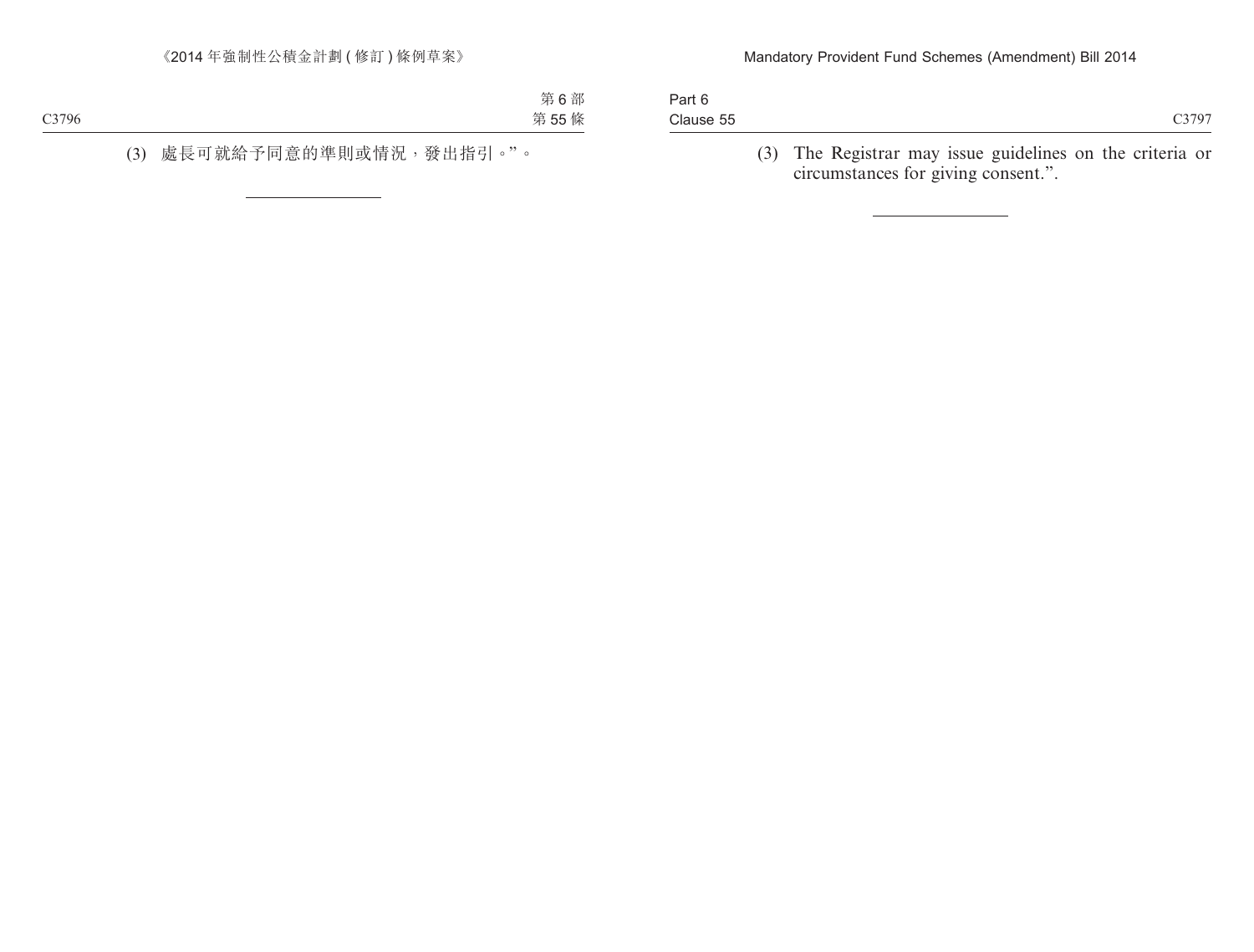(3) 處長可就給予同意的準則或情況，發出指引。”。

(3) The Registrar may issue guidelines on the criteria or circumstances for giving consent.”.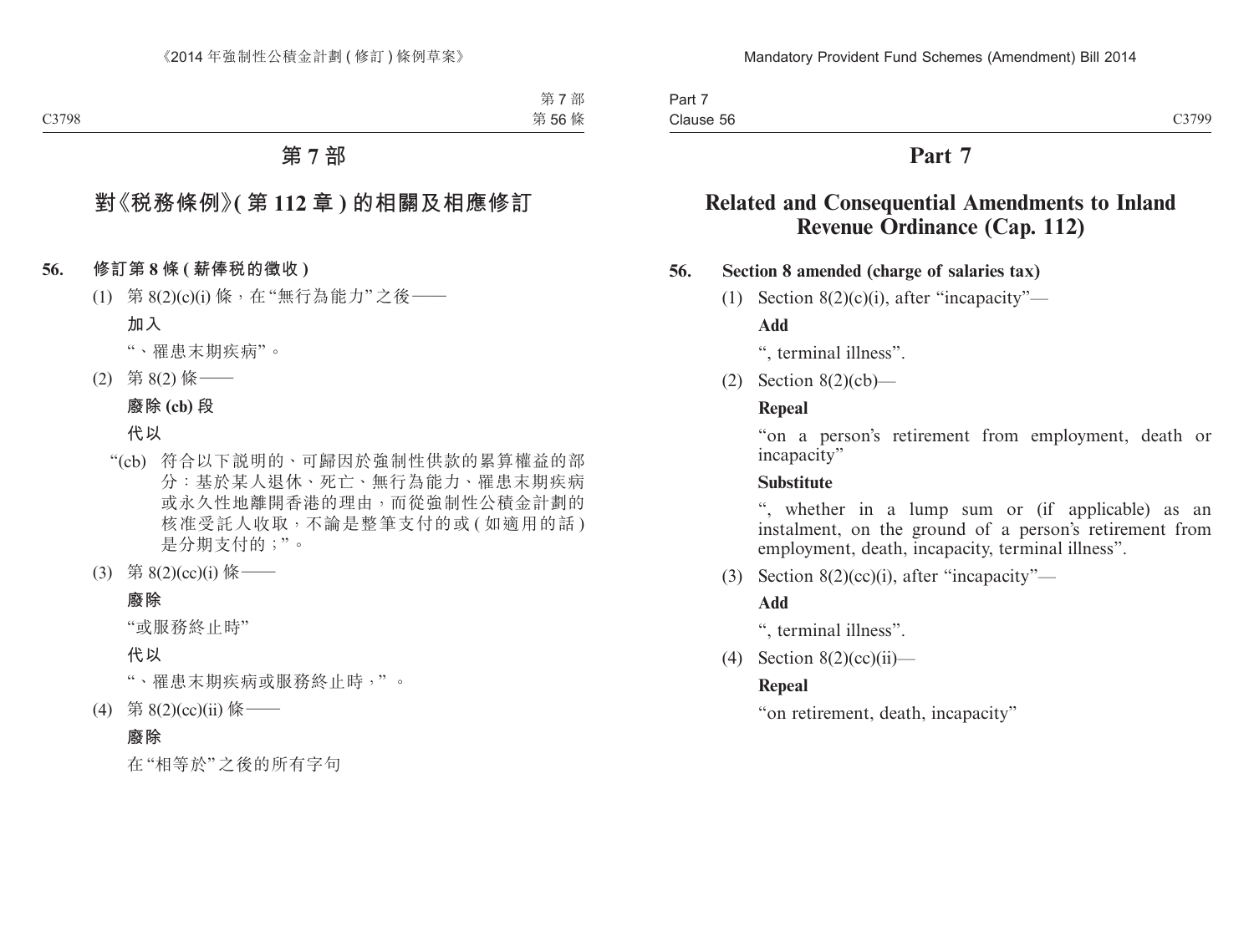# 第 7 部

## 對《稅務條例》(第 112 章) 的相關及相應修訂

**56. 修訂第 8 條 (薪俸稅的徵收)**

(1) 第 8(2)(c)(i) 條，在“無行為能力”之後——

**加入**

“、罹患末期疾病”。

(2) 第 8(2) 條——

**廢除 (cb) 段**

**代以**

“(cb) 符合以下說明的、可歸因於強制性供款的累算權益的部分：基於某人退休、死亡、無行為能力、罹患末期疾病或永久性地離開香港的理由，而從強制性公積金計劃的核准受託人收取，不論是整筆支付的或 (如適用的話) 是分期支付的；”。

(3) 第 8(2)(cc)(i) 條——

**廢除**

“或服務終止時”

**代以**

“、罹患末期疾病或服務終止時，”。

(4) 第 8(2)(cc)(ii) 條——

**廢除**

在“相等於”之後的所有字句

# Part 7

## Related and Consequential Amendments to Inland Revenue Ordinance (Cap. 112)

**56. Section 8 amended (charge of salaries tax)**

(1) Section 8(2)(c)(i), after “incapacity”—

**Add**

“, terminal illness”.

(2) Section 8(2)(cb)—

**Repeal**

“on a person’s retirement from employment, death or incapacity”

**Substitute**

“, whether in a lump sum or (if applicable) as an instalment, on the ground of a person’s retirement from employment, death, incapacity, terminal illness”.

(3) Section 8(2)(cc)(i), after “incapacity”—

**Add**

“, terminal illness”.

(4) Section 8(2)(cc)(ii)—

**Repeal**

“on retirement, death, incapacity”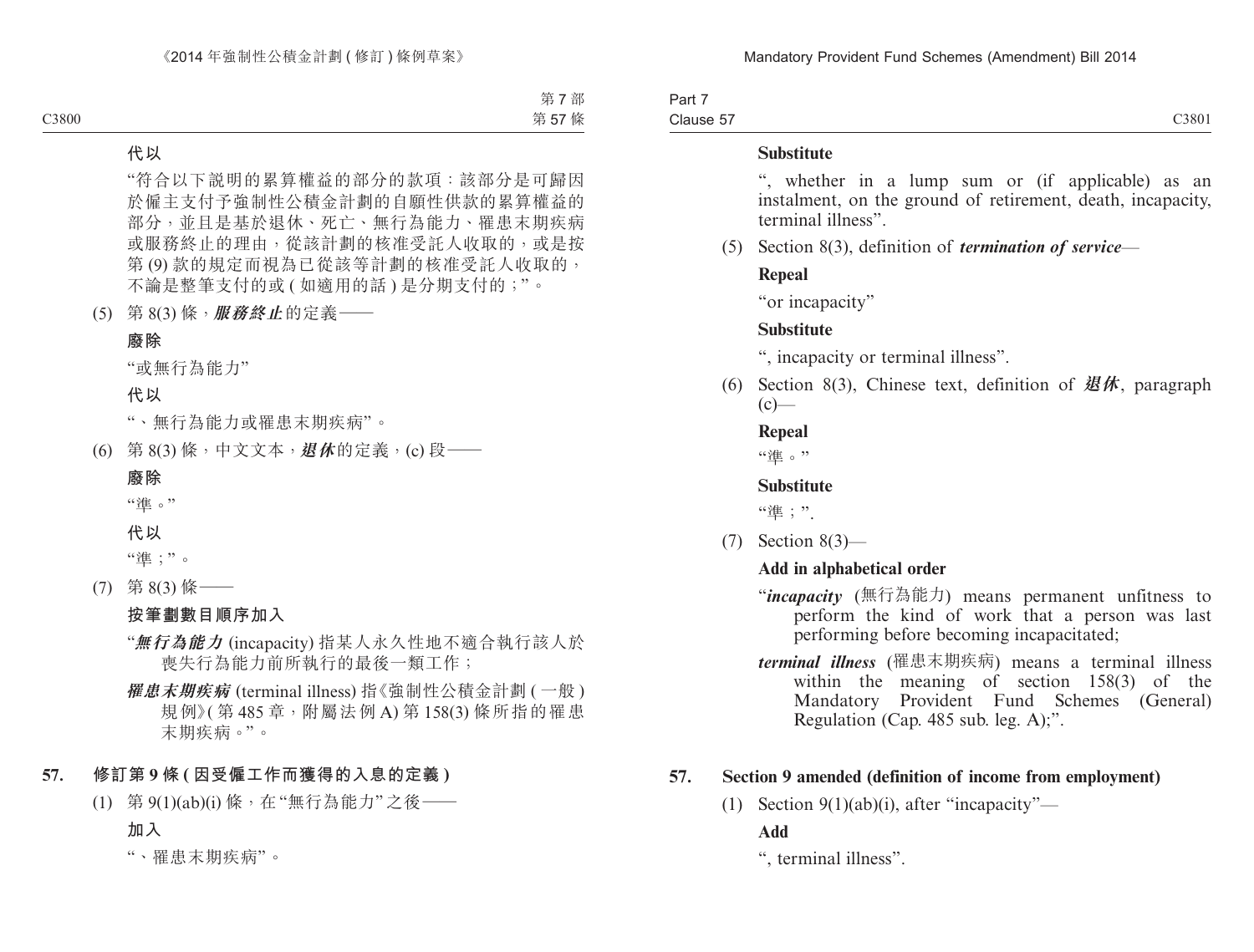代以

"符合以下說明的累算權益的部分的款項：該部分是可歸因於僱主支付予強制性公積金計劃的自願性供款的累算權益的部分，並且是基於退休、死亡、無行為能力、罹患末期疾病或服務終止的理由，從該計劃的核准受託人收取的，或是按第 (9) 款的規定而視為已從該等計劃的核准受託人收取的，不論是整筆支付的或 ( 如適用的話 ) 是分期支付的；"。

(5) 第 8(3) 條，***服務終止***的定義——

**廢除**

"或無行為能力"

**代以**

"、無行為能力或罹患末期疾病"。

(6) 第 8(3) 條，中文文本，***退休***的定義，(c) 段——

**廢除**

"準。"

**代以**

"準；"。

(7) 第 8(3) 條——

**按筆劃數目順序加入**

"***無行為能力*** (incapacity) 指某人永久性地不適合執行該人於喪失行為能力前所執行的最後一類工作；

***罹患末期疾病*** (terminal illness) 指《強制性公積金計劃 ( 一般 ) 規例》( 第 485 章，附屬法例 A) 第 158(3) 條所指的罹患末期疾病。"。

**57. 修訂第 9 條 ( 因受僱工作而獲得的入息的定義 )**

(1) 第 9(1)(ab)(i) 條，在"無行為能力"之後——

**加入**

"、罹患末期疾病"。

**Substitute**

", whether in a lump sum or (if applicable) as an instalment, on the ground of retirement, death, incapacity, terminal illness".

(5) Section 8(3), definition of ***termination of service***—

**Repeal**

"or incapacity"

**Substitute**

", incapacity or terminal illness".

(6) Section 8(3), Chinese text, definition of ***退休***, paragraph (c)—

**Repeal**

"準。"

**Substitute**

"準；".

(7) Section 8(3)—

**Add in alphabetical order**

"***incapacity*** (無行為能力) means permanent unfitness to perform the kind of work that a person was last performing before becoming incapacitated;

***terminal illness*** (罹患末期疾病) means a terminal illness within the meaning of section 158(3) of the Mandatory Provident Fund Schemes (General) Regulation (Cap. 485 sub. leg. A);".

**57. Section 9 amended (definition of income from employment)**

(1) Section 9(1)(ab)(i), after "incapacity"—

**Add**

", terminal illness".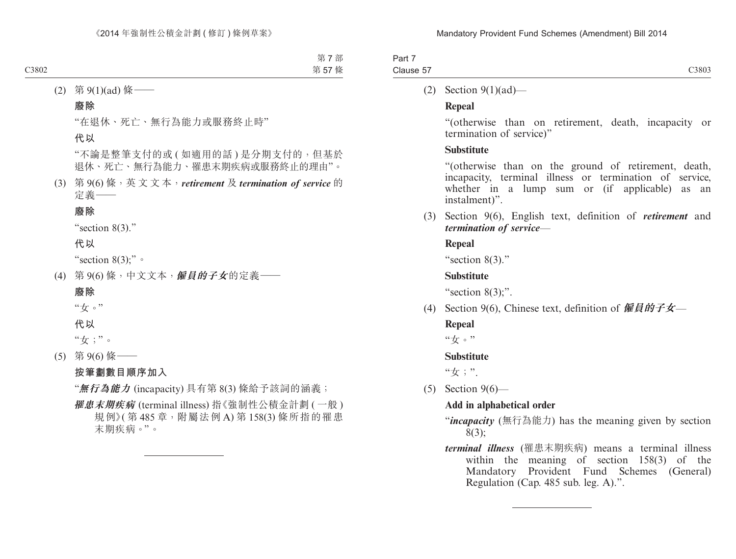(2) 第 9(1)(ad) 條——

**廢除**

“在退休、死亡、無行為能力或服務終止時”

**代以**

“不論是整筆支付的或 ( 如適用的話 ) 是分期支付的，但基於退休、死亡、無行為能力、罹患末期疾病或服務終止的理由”。

(3) 第 9(6) 條，英文文本，***retirement*** 及 ***termination of service*** 的定義——

**廢除**

“section 8(3).”

**代以**

“section 8(3);”。

(4) 第 9(6) 條，中文文本，***僱員的子女***的定義——

**廢除**

“女。”

**代以**

“女；”。

(5) 第 9(6) 條——

**按筆劃數目順序加入**

“***無行為能力*** (incapacity) 具有第 8(3) 條給予該詞的涵義；

***罹患末期疾病*** (terminal illness) 指《強制性公積金計劃 ( 一般 ) 規例》( 第 485 章，附屬法例 A) 第 158(3) 條所指的罹患末期疾病。”。

---

(2) Section 9(1)(ad)—

**Repeal**

“(otherwise than on retirement, death, incapacity or termination of service)”

**Substitute**

“(otherwise than on the ground of retirement, death, incapacity, terminal illness or termination of service, whether in a lump sum or (if applicable) as an instalment)”.

(3) Section 9(6), English text, definition of ***retirement*** and ***termination of service***—

**Repeal**

“section 8(3).”

**Substitute**

“section 8(3);”.

(4) Section 9(6), Chinese text, definition of ***僱員的子女***—

**Repeal**

“女。”

**Substitute**

“女；”.

(5) Section 9(6)—

**Add in alphabetical order**

“***incapacity*** (無行為能力) has the meaning given by section 8(3);

***terminal illness*** (罹患末期疾病) means a terminal illness within the meaning of section 158(3) of the Mandatory Provident Fund Schemes (General) Regulation (Cap. 485 sub. leg. A).”.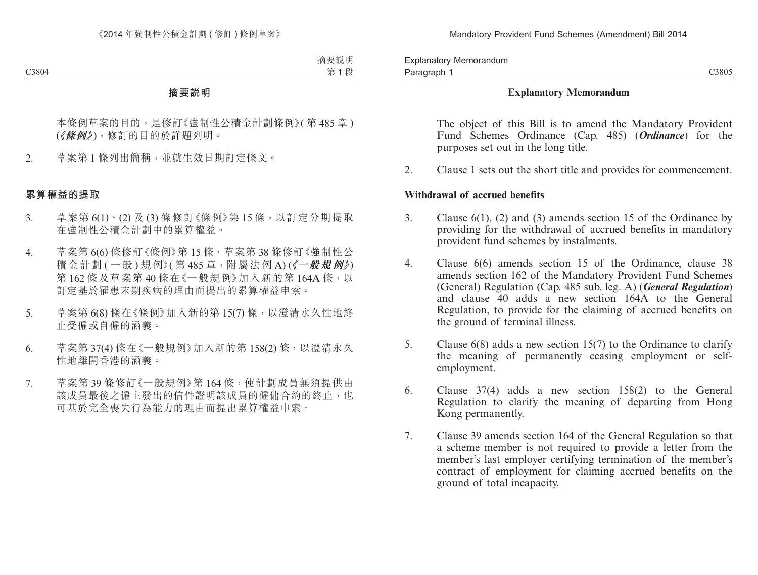## 摘要說明

本條例草案的目的，是修訂《強制性公積金計劃條例》(第 485 章) (《***條例***》)，修訂的目的於詳題列明。

2. 草案第 1 條列出簡稱，並就生效日期訂定條文。

### 累算權益的提取

3. 草案第 6(1)、(2) 及 (3) 條修訂《條例》第 15 條，以訂定分期提取在強制性公積金計劃中的累算權益。

4. 草案第 6(6) 條修訂《條例》第 15 條、草案第 38 條修訂《強制性公積金計劃 (一般) 規例》(第 485 章，附屬法例 A) (《***一般規例***》) 第 162 條及草案第 40 條在《一般規例》加入新的第 164A 條，以訂定基於罹患末期疾病的理由而提出的累算權益申索。

5. 草案第 6(8) 條在《條例》加入新的第 15(7) 條，以澄清永久性地終止受僱或自僱的涵義。

6. 草案第 37(4) 條在《一般規例》加入新的第 158(2) 條，以澄清永久性地離開香港的涵義。

7. 草案第 39 條修訂《一般規例》第 164 條，使計劃成員無須提供由該成員最後之僱主發出的信件證明該成員的僱傭合約的終止，也可基於完全喪失行為能力的理由而提出累算權益申索。

## Explanatory Memorandum

The object of this Bill is to amend the Mandatory Provident Fund Schemes Ordinance (Cap. 485) (***Ordinance***) for the purposes set out in the long title.

2. Clause 1 sets out the short title and provides for commencement.

### Withdrawal of accrued benefits

3. Clause 6(1), (2) and (3) amends section 15 of the Ordinance by providing for the withdrawal of accrued benefits in mandatory provident fund schemes by instalments.

4. Clause 6(6) amends section 15 of the Ordinance, clause 38 amends section 162 of the Mandatory Provident Fund Schemes (General) Regulation (Cap. 485 sub. leg. A) (***General Regulation***) and clause 40 adds a new section 164A to the General Regulation, to provide for the claiming of accrued benefits on the ground of terminal illness.

5. Clause 6(8) adds a new section 15(7) to the Ordinance to clarify the meaning of permanently ceasing employment or self-employment.

6. Clause 37(4) adds a new section 158(2) to the General Regulation to clarify the meaning of departing from Hong Kong permanently.

7. Clause 39 amends section 164 of the General Regulation so that a scheme member is not required to provide a letter from the member's last employer certifying termination of the member's contract of employment for claiming accrued benefits on the ground of total incapacity.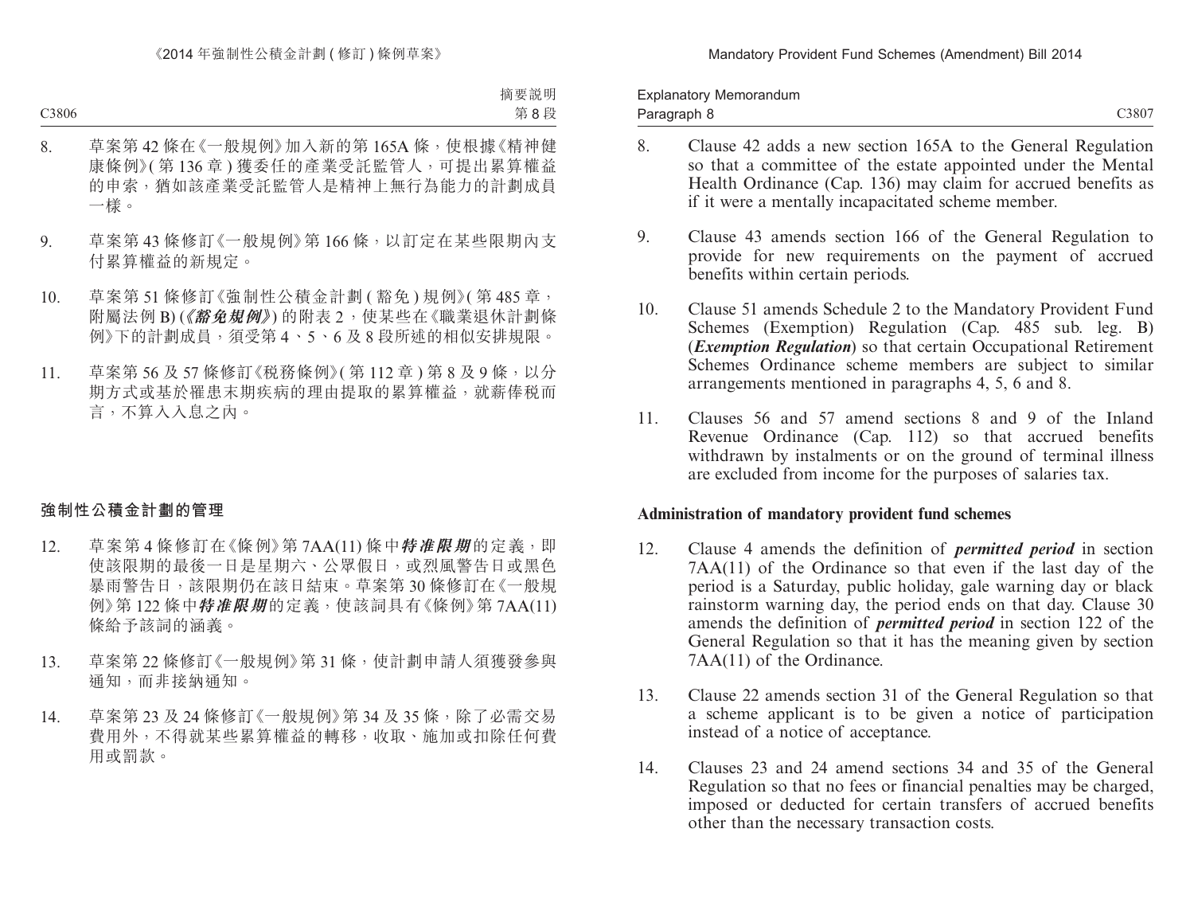8. 草案第 42 條在《一般規例》加入新的第 165A 條，使根據《精神健康條例》(第 136 章) 獲委任的產業受託監管人，可提出累算權益的申索，猶如該產業受託監管人是精神上無行為能力的計劃成員一樣。

9. 草案第 43 條修訂《一般規例》第 166 條，以訂定在某些限期內支付累算權益的新規定。

10. 草案第 51 條修訂《強制性公積金計劃 (豁免) 規例》(第 485 章，附屬法例 B) (《***豁免規例***》) 的附表 2，使某些在《職業退休計劃條例》下的計劃成員，須受第 4、5、6 及 8 段所述的相似安排規限。

11. 草案第 56 及 57 條修訂《稅務條例》(第 112 章) 第 8 及 9 條，以分期方式或基於罹患末期疾病的理由提取的累算權益，就薪俸稅而言，不算入入息之內。

**強制性公積金計劃的管理**

12. 草案第 4 條修訂在《條例》第 7AA(11) 條中***特准限期***的定義，即使該限期的最後一日是星期六、公眾假日，或烈風警告日或黑色暴雨警告日，該限期仍在該日結束。草案第 30 條修訂在《一般規例》第 122 條中***特准限期***的定義，使該詞具有《條例》第 7AA(11) 條給予該詞的涵義。

13. 草案第 22 條修訂《一般規例》第 31 條，使計劃申請人須獲發參與通知，而非接納通知。

14. 草案第 23 及 24 條修訂《一般規例》第 34 及 35 條，除了必需交易費用外，不得就某些累算權益的轉移，收取、施加或扣除任何費用或罰款。

8. Clause 42 adds a new section 165A to the General Regulation so that a committee of the estate appointed under the Mental Health Ordinance (Cap. 136) may claim for accrued benefits as if it were a mentally incapacitated scheme member.

9. Clause 43 amends section 166 of the General Regulation to provide for new requirements on the payment of accrued benefits within certain periods.

10. Clause 51 amends Schedule 2 to the Mandatory Provident Fund Schemes (Exemption) Regulation (Cap. 485 sub. leg. B) (***Exemption Regulation***) so that certain Occupational Retirement Schemes Ordinance scheme members are subject to similar arrangements mentioned in paragraphs 4, 5, 6 and 8.

11. Clauses 56 and 57 amend sections 8 and 9 of the Inland Revenue Ordinance (Cap. 112) so that accrued benefits withdrawn by instalments or on the ground of terminal illness are excluded from income for the purposes of salaries tax.

**Administration of mandatory provident fund schemes**

12. Clause 4 amends the definition of ***permitted period*** in section 7AA(11) of the Ordinance so that even if the last day of the period is a Saturday, public holiday, gale warning day or black rainstorm warning day, the period ends on that day. Clause 30 amends the definition of ***permitted period*** in section 122 of the General Regulation so that it has the meaning given by section 7AA(11) of the Ordinance.

13. Clause 22 amends section 31 of the General Regulation so that a scheme applicant is to be given a notice of participation instead of a notice of acceptance.

14. Clauses 23 and 24 amend sections 34 and 35 of the General Regulation so that no fees or financial penalties may be charged, imposed or deducted for certain transfers of accrued benefits other than the necessary transaction costs.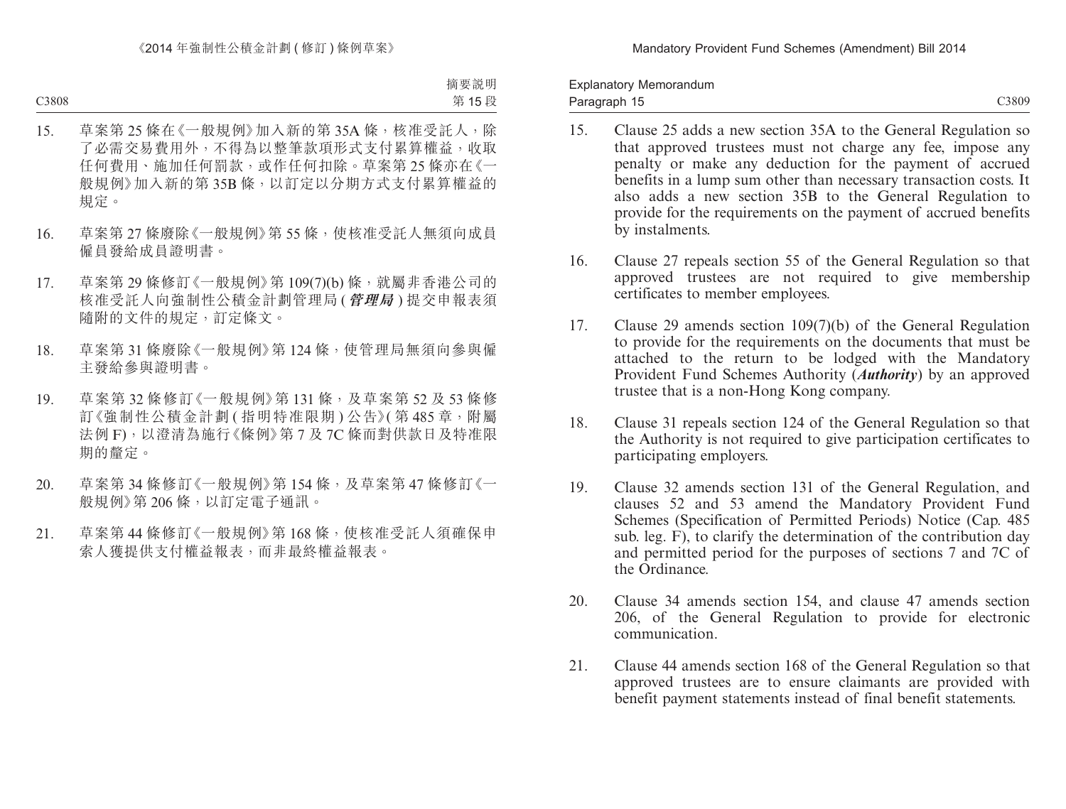15. 草案第 25 條在《一般規例》加入新的第 35A 條，核准受託人，除了必需交易費用外，不得為以整筆款項形式支付累算權益，收取任何費用、施加任何罰款，或作任何扣除。草案第 25 條亦在《一般規例》加入新的第 35B 條，以訂定以分期方式支付累算權益的規定。

16. 草案第 27 條廢除《一般規例》第 55 條，使核准受託人無須向成員僱員發給成員證明書。

17. 草案第 29 條修訂《一般規例》第 109(7)(b) 條，就屬非香港公司的核准受託人向強制性公積金計劃管理局 (***管理局***) 提交申報表須隨附的文件的規定，訂定條文。

18. 草案第 31 條廢除《一般規例》第 124 條，使管理局無須向參與僱主發給參與證明書。

19. 草案第 32 條修訂《一般規例》第 131 條，及草案第 52 及 53 條修訂《強制性公積金計劃 (指明特准限期) 公告》(第 485 章，附屬法例 F)，以澄清為施行《條例》第 7 及 7C 條而對供款日及特准限期的釐定。

20. 草案第 34 條修訂《一般規例》第 154 條，及草案第 47 條修訂《一般規例》第 206 條，以訂定電子通訊。

21. 草案第 44 條修訂《一般規例》第 168 條，使核准受託人須確保申索人獲提供支付權益報表，而非最終權益報表。

15. Clause 25 adds a new section 35A to the General Regulation so that approved trustees must not charge any fee, impose any penalty or make any deduction for the payment of accrued benefits in a lump sum other than necessary transaction costs. It also adds a new section 35B to the General Regulation to provide for the requirements on the payment of accrued benefits by instalments.

16. Clause 27 repeals section 55 of the General Regulation so that approved trustees are not required to give membership certificates to member employees.

17. Clause 29 amends section 109(7)(b) of the General Regulation to provide for the requirements on the documents that must be attached to the return to be lodged with the Mandatory Provident Fund Schemes Authority (***Authority***) by an approved trustee that is a non-Hong Kong company.

18. Clause 31 repeals section 124 of the General Regulation so that the Authority is not required to give participation certificates to participating employers.

19. Clause 32 amends section 131 of the General Regulation, and clauses 52 and 53 amend the Mandatory Provident Fund Schemes (Specification of Permitted Periods) Notice (Cap. 485 sub. leg. F), to clarify the determination of the contribution day and permitted period for the purposes of sections 7 and 7C of the Ordinance.

20. Clause 34 amends section 154, and clause 47 amends section 206, of the General Regulation to provide for electronic communication.

21. Clause 44 amends section 168 of the General Regulation so that approved trustees are to ensure claimants are provided with benefit payment statements instead of final benefit statements.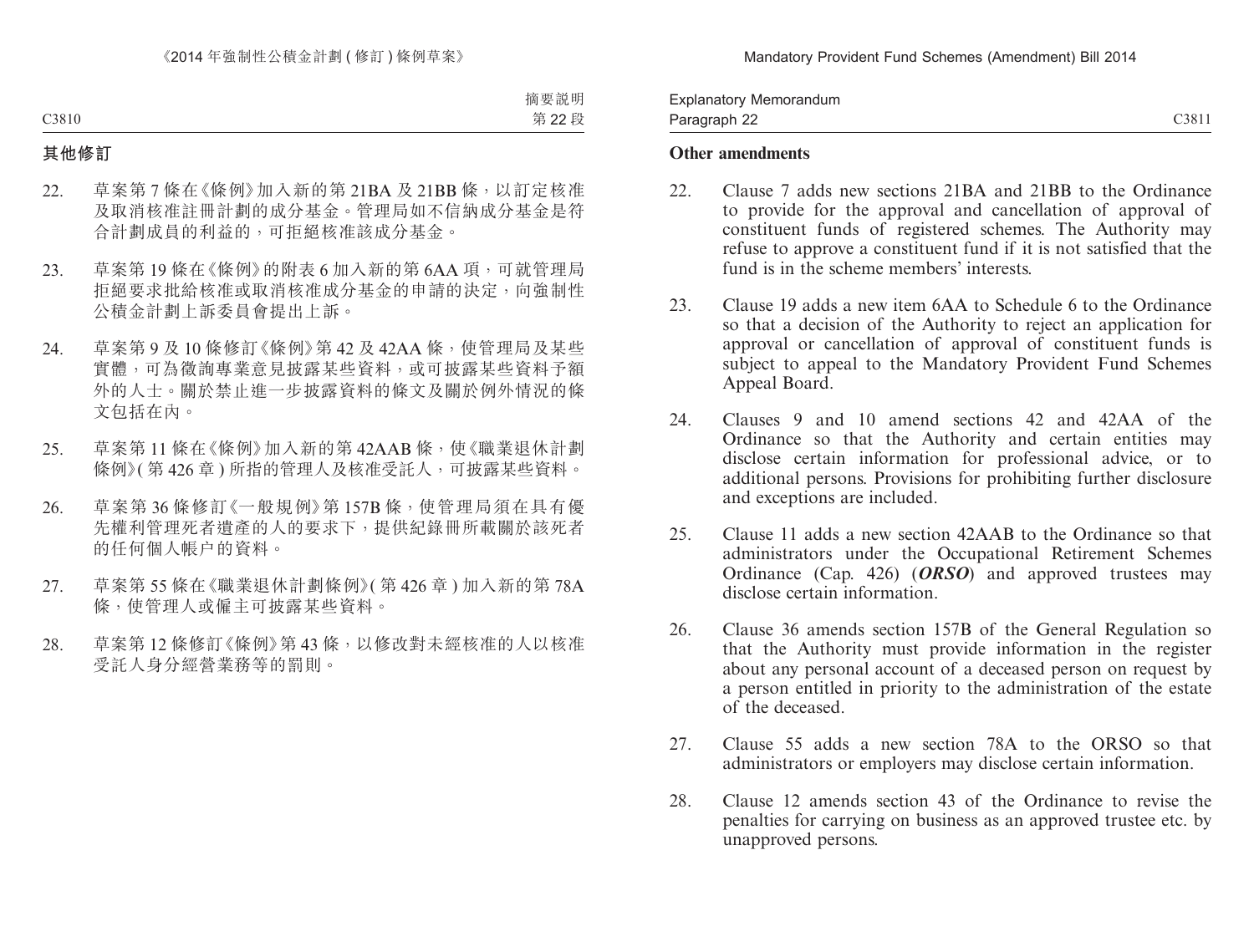## 其他修訂

22. 草案第 7 條在《條例》加入新的第 21BA 及 21BB 條，以訂定核准及取消核准註冊計劃的成分基金。管理局如不信納成分基金是符合計劃成員的利益的，可拒絕核准該成分基金。

23. 草案第 19 條在《條例》的附表 6 加入新的第 6AA 項，可就管理局拒絕要求批給核准或取消核准成分基金的申請的決定，向強制性公積金計劃上訴委員會提出上訴。

24. 草案第 9 及 10 條修訂《條例》第 42 及 42AA 條，使管理局及某些實體，可為徵詢專業意見披露某些資料，或可披露某些資料予額外的人士。關於禁止進一步披露資料的條文及關於例外情況的條文包括在內。

25. 草案第 11 條在《條例》加入新的第 42AAB 條，使《職業退休計劃條例》(第 426 章) 所指的管理人及核准受託人，可披露某些資料。

26. 草案第 36 條修訂《一般規例》第 157B 條，使管理局須在具有優先權利管理死者遺產的人的要求下，提供紀錄冊所載關於該死者的任何個人帳户的資料。

27. 草案第 55 條在《職業退休計劃條例》(第 426 章) 加入新的第 78A 條，使管理人或僱主可披露某些資料。

28. 草案第 12 條修訂《條例》第 43 條，以修改對未經核准的人以核准受託人身分經營業務等的罰則。

## Other amendments

22. Clause 7 adds new sections 21BA and 21BB to the Ordinance to provide for the approval and cancellation of approval of constituent funds of registered schemes. The Authority may refuse to approve a constituent fund if it is not satisfied that the fund is in the scheme members' interests.

23. Clause 19 adds a new item 6AA to Schedule 6 to the Ordinance so that a decision of the Authority to reject an application for approval or cancellation of approval of constituent funds is subject to appeal to the Mandatory Provident Fund Schemes Appeal Board.

24. Clauses 9 and 10 amend sections 42 and 42AA of the Ordinance so that the Authority and certain entities may disclose certain information for professional advice, or to additional persons. Provisions for prohibiting further disclosure and exceptions are included.

25. Clause 11 adds a new section 42AAB to the Ordinance so that administrators under the Occupational Retirement Schemes Ordinance (Cap. 426) (***ORSO***) and approved trustees may disclose certain information.

26. Clause 36 amends section 157B of the General Regulation so that the Authority must provide information in the register about any personal account of a deceased person on request by a person entitled in priority to the administration of the estate of the deceased.

27. Clause 55 adds a new section 78A to the ORSO so that administrators or employers may disclose certain information.

28. Clause 12 amends section 43 of the Ordinance to revise the penalties for carrying on business as an approved trustee etc. by unapproved persons.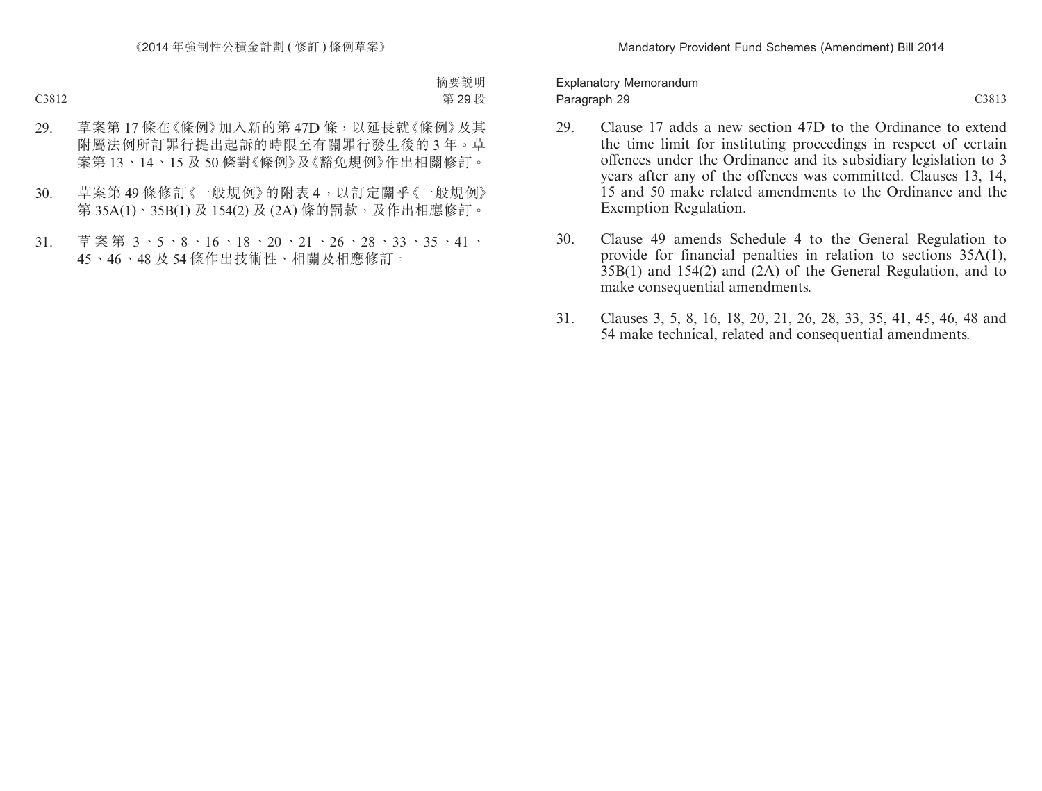29. 草案第 17 條在《條例》加入新的第 47D 條，以延長就《條例》及其附屬法例所訂罪行提出起訴的時限至有關罪行發生後的 3 年。草案第 13、14、15 及 50 條對《條例》及《豁免規例》作出相關修訂。

30. 草案第 49 條修訂《一般規例》的附表 4，以訂定關乎《一般規例》第 35A(1)、35B(1) 及 154(2) 及 (2A) 條的罰款，及作出相應修訂。

31. 草案第 3、5、8、16、18、20、21、26、28、33、35、41、45、46、48 及 54 條作出技術性、相關及相應修訂。

29. Clause 17 adds a new section 47D to the Ordinance to extend the time limit for instituting proceedings in respect of certain offences under the Ordinance and its subsidiary legislation to 3 years after any of the offences was committed. Clauses 13, 14, 15 and 50 make related amendments to the Ordinance and the Exemption Regulation.

30. Clause 49 amends Schedule 4 to the General Regulation to provide for financial penalties in relation to sections 35A(1), 35B(1) and 154(2) and (2A) of the General Regulation, and to make consequential amendments.

31. Clauses 3, 5, 8, 16, 18, 20, 21, 26, 28, 33, 35, 41, 45, 46, 48 and 54 make technical, related and consequential amendments.